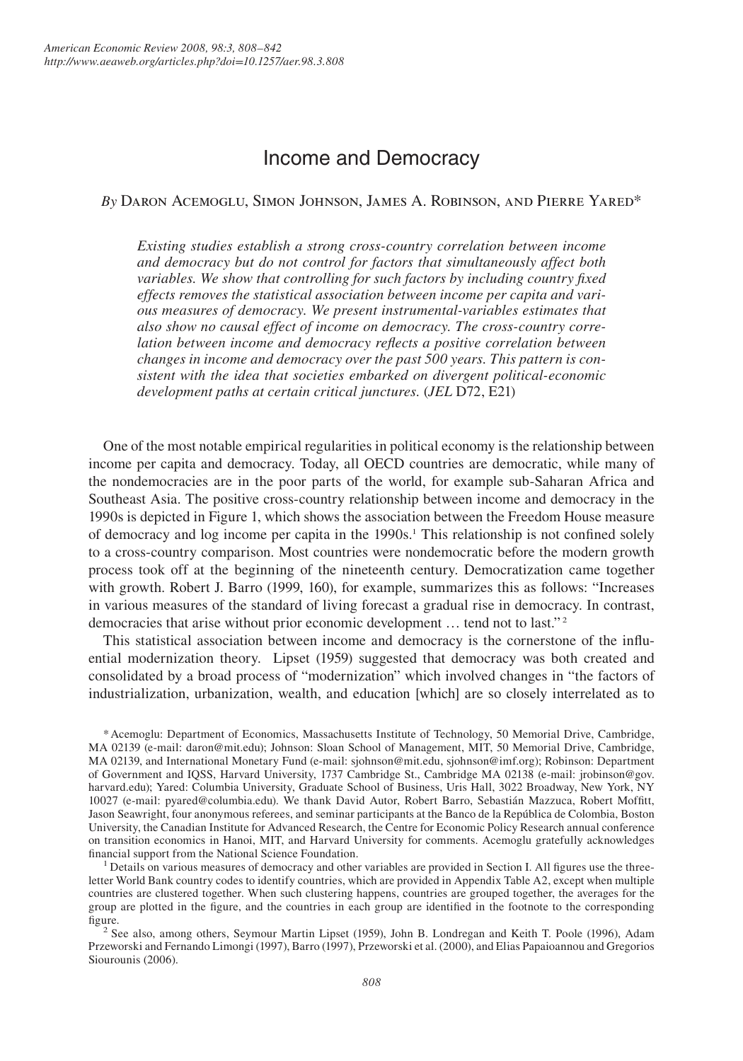# Income and Democracy

*By* Daron Acemoglu, Simon Johnson, James A. Robinson, and Pierre Yared*

*Existing studies establish a strong cross-country correlation between income and democracy but do not control for factors that simultaneously affect both variables. We show that controlling for such factors by including country fixed effects removes the statistical association between income per capita and various measures of democracy. We present instrumental-variables estimates that also show no causal effect of income on democracy. The cross-country correlation between income and democracy reflects a positive correlation between changes in income and democracy over the past 500 years. This pattern is consistent with the idea that societies embarked on divergent political-economic development paths at certain critical junctures.* (*JEL* D72, E21)

One of the most notable empirical regularities in political economy is the relationship between income per capita and democracy. Today, all OECD countries are democratic, while many of the nondemocracies are in the poor parts of the world, for example sub-Saharan Africa and Southeast Asia. The positive cross-country relationship between income and democracy in the 1990s is depicted in Figure 1, which shows the association between the Freedom House measure of democracy and log income per capita in the 1990s.[1] This relationship is not confined solely to a cross-country comparison. Most countries were nondemocratic before the modern growth process took off at the beginning of the nineteenth century. Democratization came together with growth. Robert J. Barro (1999, 160), for example, summarizes this as follows: "Increases in various measures of the standard of living forecast a gradual rise in democracy. In contrast, democracies that arise without prior economic development … tend not to last."[2]

This statistical association between income and democracy is the cornerstone of the influential modernization theory. Lipset (1959) suggested that democracy was both created and consolidated by a broad process of "modernization" which involved changes in "the factors of industrialization, urbanization, wealth, and education [which] are so closely interrelated as to

\* Acemoglu: Department of Economics, Massachusetts Institute of Technology, 50 Memorial Drive, Cambridge, MA 02139 (e-mail: daron@mit.edu); Johnson: Sloan School of Management, MIT, 50 Memorial Drive, Cambridge, MA 02139, and International Monetary Fund (e-mail: sjohnson@mit.edu, sjohnson@imf.org); Robinson: Department of Government and IQSS, Harvard University, 1737 Cambridge St., Cambridge MA 02138 (e-mail: jrobinson@gov.harvard.edu); Yared: Columbia University, Graduate School of Business, Uris Hall, 3022 Broadway, New York, NY 10027 (e-mail: pyared@columbia.edu). We thank David Autor, Robert Barro, Sebastián Mazzuca, Robert Moffitt, Jason Seawright, four anonymous referees, and seminar participants at the Banco de la República de Colombia, Boston University, the Canadian Institute for Advanced Research, the Centre for Economic Policy Research annual conference on transition economics in Hanoi, MIT, and Harvard University for comments. Acemoglu gratefully acknowledges financial support from the National Science Foundation.

[1] Details on various measures of democracy and other variables are provided in Section I. All figures use the three-letter World Bank country codes to identify countries, which are provided in Appendix Table A2, except when multiple countries are clustered together. When such clustering happens, countries are grouped together, the averages for the group are plotted in the figure, and the countries in each group are identified in the footnote to the corresponding figure.

[2] See also, among others, Seymour Martin Lipset (1959), John B. Londregan and Keith T. Poole (1996), Adam Przeworski and Fernando Limongi (1997), Barro (1997), Przeworski et al. (2000), and Elias Papaioannou and Gregorios Siourounis (2006).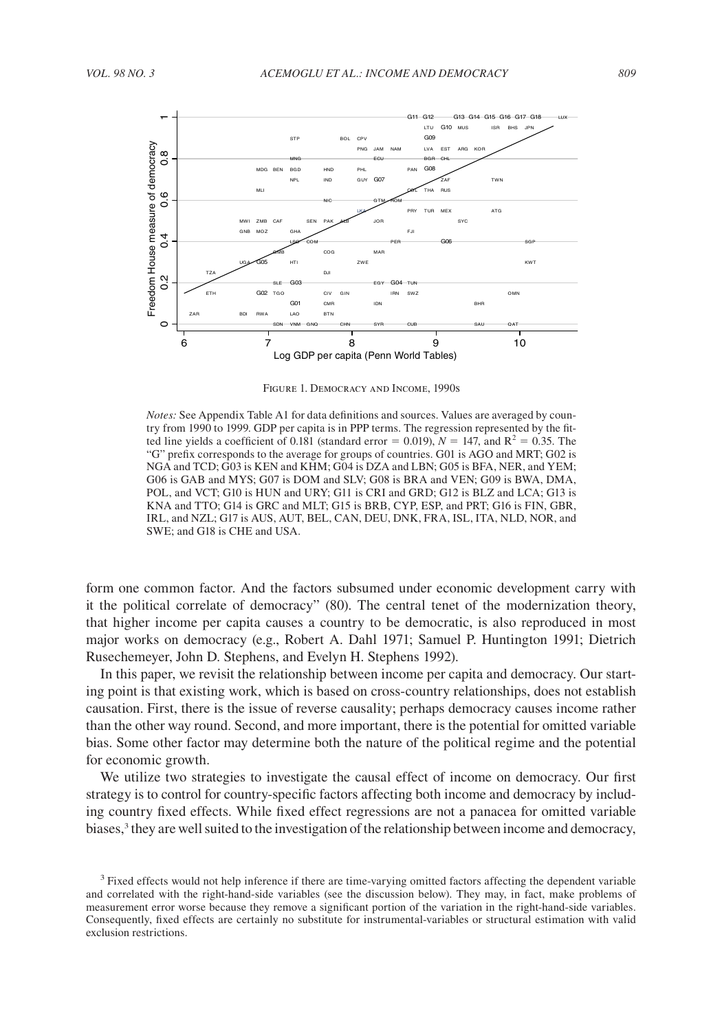Figure 1. Democracy and Income, 1990s

*Notes:* See Appendix Table A1 for data definitions and sources. Values are averaged by country from 1990 to 1999. GDP per capita is in PPP terms. The regression represented by the fitted line yields a coefficient of 0.181 (standard error = 0.019), $N = 147$, and $R^2 = 0.35$. The "G" prefix corresponds to the average for groups of countries. G01 is AGO and MRT; G02 is NGA and TCD; G03 is KEN and KHM; G04 is DZA and LBN; G05 is BFA, NER, and YEM; G06 is GAB and MYS; G07 is DOM and SLV; G08 is BRA and VEN; G09 is BWA, DMA, POL, and VCT; G10 is HUN and URY; G11 is CRI and GRD; G12 is BLZ and LCA; G13 is KNA and TTO; G14 is GRC and MLT; G15 is BRB, CYP, ESP, and PRT; G16 is FIN, GBR, IRL, and NZL; G17 is AUS, AUT, BEL, CAN, DEU, DNK, FRA, ISL, ITA, NLD, NOR, and SWE; and G18 is CHE and USA.

form one common factor. And the factors subsumed under economic development carry with it the political correlate of democracy" (80). The central tenet of the modernization theory, that higher income per capita causes a country to be democratic, is also reproduced in most major works on democracy (e.g., Robert A. Dahl 1971; Samuel P. Huntington 1991; Dietrich Rusechemeyer, John D. Stephens, and Evelyn H. Stephens 1992).

In this paper, we revisit the relationship between income per capita and democracy. Our starting point is that existing work, which is based on cross-country relationships, does not establish causation. First, there is the issue of reverse causality; perhaps democracy causes income rather than the other way round. Second, and more important, there is the potential for omitted variable bias. Some other factor may determine both the nature of the political regime and the potential for economic growth.

We utilize two strategies to investigate the causal effect of income on democracy. Our first strategy is to control for country-specific factors affecting both income and democracy by including country fixed effects. While fixed effect regressions are not a panacea for omitted variable biases,[3] they are well suited to the investigation of the relationship between income and democracy,

[3] Fixed effects would not help inference if there are time-varying omitted factors affecting the dependent variable and correlated with the right-hand-side variables (see the discussion below). They may, in fact, make problems of measurement error worse because they remove a significant portion of the variation in the right-hand-side variables. Consequently, fixed effects are certainly no substitute for instrumental-variables or structural estimation with valid exclusion restrictions.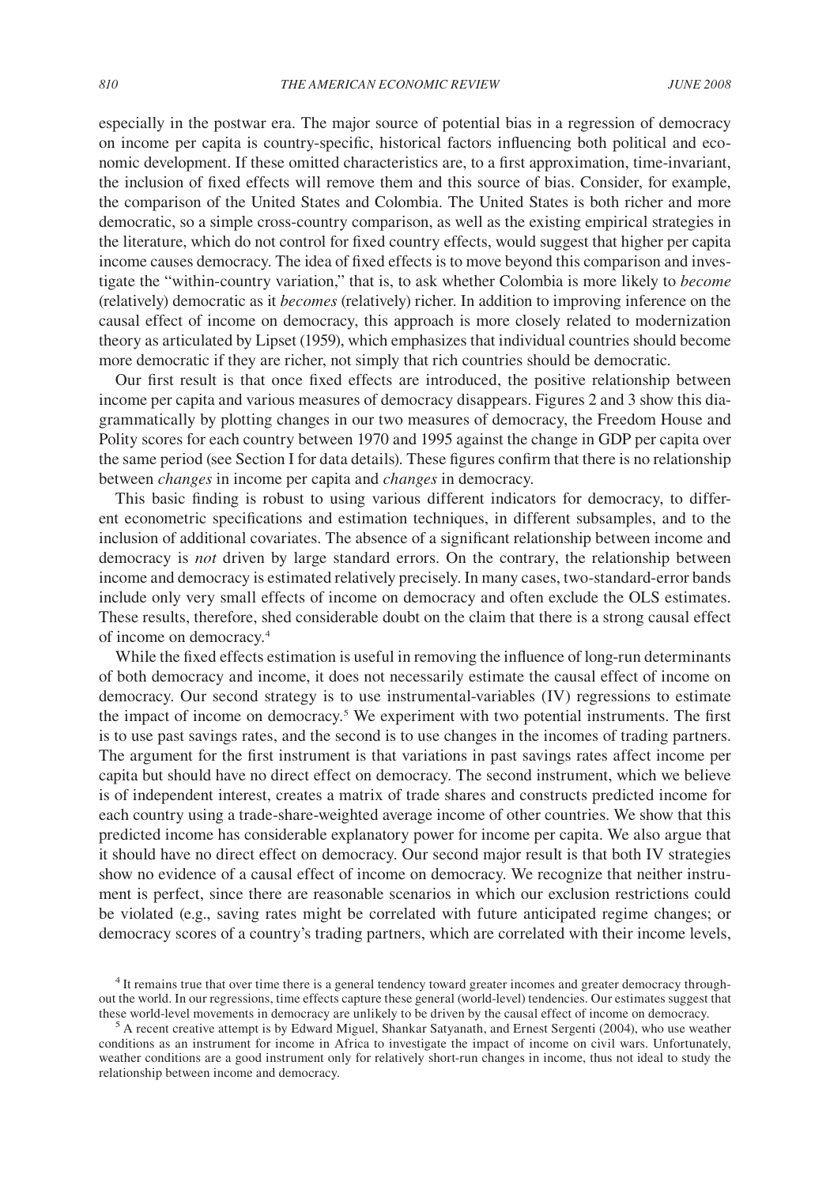especially in the postwar era. The major source of potential bias in a regression of democracy on income per capita is country-specific, historical factors influencing both political and economic development. If these omitted characteristics are, to a first approximation, time-invariant, the inclusion of fixed effects will remove them and this source of bias. Consider, for example, the comparison of the United States and Colombia. The United States is both richer and more democratic, so a simple cross-country comparison, as well as the existing empirical strategies in the literature, which do not control for fixed country effects, would suggest that higher per capita income causes democracy. The idea of fixed effects is to move beyond this comparison and investigate the "within-country variation," that is, to ask whether Colombia is more likely to *become* (relatively) democratic as it *becomes* (relatively) richer. In addition to improving inference on the causal effect of income on democracy, this approach is more closely related to modernization theory as articulated by Lipset (1959), which emphasizes that individual countries should become more democratic if they are richer, not simply that rich countries should be democratic.

Our first result is that once fixed effects are introduced, the positive relationship between income per capita and various measures of democracy disappears. Figures 2 and 3 show this diagrammatically by plotting changes in our two measures of democracy, the Freedom House and Polity scores for each country between 1970 and 1995 against the change in GDP per capita over the same period (see Section I for data details). These figures confirm that there is no relationship between *changes* in income per capita and *changes* in democracy.

This basic finding is robust to using various different indicators for democracy, to different econometric specifications and estimation techniques, in different subsamples, and to the inclusion of additional covariates. The absence of a significant relationship between income and democracy is *not* driven by large standard errors. On the contrary, the relationship between income and democracy is estimated relatively precisely. In many cases, two-standard-error bands include only very small effects of income on democracy and often exclude the OLS estimates. These results, therefore, shed considerable doubt on the claim that there is a strong causal effect of income on democracy.[4]

While the fixed effects estimation is useful in removing the influence of long-run determinants of both democracy and income, it does not necessarily estimate the causal effect of income on democracy. Our second strategy is to use instrumental-variables (IV) regressions to estimate the impact of income on democracy.[5] We experiment with two potential instruments. The first is to use past savings rates, and the second is to use changes in the incomes of trading partners. The argument for the first instrument is that variations in past savings rates affect income per capita but should have no direct effect on democracy. The second instrument, which we believe is of independent interest, creates a matrix of trade shares and constructs predicted income for each country using a trade-share-weighted average income of other countries. We show that this predicted income has considerable explanatory power for income per capita. We also argue that it should have no direct effect on democracy. Our second major result is that both IV strategies show no evidence of a causal effect of income on democracy. We recognize that neither instrument is perfect, since there are reasonable scenarios in which our exclusion restrictions could be violated (e.g., saving rates might be correlated with future anticipated regime changes; or democracy scores of a country's trading partners, which are correlated with their income levels,

[4] It remains true that over time there is a general tendency toward greater incomes and greater democracy throughout the world. In our regressions, time effects capture these general (world-level) tendencies. Our estimates suggest that these world-level movements in democracy are unlikely to be driven by the causal effect of income on democracy.

[5] A recent creative attempt is by Edward Miguel, Shankar Satyanath, and Ernest Sergenti (2004), who use weather conditions as an instrument for income in Africa to investigate the impact of income on civil wars. Unfortunately, weather conditions are a good instrument only for relatively short-run changes in income, thus not ideal to study the relationship between income and democracy.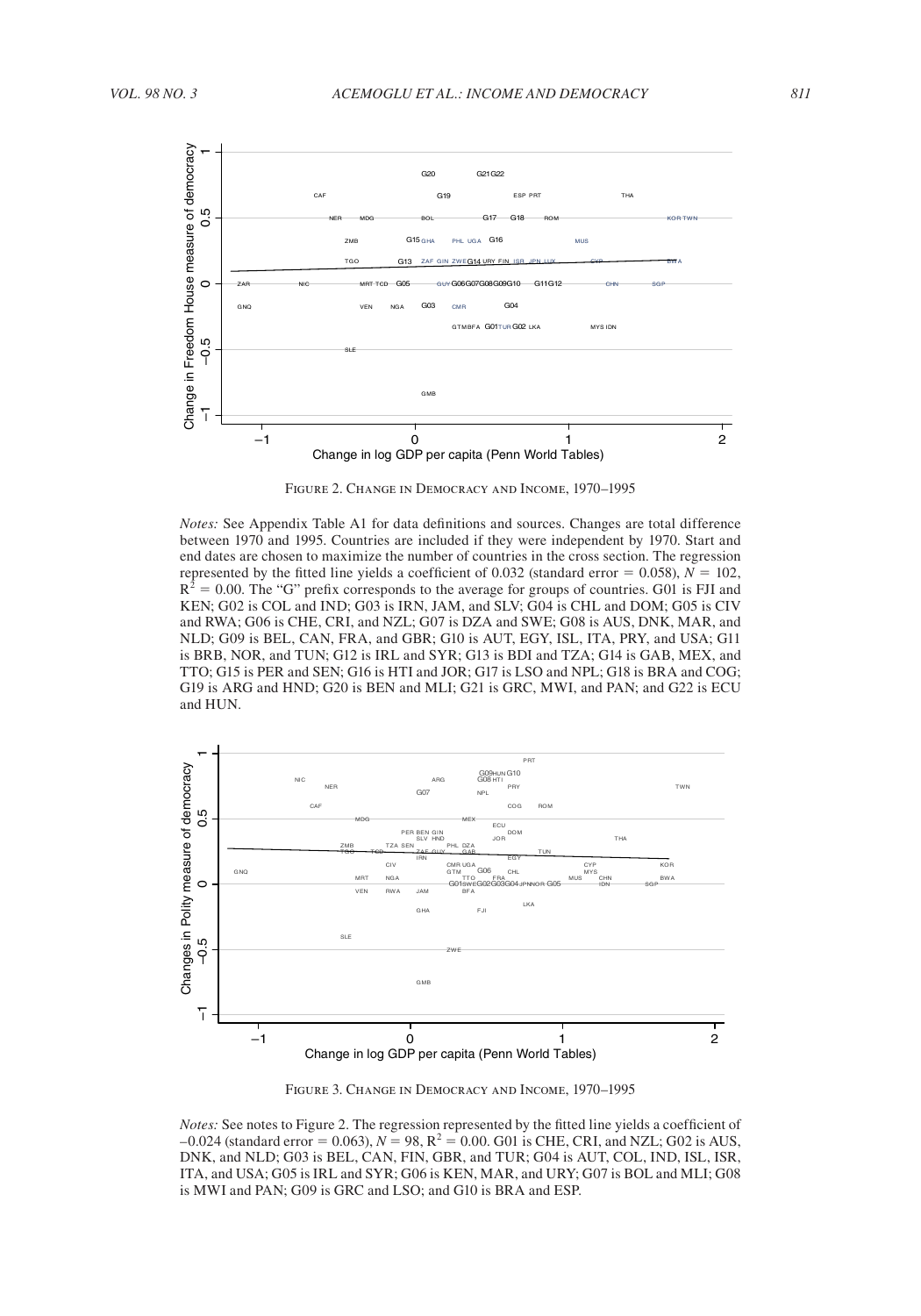Figure 2. Change in Democracy and Income, 1970–1995

*Notes:* See Appendix Table A1 for data definitions and sources. Changes are total difference between 1970 and 1995. Countries are included if they were independent by 1970. Start and end dates are chosen to maximize the number of countries in the cross section. The regression represented by the fitted line yields a coefficient of 0.032 (standard error = 0.058), $N = 102$, $R^2 = 0.00$. The "G" prefix corresponds to the average for groups of countries. G01 is FJI and KEN; G02 is COL and IND; G03 is IRN, JAM, and SLV; G04 is CHL and DOM; G05 is CIV and RWA; G06 is CHE, CRI, and NZL; G07 is DZA and SWE; G08 is AUS, DNK, MAR, and NLD; G09 is BEL, CAN, FRA, and GBR; G10 is AUT, EGY, ISL, ITA, PRY, and USA; G11 is BRB, NOR, and TUN; G12 is IRL and SYR; G13 is BDI and TZA; G14 is GAB, MEX, and TTO; G15 is PER and SEN; G16 is HTI and JOR; G17 is LSO and NPL; G18 is BRA and COG; G19 is ARG and HND; G20 is BEN and MLI; G21 is GRC, MWI, and PAN; and G22 is ECU and HUN.

Figure 3. Change in Democracy and Income, 1970–1995

*Notes:* See notes to Figure 2. The regression represented by the fitted line yields a coefficient of –0.024 (standard error = 0.063), $N = 98$, $R^2 = 0.00$. G01 is CHE, CRI, and NZL; G02 is AUS, DNK, and NLD; G03 is BEL, CAN, FIN, GBR, and TUR; G04 is AUT, COL, IND, ISL, ISR, ITA, and USA; G05 is IRL and SYR; G06 is KEN, MAR, and URY; G07 is BOL and MLI; G08 is MWI and PAN; G09 is GRC and LSO; and G10 is BRA and ESP.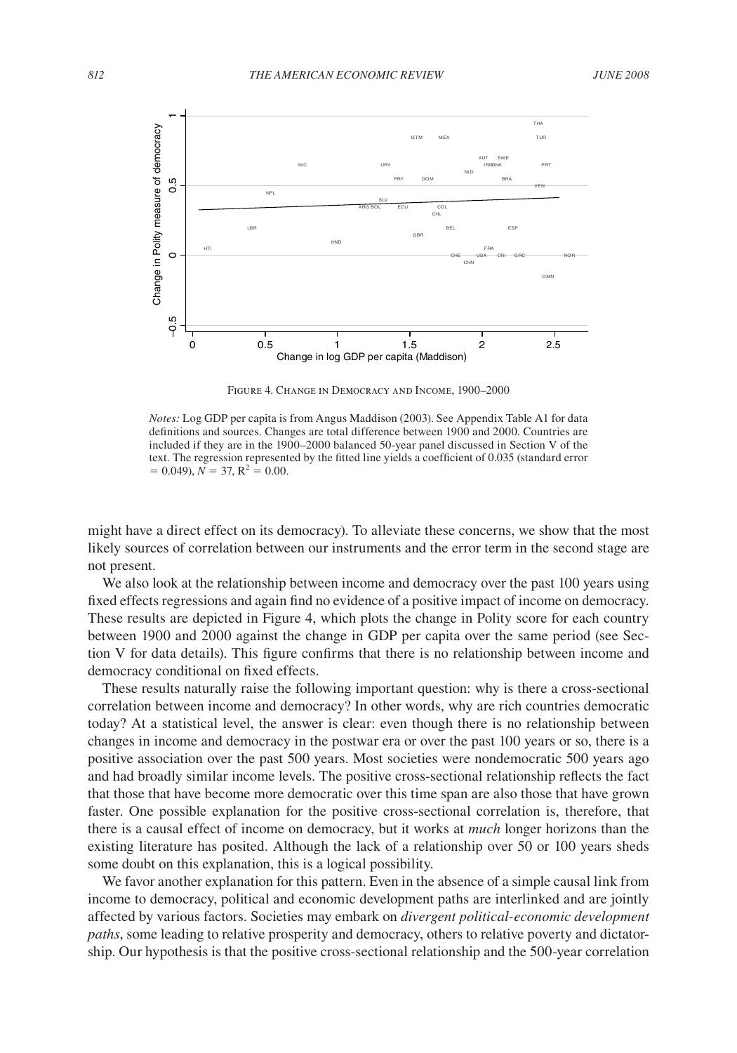Figure 4. Change in Democracy and Income, 1900–2000

*Notes:* Log GDP per capita is from Angus Maddison (2003). See Appendix Table A1 for data definitions and sources. Changes are total difference between 1900 and 2000. Countries are included if they are in the 1900–2000 balanced 50-year panel discussed in Section V of the text. The regression represented by the fitted line yields a coefficient of 0.035 (standard error = 0.049), $N = 37$, $R^2 = 0.00$.

might have a direct effect on its democracy). To alleviate these concerns, we show that the most likely sources of correlation between our instruments and the error term in the second stage are not present.

We also look at the relationship between income and democracy over the past 100 years using fixed effects regressions and again find no evidence of a positive impact of income on democracy. These results are depicted in Figure 4, which plots the change in Polity score for each country between 1900 and 2000 against the change in GDP per capita over the same period (see Section V for data details). This figure confirms that there is no relationship between income and democracy conditional on fixed effects.

These results naturally raise the following important question: why is there a cross-sectional correlation between income and democracy? In other words, why are rich countries democratic today? At a statistical level, the answer is clear: even though there is no relationship between changes in income and democracy in the postwar era or over the past 100 years or so, there is a positive association over the past 500 years. Most societies were nondemocratic 500 years ago and had broadly similar income levels. The positive cross-sectional relationship reflects the fact that those that have become more democratic over this time span are also those that have grown faster. One possible explanation for the positive cross-sectional correlation is, therefore, that there is a causal effect of income on democracy, but it works at *much* longer horizons than the existing literature has posited. Although the lack of a relationship over 50 or 100 years sheds some doubt on this explanation, this is a logical possibility.

We favor another explanation for this pattern. Even in the absence of a simple causal link from income to democracy, political and economic development paths are interlinked and are jointly affected by various factors. Societies may embark on *divergent political-economic development paths*, some leading to relative prosperity and democracy, others to relative poverty and dictatorship. Our hypothesis is that the positive cross-sectional relationship and the 500-year correlation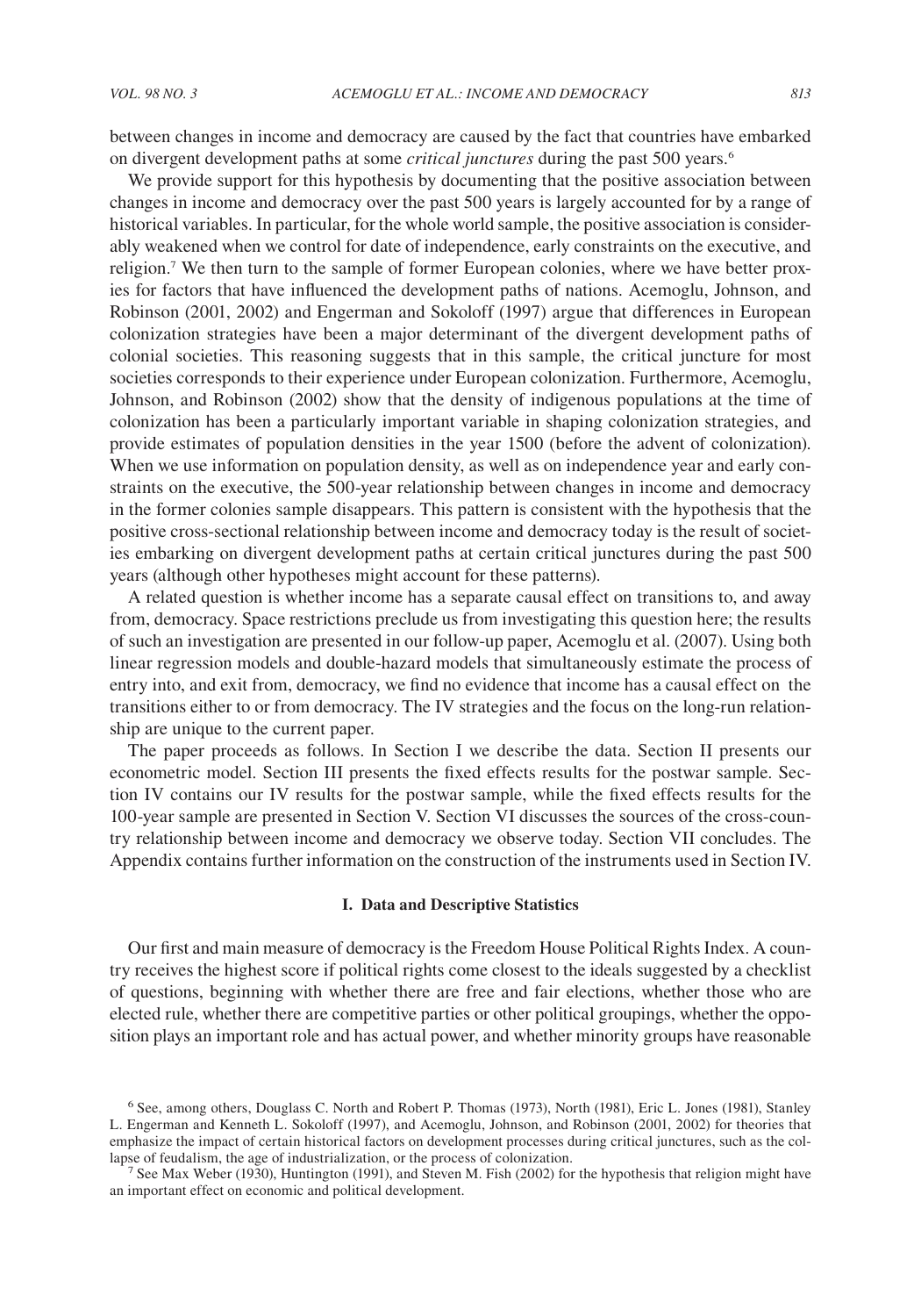between changes in income and democracy are caused by the fact that countries have embarked on divergent development paths at some *critical junctures* during the past 500 years.[6]

We provide support for this hypothesis by documenting that the positive association between changes in income and democracy over the past 500 years is largely accounted for by a range of historical variables. In particular, for the whole world sample, the positive association is considerably weakened when we control for date of independence, early constraints on the executive, and religion.[7] We then turn to the sample of former European colonies, where we have better proxies for factors that have influenced the development paths of nations. Acemoglu, Johnson, and Robinson (2001, 2002) and Engerman and Sokoloff (1997) argue that differences in European colonization strategies have been a major determinant of the divergent development paths of colonial societies. This reasoning suggests that in this sample, the critical juncture for most societies corresponds to their experience under European colonization. Furthermore, Acemoglu, Johnson, and Robinson (2002) show that the density of indigenous populations at the time of colonization has been a particularly important variable in shaping colonization strategies, and provide estimates of population densities in the year 1500 (before the advent of colonization). When we use information on population density, as well as on independence year and early constraints on the executive, the 500-year relationship between changes in income and democracy in the former colonies sample disappears. This pattern is consistent with the hypothesis that the positive cross-sectional relationship between income and democracy today is the result of societies embarking on divergent development paths at certain critical junctures during the past 500 years (although other hypotheses might account for these patterns).

A related question is whether income has a separate causal effect on transitions to, and away from, democracy. Space restrictions preclude us from investigating this question here; the results of such an investigation are presented in our follow-up paper, Acemoglu et al. (2007). Using both linear regression models and double-hazard models that simultaneously estimate the process of entry into, and exit from, democracy, we find no evidence that income has a causal effect on the transitions either to or from democracy. The IV strategies and the focus on the long-run relationship are unique to the current paper.

The paper proceeds as follows. In Section I we describe the data. Section II presents our econometric model. Section III presents the fixed effects results for the postwar sample. Section IV contains our IV results for the postwar sample, while the fixed effects results for the 100-year sample are presented in Section V. Section VI discusses the sources of the cross-country relationship between income and democracy we observe today. Section VII concludes. The Appendix contains further information on the construction of the instruments used in Section IV.

## I. Data and Descriptive Statistics

Our first and main measure of democracy is the Freedom House Political Rights Index. A country receives the highest score if political rights come closest to the ideals suggested by a checklist of questions, beginning with whether there are free and fair elections, whether those who are elected rule, whether there are competitive parties or other political groupings, whether the opposition plays an important role and has actual power, and whether minority groups have reasonable

[6] See, among others, Douglass C. North and Robert P. Thomas (1973), North (1981), Eric L. Jones (1981), Stanley L. Engerman and Kenneth L. Sokoloff (1997), and Acemoglu, Johnson, and Robinson (2001, 2002) for theories that emphasize the impact of certain historical factors on development processes during critical junctures, such as the collapse of feudalism, the age of industrialization, or the process of colonization.

[7] See Max Weber (1930), Huntington (1991), and Steven M. Fish (2002) for the hypothesis that religion might have an important effect on economic and political development.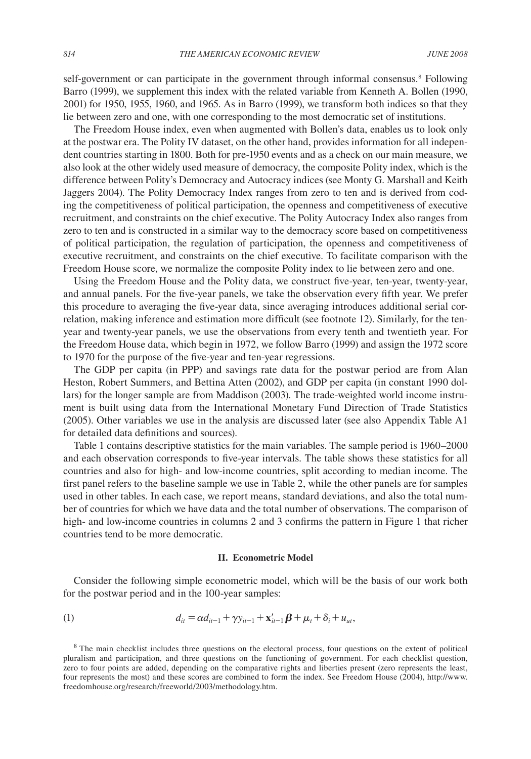self-government or can participate in the government through informal consensus.[8] Following Barro (1999), we supplement this index with the related variable from Kenneth A. Bollen (1990, 2001) for 1950, 1955, 1960, and 1965. As in Barro (1999), we transform both indices so that they lie between zero and one, with one corresponding to the most democratic set of institutions.

The Freedom House index, even when augmented with Bollen's data, enables us to look only at the postwar era. The Polity IV dataset, on the other hand, provides information for all independent countries starting in 1800. Both for pre-1950 events and as a check on our main measure, we also look at the other widely used measure of democracy, the composite Polity index, which is the difference between Polity's Democracy and Autocracy indices (see Monty G. Marshall and Keith Jaggers 2004). The Polity Democracy Index ranges from zero to ten and is derived from coding the competitiveness of political participation, the openness and competitiveness of executive recruitment, and constraints on the chief executive. The Polity Autocracy Index also ranges from zero to ten and is constructed in a similar way to the democracy score based on competitiveness of political participation, the regulation of participation, the openness and competitiveness of executive recruitment, and constraints on the chief executive. To facilitate comparison with the Freedom House score, we normalize the composite Polity index to lie between zero and one.

Using the Freedom House and the Polity data, we construct five-year, ten-year, twenty-year, and annual panels. For the five-year panels, we take the observation every fifth year. We prefer this procedure to averaging the five-year data, since averaging introduces additional serial correlation, making inference and estimation more difficult (see footnote 12). Similarly, for the ten-year and twenty-year panels, we use the observations from every tenth and twentieth year. For the Freedom House data, which begin in 1972, we follow Barro (1999) and assign the 1972 score to 1970 for the purpose of the five-year and ten-year regressions.

The GDP per capita (in PPP) and savings rate data for the postwar period are from Alan Heston, Robert Summers, and Bettina Atten (2002), and GDP per capita (in constant 1990 dollars) for the longer sample are from Maddison (2003). The trade-weighted world income instrument is built using data from the International Monetary Fund Direction of Trade Statistics (2005). Other variables we use in the analysis are discussed later (see also Appendix Table A1 for detailed data definitions and sources).

Table 1 contains descriptive statistics for the main variables. The sample period is 1960–2000 and each observation corresponds to five-year intervals. The table shows these statistics for all countries and also for high- and low-income countries, split according to median income. The first panel refers to the baseline sample we use in Table 2, while the other panels are for samples used in other tables. In each case, we report means, standard deviations, and also the total number of countries for which we have data and the total number of observations. The comparison of high- and low-income countries in columns 2 and 3 confirms the pattern in Figure 1 that richer countries tend to be more democratic.

## II. Econometric Model

Consider the following simple econometric model, which will be the basis of our work both for the postwar period and in the 100-year samples:

$$d_{it} = \alpha d_{it-1} + \gamma y_{it-1} + \mathbf{x}'_{it-1}\boldsymbol{\beta} + \mu_t + \delta_i + u_{ut}, \tag{1}$$

[8] The main checklist includes three questions on the electoral process, four questions on the extent of political pluralism and participation, and three questions on the functioning of government. For each checklist question, zero to four points are added, depending on the comparative rights and liberties present (zero represents the least, four represents the most) and these scores are combined to form the index. See Freedom House (2004), http://www.freedomhouse.org/research/freeworld/2003/methodology.htm.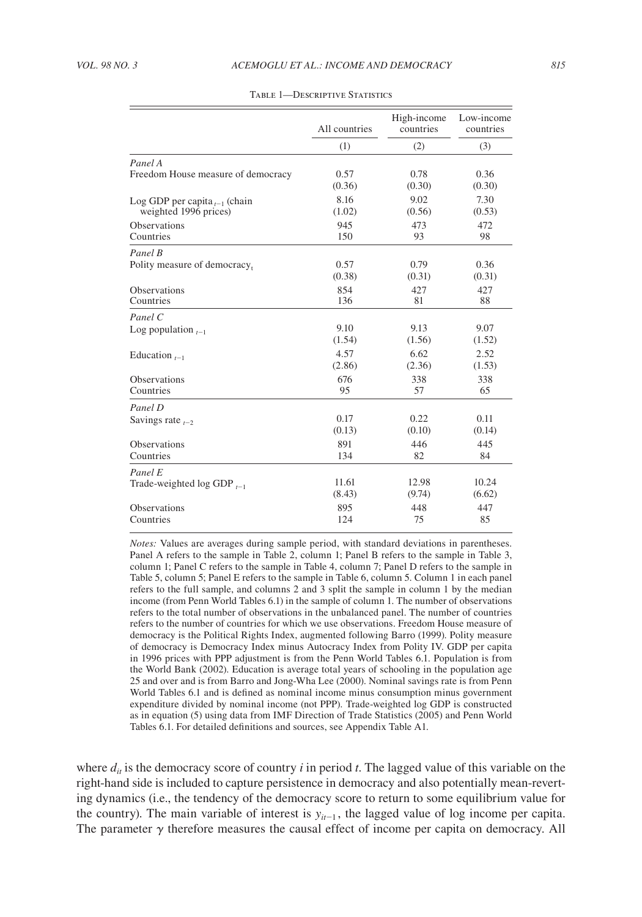Table 1—Descriptive Statistics

| | All countries | High-income countries | Low-income countries |
|---|---|---|---|
| | (1) | (2) | (3) |
| *Panel A* | | | |
| Freedom House measure of democracy | 0.57 | 0.78 | 0.36 |
| | (0.36) | (0.30) | (0.30) |
| Log GDP per capita$_{t-1}$ (chain weighted 1996 prices) | 8.16 | 9.02 | 7.30 |
| | (1.02) | (0.56) | (0.53) |
| Observations | 945 | 473 | 472 |
| Countries | 150 | 93 | 98 |
| *Panel B* | | | |
| Polity measure of democracy$_t$ | 0.57 | 0.79 | 0.36 |
| | (0.38) | (0.31) | (0.31) |
| Observations | 854 | 427 | 427 |
| Countries | 136 | 81 | 88 |
| *Panel C* | | | |
| Log population $_{t-1}$ | 9.10 | 9.13 | 9.07 |
| | (1.54) | (1.56) | (1.52) |
| Education $_{t-1}$ | 4.57 | 6.62 | 2.52 |
| | (2.86) | (2.36) | (1.53) |
| Observations | 676 | 338 | 338 |
| Countries | 95 | 57 | 65 |
| *Panel D* | | | |
| Savings rate $_{t-2}$ | 0.17 | 0.22 | 0.11 |
| | (0.13) | (0.10) | (0.14) |
| Observations | 891 | 446 | 445 |
| Countries | 134 | 82 | 84 |
| *Panel E* | | | |
| Trade-weighted log GDP $_{t-1}$ | 11.61 | 12.98 | 10.24 |
| | (8.43) | (9.74) | (6.62) |
| Observations | 895 | 448 | 447 |
| Countries | 124 | 75 | 85 |

*Notes:* Values are averages during sample period, with standard deviations in parentheses. Panel A refers to the sample in Table 2, column 1; Panel B refers to the sample in Table 3, column 1; Panel C refers to the sample in Table 4, column 7; Panel D refers to the sample in Table 5, column 5; Panel E refers to the sample in Table 6, column 5. Column 1 in each panel refers to the full sample, and columns 2 and 3 split the sample in column 1 by the median income (from Penn World Tables 6.1) in the sample of column 1. The number of observations refers to the total number of observations in the unbalanced panel. The number of countries refers to the number of countries for which we use observations. Freedom House measure of democracy is the Political Rights Index, augmented following Barro (1999). Polity measure of democracy is Democracy Index minus Autocracy Index from Polity IV. GDP per capita in 1996 prices with PPP adjustment is from the Penn World Tables 6.1. Population is from the World Bank (2002). Education is average total years of schooling in the population age 25 and over and is from Barro and Jong-Wha Lee (2000). Nominal savings rate is from Penn World Tables 6.1 and is defined as nominal income minus consumption minus government expenditure divided by nominal income (not PPP). Trade-weighted log GDP is constructed as in equation (5) using data from IMF Direction of Trade Statistics (2005) and Penn World Tables 6.1. For detailed definitions and sources, see Appendix Table A1.

where $d_{it}$ is the democracy score of country $i$ in period $t$. The lagged value of this variable on the right-hand side is included to capture persistence in democracy and also potentially mean-reverting dynamics (i.e., the tendency of the democracy score to return to some equilibrium value for the country). The main variable of interest is $y_{it-1}$, the lagged value of log income per capita. The parameter $\gamma$ therefore measures the causal effect of income per capita on democracy. All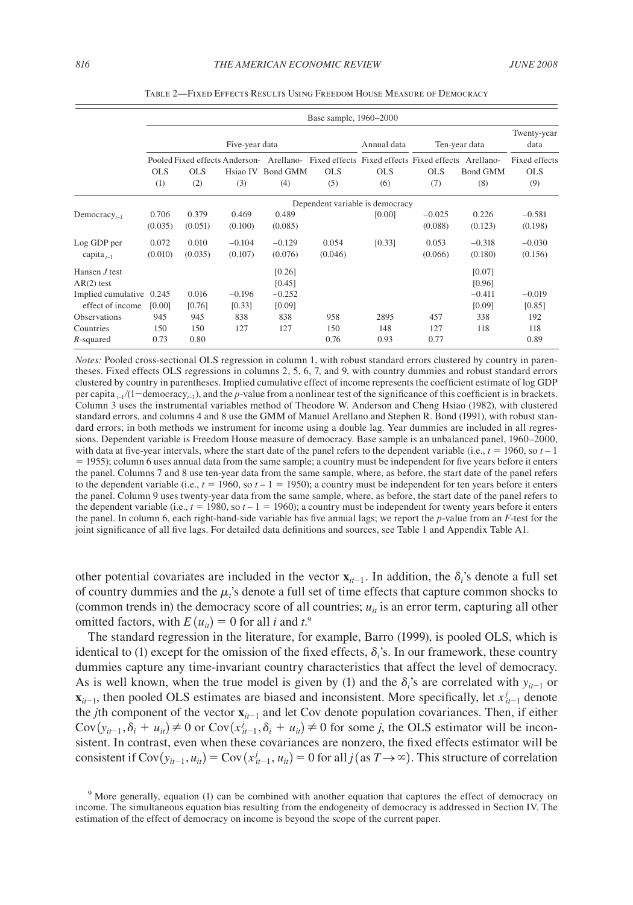Table 2—Fixed Effects Results Using Freedom House Measure of Democracy

| | Base sample, 1960–2000 | | | | | | | | |
|---|---|---|---|---|---|---|---|---|---|
| | Five-year data | | | | | Annual data | Ten-year data | | Twenty-year data |
| | Pooled OLS | Fixed effects OLS | Anderson-Hsiao IV | Arellano-Bond GMM | Fixed effects OLS | Fixed effects OLS | Fixed effects OLS | Arellano-Bond GMM | Fixed effects OLS |
| | (1) | (2) | (3) | (4) | (5) | (6) | (7) | (8) | (9) |
| | Dependent variable is democracy | | | | | | | | |
| $\text{Democracy}_{t-1}$ | 0.706 | 0.379 | 0.469 | 0.489 | | [0.00] | −0.025 | 0.226 | −0.581 |
| | (0.035) | (0.051) | (0.100) | (0.085) | | | (0.088) | (0.123) | (0.198) |
| Log GDP per $\text{capita}_{t-1}$ | 0.072 | 0.010 | −0.104 | −0.129 | 0.054 | [0.33] | 0.053 | −0.318 | −0.030 |
| | (0.010) | (0.035) | (0.107) | (0.076) | (0.046) | | (0.066) | (0.180) | (0.156) |
| Hansen $J$ test | | | | [0.26] | | | | [0.07] | |
| AR(2) test | | | | [0.45] | | | | [0.96] | |
| Implied cumulative effect of income | 0.245 | 0.016 | −0.196 | −0.252 | | | | −0.411 | −0.019 |
| | [0.00] | [0.76] | [0.33] | [0.09] | | | | [0.09] | [0.85] |
| Observations | 945 | 945 | 838 | 838 | 958 | 2895 | 457 | 338 | 192 |
| Countries | 150 | 150 | 127 | 127 | 150 | 148 | 127 | 118 | 118 |
| $R$-squared | 0.73 | 0.80 | | | 0.76 | 0.93 | 0.77 | | 0.89 |

*Notes:* Pooled cross-sectional OLS regression in column 1, with robust standard errors clustered by country in parentheses. Fixed effects OLS regressions in columns 2, 5, 6, 7, and 9, with country dummies and robust standard errors clustered by country in parentheses. Implied cumulative effect of income represents the coefficient estimate of log GDP per $\text{capita}_{t-1}/(1-\text{democracy}_{t-1})$, and the $p$-value from a nonlinear test of the significance of this coefficient is in brackets. Column 3 uses the instrumental variables method of Theodore W. Anderson and Cheng Hsiao (1982), with clustered standard errors, and columns 4 and 8 use the GMM of Manuel Arellano and Stephen R. Bond (1991), with robust standard errors; in both methods we instrument for income using a double lag. Year dummies are included in all regressions. Dependent variable is Freedom House measure of democracy. Base sample is an unbalanced panel, 1960–2000, with data at five-year intervals, where the start date of the panel refers to the dependent variable (i.e., $t = 1960$, so $t - 1 = 1955$); column 6 uses annual data from the same sample; a country must be independent for five years before it enters the panel. Columns 7 and 8 use ten-year data from the same sample, where, as before, the start date of the panel refers to the dependent variable (i.e., $t = 1960$, so $t - 1 = 1950$); a country must be independent for ten years before it enters the panel. Column 9 uses twenty-year data from the same sample, where, as before, the start date of the panel refers to the dependent variable (i.e., $t = 1980$, so $t - 1 = 1960$); a country must be independent for twenty years before it enters the panel. In column 6, each right-hand-side variable has five annual lags; we report the $p$-value from an $F$-test for the joint significance of all five lags. For detailed data definitions and sources, see Table 1 and Appendix Table A1.

other potential covariates are included in the vector $\mathbf{x}_{it-1}$. In addition, the $\delta_i$'s denote a full set of country dummies and the $\mu_t$'s denote a full set of time effects that capture common shocks to (common trends in) the democracy score of all countries; $u_{it}$ is an error term, capturing all other omitted factors, with $E(u_{it}) = 0$ for all $i$ and $t$.[9]

The standard regression in the literature, for example, Barro (1999), is pooled OLS, which is identical to (1) except for the omission of the fixed effects, $\delta_i$'s. In our framework, these country dummies capture any time-invariant country characteristics that affect the level of democracy. As is well known, when the true model is given by (1) and the $\delta_i$'s are correlated with $y_{it-1}$ or $\mathbf{x}_{it-1}$, then pooled OLS estimates are biased and inconsistent. More specifically, let $x^j_{it-1}$ denote the $j$th component of the vector $\mathbf{x}_{it-1}$ and let Cov denote population covariances. Then, if either $\text{Cov}(y_{it-1}, \delta_i + u_{it}) \neq 0$ or $\text{Cov}(x^j_{it-1}, \delta_i + u_{it}) \neq 0$ for some $j$, the OLS estimator will be inconsistent. In contrast, even when these covariances are nonzero, the fixed effects estimator will be consistent if $\text{Cov}(y_{it-1}, u_{it}) = \text{Cov}(x^j_{it-1}, u_{it}) = 0$ for all $j$ (as $T \to \infty$). This structure of correlation

[9] More generally, equation (1) can be combined with another equation that captures the effect of democracy on income. The simultaneous equation bias resulting from the endogeneity of democracy is addressed in Section IV. The estimation of the effect of democracy on income is beyond the scope of the current paper.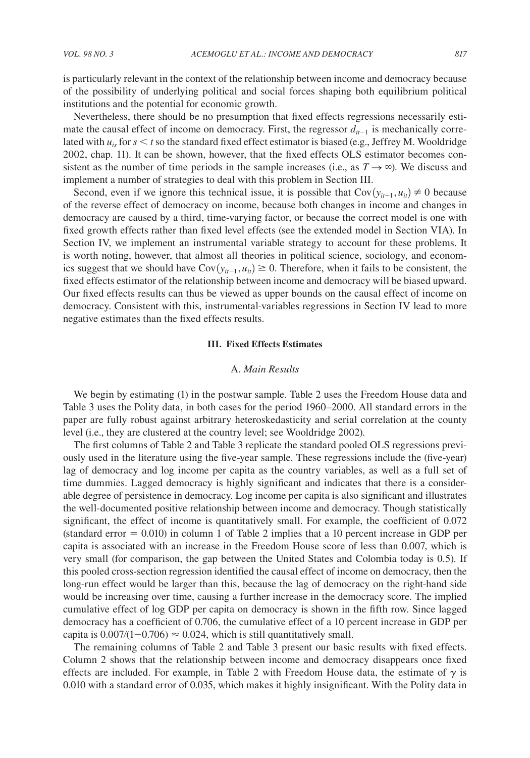is particularly relevant in the context of the relationship between income and democracy because of the possibility of underlying political and social forces shaping both equilibrium political institutions and the potential for economic growth.

Nevertheless, there should be no presumption that fixed effects regressions necessarily estimate the causal effect of income on democracy. First, the regressor $d_{it-1}$ is mechanically correlated with $u_{is}$ for $s < t$ so the standard fixed effect estimator is biased (e.g., Jeffrey M. Wooldridge 2002, chap. 11). It can be shown, however, that the fixed effects OLS estimator becomes consistent as the number of time periods in the sample increases (i.e., as $T \rightarrow \infty$). We discuss and implement a number of strategies to deal with this problem in Section III.

Second, even if we ignore this technical issue, it is possible that $\text{Cov}(y_{it-1}, u_{it}) \neq 0$ because of the reverse effect of democracy on income, because both changes in income and changes in democracy are caused by a third, time-varying factor, or because the correct model is one with fixed growth effects rather than fixed level effects (see the extended model in Section VIA). In Section IV, we implement an instrumental variable strategy to account for these problems. It is worth noting, however, that almost all theories in political science, sociology, and economics suggest that we should have $\text{Cov}(y_{it-1}, u_{it}) \geq 0$. Therefore, when it fails to be consistent, the fixed effects estimator of the relationship between income and democracy will be biased upward. Our fixed effects results can thus be viewed as upper bounds on the causal effect of income on democracy. Consistent with this, instrumental-variables regressions in Section IV lead to more negative estimates than the fixed effects results.

## III. Fixed Effects Estimates

### A. *Main Results*

We begin by estimating (1) in the postwar sample. Table 2 uses the Freedom House data and Table 3 uses the Polity data, in both cases for the period 1960–2000. All standard errors in the paper are fully robust against arbitrary heteroskedasticity and serial correlation at the county level (i.e., they are clustered at the country level; see Wooldridge 2002).

The first columns of Table 2 and Table 3 replicate the standard pooled OLS regressions previously used in the literature using the five-year sample. These regressions include the (five-year) lag of democracy and log income per capita as the country variables, as well as a full set of time dummies. Lagged democracy is highly significant and indicates that there is a considerable degree of persistence in democracy. Log income per capita is also significant and illustrates the well-documented positive relationship between income and democracy. Though statistically significant, the effect of income is quantitatively small. For example, the coefficient of 0.072 (standard error = 0.010) in column 1 of Table 2 implies that a 10 percent increase in GDP per capita is associated with an increase in the Freedom House score of less than 0.007, which is very small (for comparison, the gap between the United States and Colombia today is 0.5). If this pooled cross-section regression identified the causal effect of income on democracy, then the long-run effect would be larger than this, because the lag of democracy on the right-hand side would be increasing over time, causing a further increase in the democracy score. The implied cumulative effect of log GDP per capita on democracy is shown in the fifth row. Since lagged democracy has a coefficient of 0.706, the cumulative effect of a 10 percent increase in GDP per capita is $0.007/(1-0.706) \approx 0.024$, which is still quantitatively small.

The remaining columns of Table 2 and Table 3 present our basic results with fixed effects. Column 2 shows that the relationship between income and democracy disappears once fixed effects are included. For example, in Table 2 with Freedom House data, the estimate of $\gamma$ is 0.010 with a standard error of 0.035, which makes it highly insignificant. With the Polity data in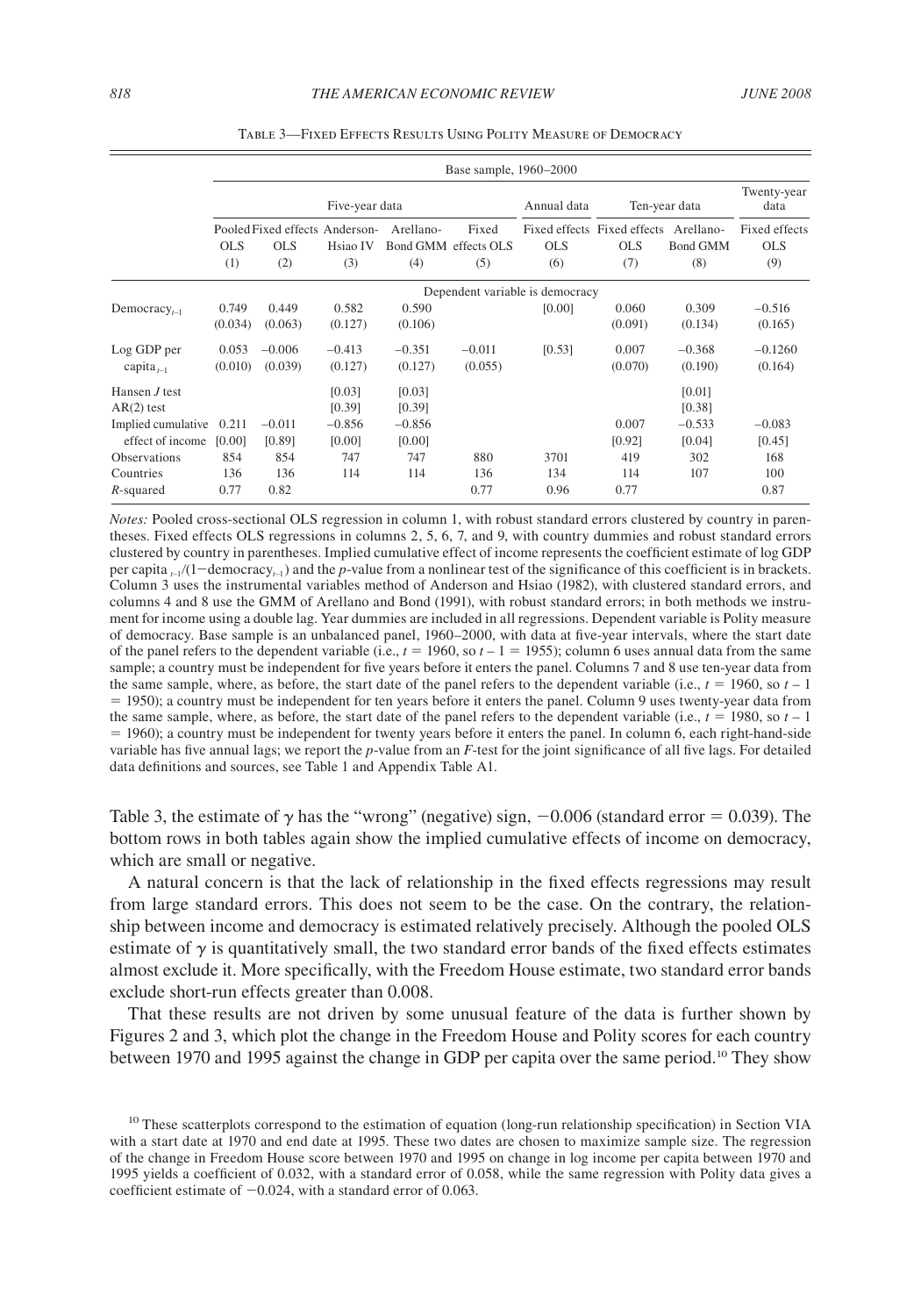Table 3—Fixed Effects Results Using Polity Measure of Democracy

| | Base sample, 1960–2000 | | | | | | | | |
|---|---|---|---|---|---|---|---|---|---|
| | Five-year data | | | | | Annual data | Ten-year data | | Twenty-year data |
| | Pooled OLS (1) | Fixed effects OLS (2) | Anderson-Hsiao IV (3) | Arellano-Bond GMM (4) | Fixed effects OLS (5) | Fixed effects OLS (6) | Fixed effects OLS (7) | Arellano-Bond GMM (8) | Fixed effects OLS (9) |
| | Dependent variable is democracy | | | | | | | | |
| $\text{Democracy}_{t-1}$ | 0.749 | 0.449 | 0.582 | 0.590 | | [0.00] | 0.060 | 0.309 | −0.516 |
| | (0.034) | (0.063) | (0.127) | (0.106) | | | (0.091) | (0.134) | (0.165) |
| Log GDP per $\text{capita}_{t-1}$ | 0.053 | −0.006 | −0.413 | −0.351 | −0.011 | [0.53] | 0.007 | −0.368 | −0.1260 |
| | (0.010) | (0.039) | (0.127) | (0.127) | (0.055) | | (0.070) | (0.190) | (0.164) |
| Hansen *J* test | | | [0.03] | [0.03] | | | | [0.01] | |
| AR(2) test | | | [0.39] | [0.39] | | | | [0.38] | |
| Implied cumulative effect of income | 0.211 | −0.011 | −0.856 | −0.856 | | | 0.007 | −0.533 | −0.083 |
| | [0.00] | [0.89] | [0.00] | [0.00] | | | [0.92] | [0.04] | [0.45] |
| Observations | 854 | 854 | 747 | 747 | 880 | 3701 | 419 | 302 | 168 |
| Countries | 136 | 136 | 114 | 114 | 136 | 134 | 114 | 107 | 100 |
| $R$-squared | 0.77 | 0.82 | | | 0.77 | 0.96 | 0.77 | | 0.87 |

*Notes:* Pooled cross-sectional OLS regression in column 1, with robust standard errors clustered by country in parentheses. Fixed effects OLS regressions in columns 2, 5, 6, 7, and 9, with country dummies and robust standard errors clustered by country in parentheses. Implied cumulative effect of income represents the coefficient estimate of log GDP per $\text{capita}_{t-1}/(1-\text{democracy}_{t-1})$ and the *p*-value from a nonlinear test of the significance of this coefficient is in brackets. Column 3 uses the instrumental variables method of Anderson and Hsiao (1982), with clustered standard errors, and columns 4 and 8 use the GMM of Arellano and Bond (1991), with robust standard errors; in both methods we instrument for income using a double lag. Year dummies are included in all regressions. Dependent variable is Polity measure of democracy. Base sample is an unbalanced panel, 1960–2000, with data at five-year intervals, where the start date of the panel refers to the dependent variable (i.e., $t = 1960$, so $t-1 = 1955$); column 6 uses annual data from the same sample; a country must be independent for five years before it enters the panel. Columns 7 and 8 use ten-year data from the same sample, where, as before, the start date of the panel refers to the dependent variable (i.e., $t = 1960$, so $t-1 = 1950$); a country must be independent for ten years before it enters the panel. Column 9 uses twenty-year data from the same sample, where, as before, the start date of the panel refers to the dependent variable (i.e., $t = 1980$, so $t-1 = 1960$); a country must be independent for twenty years before it enters the panel. In column 6, each right-hand-side variable has five annual lags; we report the *p*-value from an *F*-test for the joint significance of all five lags. For detailed data definitions and sources, see Table 1 and Appendix Table A1.

Table 3, the estimate of $\gamma$ has the "wrong" (negative) sign, $-0.006$ (standard error $= 0.039$). The bottom rows in both tables again show the implied cumulative effects of income on democracy, which are small or negative.

A natural concern is that the lack of relationship in the fixed effects regressions may result from large standard errors. This does not seem to be the case. On the contrary, the relationship between income and democracy is estimated relatively precisely. Although the pooled OLS estimate of $\gamma$ is quantitatively small, the two standard error bands of the fixed effects estimates almost exclude it. More specifically, with the Freedom House estimate, two standard error bands exclude short-run effects greater than 0.008.

That these results are not driven by some unusual feature of the data is further shown by Figures 2 and 3, which plot the change in the Freedom House and Polity scores for each country between 1970 and 1995 against the change in GDP per capita over the same period.[10] They show

[10] These scatterplots correspond to the estimation of equation (long-run relationship specification) in Section VIA with a start date at 1970 and end date at 1995. These two dates are chosen to maximize sample size. The regression of the change in Freedom House score between 1970 and 1995 on change in log income per capita between 1970 and 1995 yields a coefficient of 0.032, with a standard error of 0.058, while the same regression with Polity data gives a coefficient estimate of $-0.024$, with a standard error of 0.063.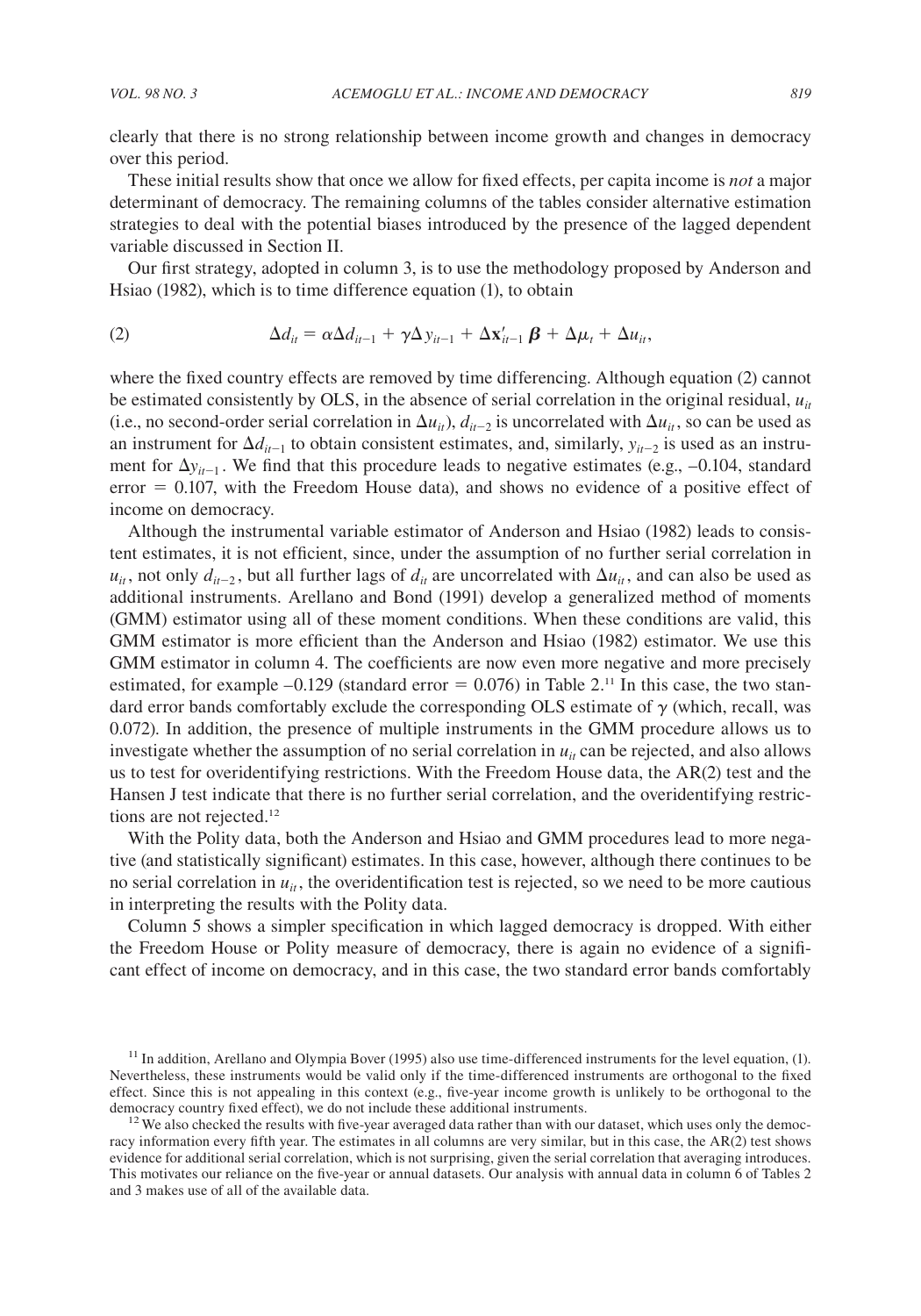clearly that there is no strong relationship between income growth and changes in democracy over this period.

These initial results show that once we allow for fixed effects, per capita income is *not* a major determinant of democracy. The remaining columns of the tables consider alternative estimation strategies to deal with the potential biases introduced by the presence of the lagged dependent variable discussed in Section II.

Our first strategy, adopted in column 3, is to use the methodology proposed by Anderson and Hsiao (1982), which is to time difference equation (1), to obtain

$$\Delta d_{it} = \alpha \Delta d_{it-1} + \gamma \Delta y_{it-1} + \Delta \mathbf{x}'_{it-1} \boldsymbol{\beta} + \Delta \mu_t + \Delta u_{it}, \tag{2}$$

where the fixed country effects are removed by time differencing. Although equation (2) cannot be estimated consistently by OLS, in the absence of serial correlation in the original residual, $u_{it}$ (i.e., no second-order serial correlation in $\Delta u_{it}$), $d_{it-2}$ is uncorrelated with $\Delta u_{it}$, so can be used as an instrument for $\Delta d_{it-1}$ to obtain consistent estimates, and, similarly, $y_{it-2}$ is used as an instrument for $\Delta y_{it-1}$. We find that this procedure leads to negative estimates (e.g., –0.104, standard error = 0.107, with the Freedom House data), and shows no evidence of a positive effect of income on democracy.

Although the instrumental variable estimator of Anderson and Hsiao (1982) leads to consistent estimates, it is not efficient, since, under the assumption of no further serial correlation in $u_{it}$, not only $d_{it-2}$, but all further lags of $d_{it}$ are uncorrelated with $\Delta u_{it}$, and can also be used as additional instruments. Arellano and Bond (1991) develop a generalized method of moments (GMM) estimator using all of these moment conditions. When these conditions are valid, this GMM estimator is more efficient than the Anderson and Hsiao (1982) estimator. We use this GMM estimator in column 4. The coefficients are now even more negative and more precisely estimated, for example –0.129 (standard error = 0.076) in Table 2.[11] In this case, the two standard error bands comfortably exclude the corresponding OLS estimate of $\gamma$ (which, recall, was 0.072). In addition, the presence of multiple instruments in the GMM procedure allows us to investigate whether the assumption of no serial correlation in $u_{it}$ can be rejected, and also allows us to test for overidentifying restrictions. With the Freedom House data, the AR(2) test and the Hansen J test indicate that there is no further serial correlation, and the overidentifying restrictions are not rejected.[12]

With the Polity data, both the Anderson and Hsiao and GMM procedures lead to more negative (and statistically significant) estimates. In this case, however, although there continues to be no serial correlation in $u_{it}$, the overidentification test is rejected, so we need to be more cautious in interpreting the results with the Polity data.

Column 5 shows a simpler specification in which lagged democracy is dropped. With either the Freedom House or Polity measure of democracy, there is again no evidence of a significant effect of income on democracy, and in this case, the two standard error bands comfortably

[11] In addition, Arellano and Olympia Bover (1995) also use time-differenced instruments for the level equation, (1). Nevertheless, these instruments would be valid only if the time-differenced instruments are orthogonal to the fixed effect. Since this is not appealing in this context (e.g., five-year income growth is unlikely to be orthogonal to the democracy country fixed effect), we do not include these additional instruments.

[12] We also checked the results with five-year averaged data rather than with our dataset, which uses only the democracy information every fifth year. The estimates in all columns are very similar, but in this case, the AR(2) test shows evidence for additional serial correlation, which is not surprising, given the serial correlation that averaging introduces. This motivates our reliance on the five-year or annual datasets. Our analysis with annual data in column 6 of Tables 2 and 3 makes use of all of the available data.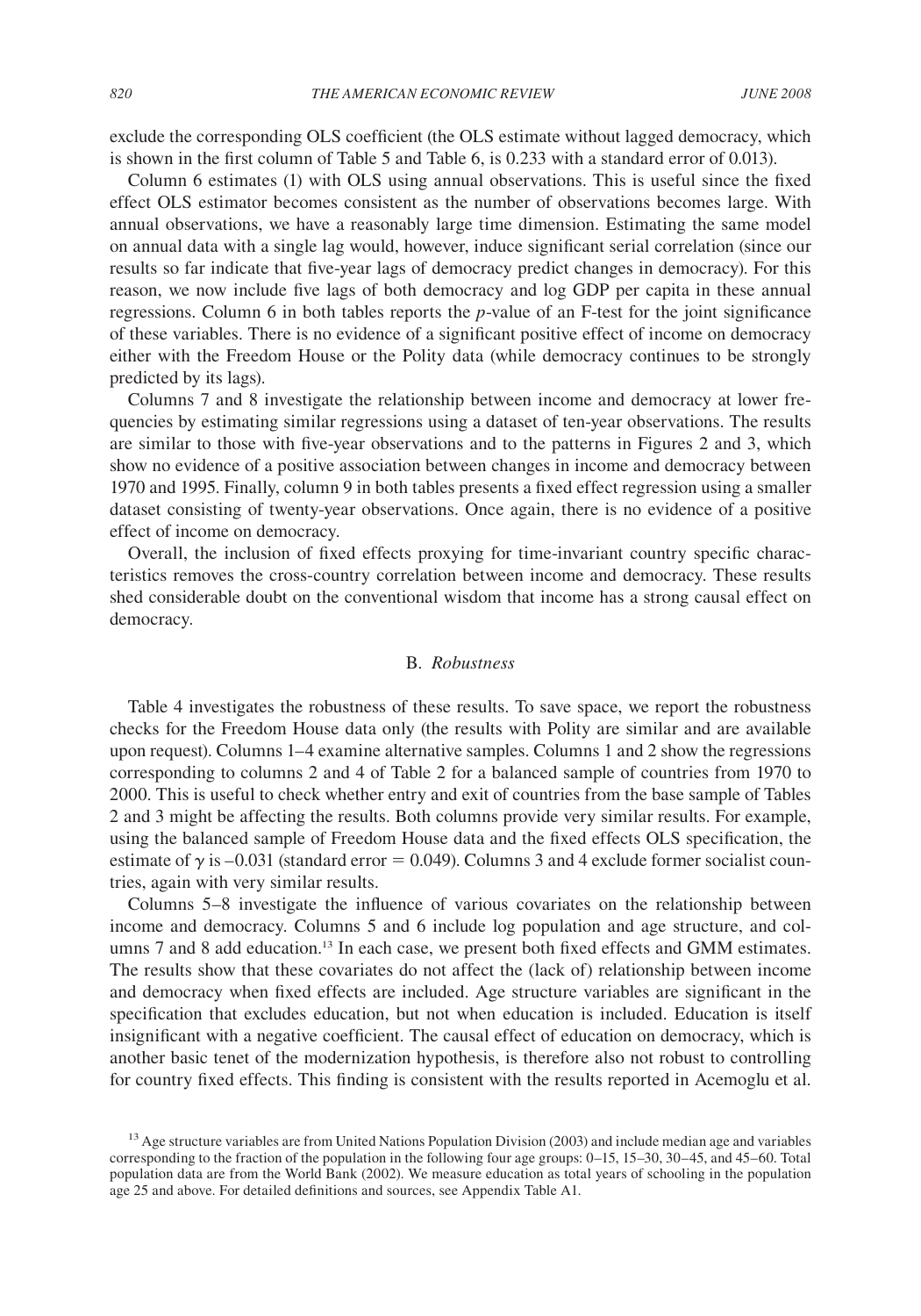exclude the corresponding OLS coefficient (the OLS estimate without lagged democracy, which is shown in the first column of Table 5 and Table 6, is 0.233 with a standard error of 0.013).

Column 6 estimates (1) with OLS using annual observations. This is useful since the fixed effect OLS estimator becomes consistent as the number of observations becomes large. With annual observations, we have a reasonably large time dimension. Estimating the same model on annual data with a single lag would, however, induce significant serial correlation (since our results so far indicate that five-year lags of democracy predict changes in democracy). For this reason, we now include five lags of both democracy and log GDP per capita in these annual regressions. Column 6 in both tables reports the *p*-value of an F-test for the joint significance of these variables. There is no evidence of a significant positive effect of income on democracy either with the Freedom House or the Polity data (while democracy continues to be strongly predicted by its lags).

Columns 7 and 8 investigate the relationship between income and democracy at lower frequencies by estimating similar regressions using a dataset of ten-year observations. The results are similar to those with five-year observations and to the patterns in Figures 2 and 3, which show no evidence of a positive association between changes in income and democracy between 1970 and 1995. Finally, column 9 in both tables presents a fixed effect regression using a smaller dataset consisting of twenty-year observations. Once again, there is no evidence of a positive effect of income on democracy.

Overall, the inclusion of fixed effects proxying for time-invariant country specific characteristics removes the cross-country correlation between income and democracy. These results shed considerable doubt on the conventional wisdom that income has a strong causal effect on democracy.

## B. *Robustness*

Table 4 investigates the robustness of these results. To save space, we report the robustness checks for the Freedom House data only (the results with Polity are similar and are available upon request). Columns 1–4 examine alternative samples. Columns 1 and 2 show the regressions corresponding to columns 2 and 4 of Table 2 for a balanced sample of countries from 1970 to 2000. This is useful to check whether entry and exit of countries from the base sample of Tables 2 and 3 might be affecting the results. Both columns provide very similar results. For example, using the balanced sample of Freedom House data and the fixed effects OLS specification, the estimate of $\gamma$ is –0.031 (standard error = 0.049). Columns 3 and 4 exclude former socialist countries, again with very similar results.

Columns 5–8 investigate the influence of various covariates on the relationship between income and democracy. Columns 5 and 6 include log population and age structure, and columns 7 and 8 add education.[13] In each case, we present both fixed effects and GMM estimates. The results show that these covariates do not affect the (lack of) relationship between income and democracy when fixed effects are included. Age structure variables are significant in the specification that excludes education, but not when education is included. Education is itself insignificant with a negative coefficient. The causal effect of education on democracy, which is another basic tenet of the modernization hypothesis, is therefore also not robust to controlling for country fixed effects. This finding is consistent with the results reported in Acemoglu et al.

[13] Age structure variables are from United Nations Population Division (2003) and include median age and variables corresponding to the fraction of the population in the following four age groups: 0–15, 15–30, 30–45, and 45–60. Total population data are from the World Bank (2002). We measure education as total years of schooling in the population age 25 and above. For detailed definitions and sources, see Appendix Table A1.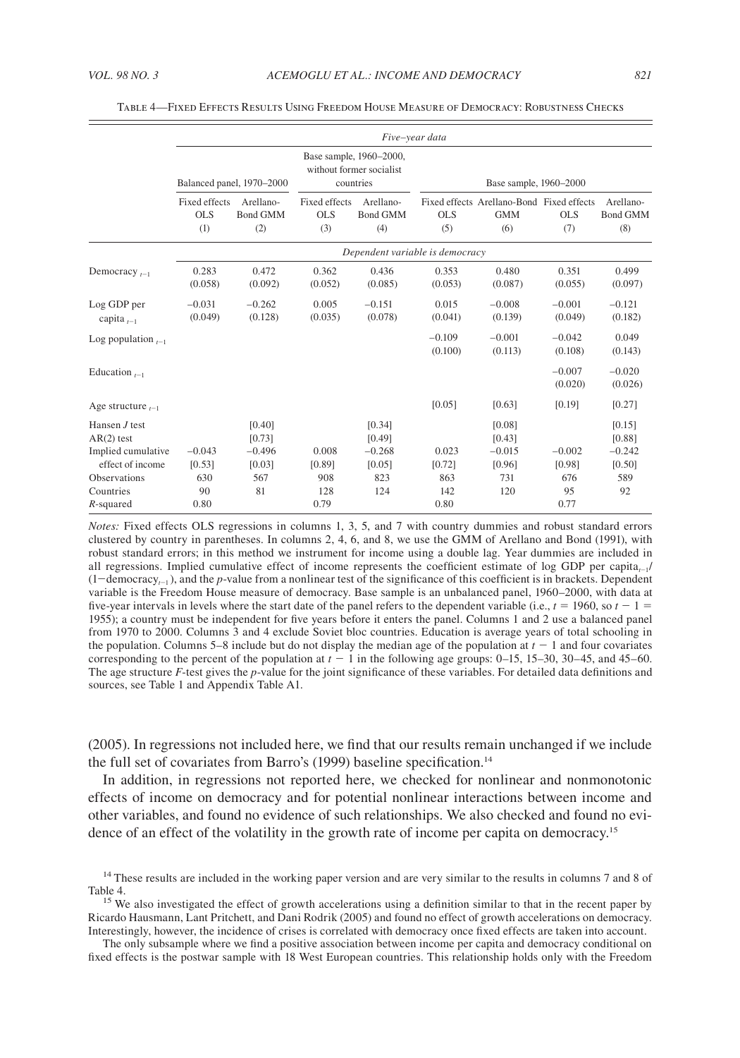Table 4—Fixed Effects Results Using Freedom House Measure of Democracy: Robustness Checks

| | Five–year data | | | | | | | |
|---|---|---|---|---|---|---|---|---|
| | Balanced panel, 1970–2000 | | Base sample, 1960–2000, without former socialist countries | | Base sample, 1960–2000 | | | |
| | Fixed effects OLS (1) | Arellano-Bond GMM (2) | Fixed effects OLS (3) | Arellano-Bond GMM (4) | Fixed effects OLS (5) | Arellano-Bond GMM (6) | Fixed effects OLS (7) | Arellano-Bond GMM (8) |
| | Dependent variable is democracy | | | | | | | |
| Democracy $_{t-1}$ | 0.283 | 0.472 | 0.362 | 0.436 | 0.353 | 0.480 | 0.351 | 0.499 |
| | (0.058) | (0.092) | (0.052) | (0.085) | (0.053) | (0.087) | (0.055) | (0.097) |
| Log GDP per capita $_{t-1}$ | −0.031 | −0.262 | 0.005 | −0.151 | 0.015 | −0.008 | −0.001 | −0.121 |
| | (0.049) | (0.128) | (0.035) | (0.078) | (0.041) | (0.139) | (0.049) | (0.182) |
| Log population $_{t-1}$ | | | | | −0.109 | −0.001 | −0.042 | 0.049 |
| | | | | | (0.100) | (0.113) | (0.108) | (0.143) |
| Education $_{t-1}$ | | | | | | | −0.007 | −0.020 |
| | | | | | | | (0.020) | (0.026) |
| Age structure $_{t-1}$ | | | | | [0.05] | [0.63] | [0.19] | [0.27] |
| Hansen $J$ test | | [0.40] | | [0.34] | | [0.08] | | [0.15] |
| AR(2) test | | [0.73] | | [0.49] | | [0.43] | | [0.88] |
| Implied cumulative effect of income | −0.043 | −0.496 | 0.008 | −0.268 | 0.023 | −0.015 | −0.002 | −0.242 |
| | [0.53] | [0.03] | [0.89] | [0.05] | [0.72] | [0.96] | [0.98] | [0.50] |
| Observations | 630 | 567 | 908 | 823 | 863 | 731 | 676 | 589 |
| Countries | 90 | 81 | 128 | 124 | 142 | 120 | 95 | 92 |
| $R$-squared | 0.80 | | 0.79 | | 0.80 | | 0.77 | |

*Notes:* Fixed effects OLS regressions in columns 1, 3, 5, and 7 with country dummies and robust standard errors clustered by country in parentheses. In columns 2, 4, 6, and 8, we use the GMM of Arellano and Bond (1991), with robust standard errors; in this method we instrument for income using a double lag. Year dummies are included in all regressions. Implied cumulative effect of income represents the coefficient estimate of log GDP per capita$_{t-1}$/(1−democracy$_{t-1}$), and the $p$-value from a nonlinear test of the significance of this coefficient is in brackets. Dependent variable is the Freedom House measure of democracy. Base sample is an unbalanced panel, 1960–2000, with data at five-year intervals in levels where the start date of the panel refers to the dependent variable (i.e., $t = 1960$, so $t - 1 = 1955$); a country must be independent for five years before it enters the panel. Columns 1 and 2 use a balanced panel from 1970 to 2000. Columns 3 and 4 exclude Soviet bloc countries. Education is average years of total schooling in the population. Columns 5–8 include but do not display the median age of the population at $t - 1$ and four covariates corresponding to the percent of the population at $t - 1$ in the following age groups: 0–15, 15–30, 30–45, and 45–60. The age structure $F$-test gives the $p$-value for the joint significance of these variables. For detailed data definitions and sources, see Table 1 and Appendix Table A1.

(2005). In regressions not included here, we find that our results remain unchanged if we include the full set of covariates from Barro's (1999) baseline specification.[14]

In addition, in regressions not reported here, we checked for nonlinear and nonmonotonic effects of income on democracy and for potential nonlinear interactions between income and other variables, and found no evidence of such relationships. We also checked and found no evidence of an effect of the volatility in the growth rate of income per capita on democracy.[15]

[14] These results are included in the working paper version and are very similar to the results in columns 7 and 8 of Table 4.

[15] We also investigated the effect of growth accelerations using a definition similar to that in the recent paper by Ricardo Hausmann, Lant Pritchett, and Dani Rodrik (2005) and found no effect of growth accelerations on democracy. Interestingly, however, the incidence of crises is correlated with democracy once fixed effects are taken into account.

The only subsample where we find a positive association between income per capita and democracy conditional on fixed effects is the postwar sample with 18 West European countries. This relationship holds only with the Freedom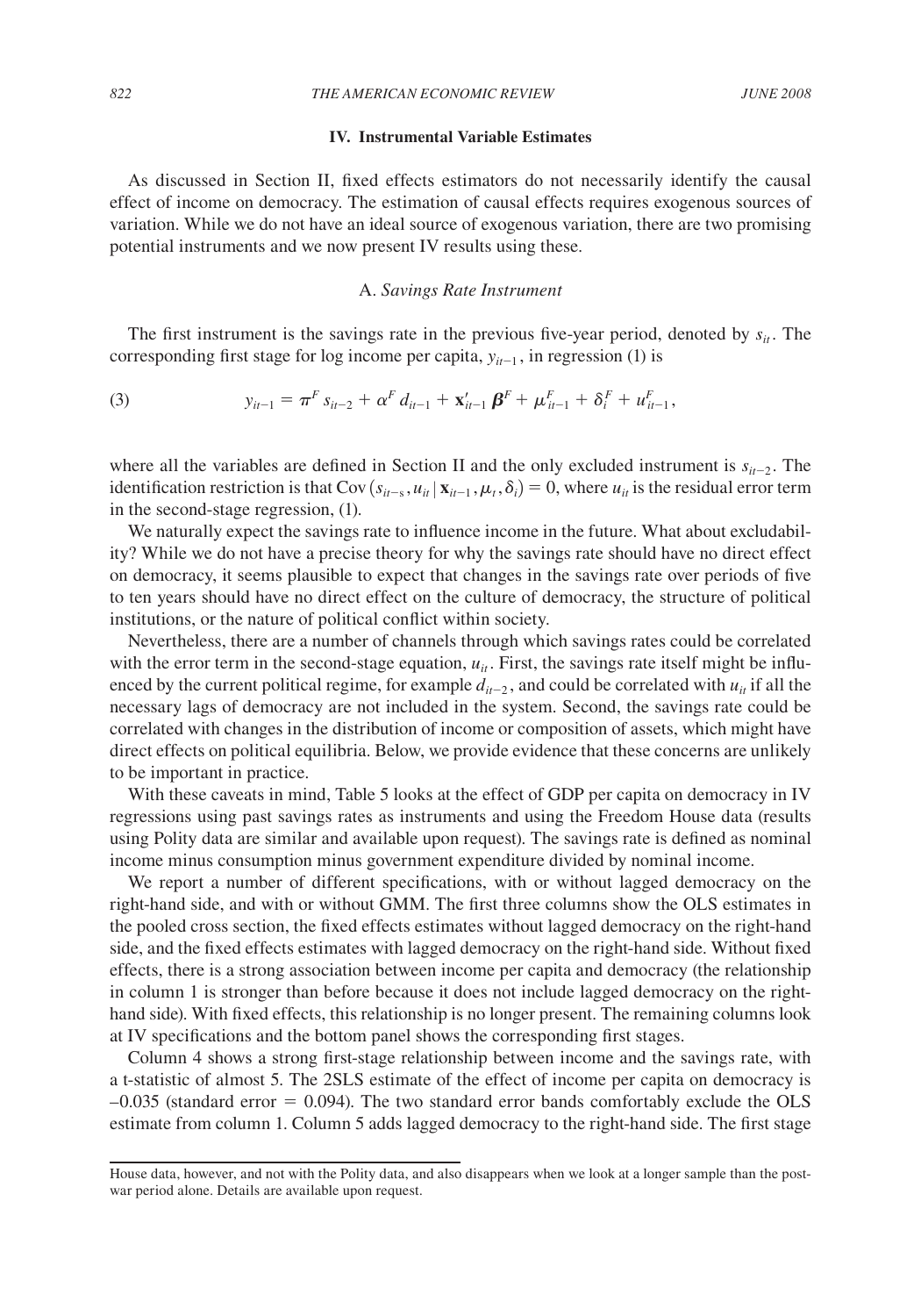## IV. Instrumental Variable Estimates

As discussed in Section II, fixed effects estimators do not necessarily identify the causal effect of income on democracy. The estimation of causal effects requires exogenous sources of variation. While we do not have an ideal source of exogenous variation, there are two promising potential instruments and we now present IV results using these.

### A. *Savings Rate Instrument*

The first instrument is the savings rate in the previous five-year period, denoted by $s_{it}$. The corresponding first stage for log income per capita, $y_{it-1}$, in regression (1) is

$$y_{it-1} = \pi^F s_{it-2} + \alpha^F d_{it-1} + \mathbf{x}'_{it-1} \boldsymbol{\beta}^F + \mu^F_{it-1} + \delta^F_i + u^F_{it-1}, \tag{3}$$

where all the variables are defined in Section II and the only excluded instrument is $s_{it-2}$. The identification restriction is that $\mathrm{Cov}(s_{it-s}, u_{it} \mid \mathbf{x}_{it-1}, \mu_t, \delta_i) = 0$, where $u_{it}$ is the residual error term in the second-stage regression, (1).

We naturally expect the savings rate to influence income in the future. What about excludability? While we do not have a precise theory for why the savings rate should have no direct effect on democracy, it seems plausible to expect that changes in the savings rate over periods of five to ten years should have no direct effect on the culture of democracy, the structure of political institutions, or the nature of political conflict within society.

Nevertheless, there are a number of channels through which savings rates could be correlated with the error term in the second-stage equation, $u_{it}$. First, the savings rate itself might be influenced by the current political regime, for example $d_{it-2}$, and could be correlated with $u_{it}$ if all the necessary lags of democracy are not included in the system. Second, the savings rate could be correlated with changes in the distribution of income or composition of assets, which might have direct effects on political equilibria. Below, we provide evidence that these concerns are unlikely to be important in practice.

With these caveats in mind, Table 5 looks at the effect of GDP per capita on democracy in IV regressions using past savings rates as instruments and using the Freedom House data (results using Polity data are similar and available upon request). The savings rate is defined as nominal income minus consumption minus government expenditure divided by nominal income.

We report a number of different specifications, with or without lagged democracy on the right-hand side, and with or without GMM. The first three columns show the OLS estimates in the pooled cross section, the fixed effects estimates without lagged democracy on the right-hand side, and the fixed effects estimates with lagged democracy on the right-hand side. Without fixed effects, there is a strong association between income per capita and democracy (the relationship in column 1 is stronger than before because it does not include lagged democracy on the right-hand side). With fixed effects, this relationship is no longer present. The remaining columns look at IV specifications and the bottom panel shows the corresponding first stages.

Column 4 shows a strong first-stage relationship between income and the savings rate, with a t-statistic of almost 5. The 2SLS estimate of the effect of income per capita on democracy is –0.035 (standard error = 0.094). The two standard error bands comfortably exclude the OLS estimate from column 1. Column 5 adds lagged democracy to the right-hand side. The first stage

House data, however, and not with the Polity data, and also disappears when we look at a longer sample than the postwar period alone. Details are available upon request.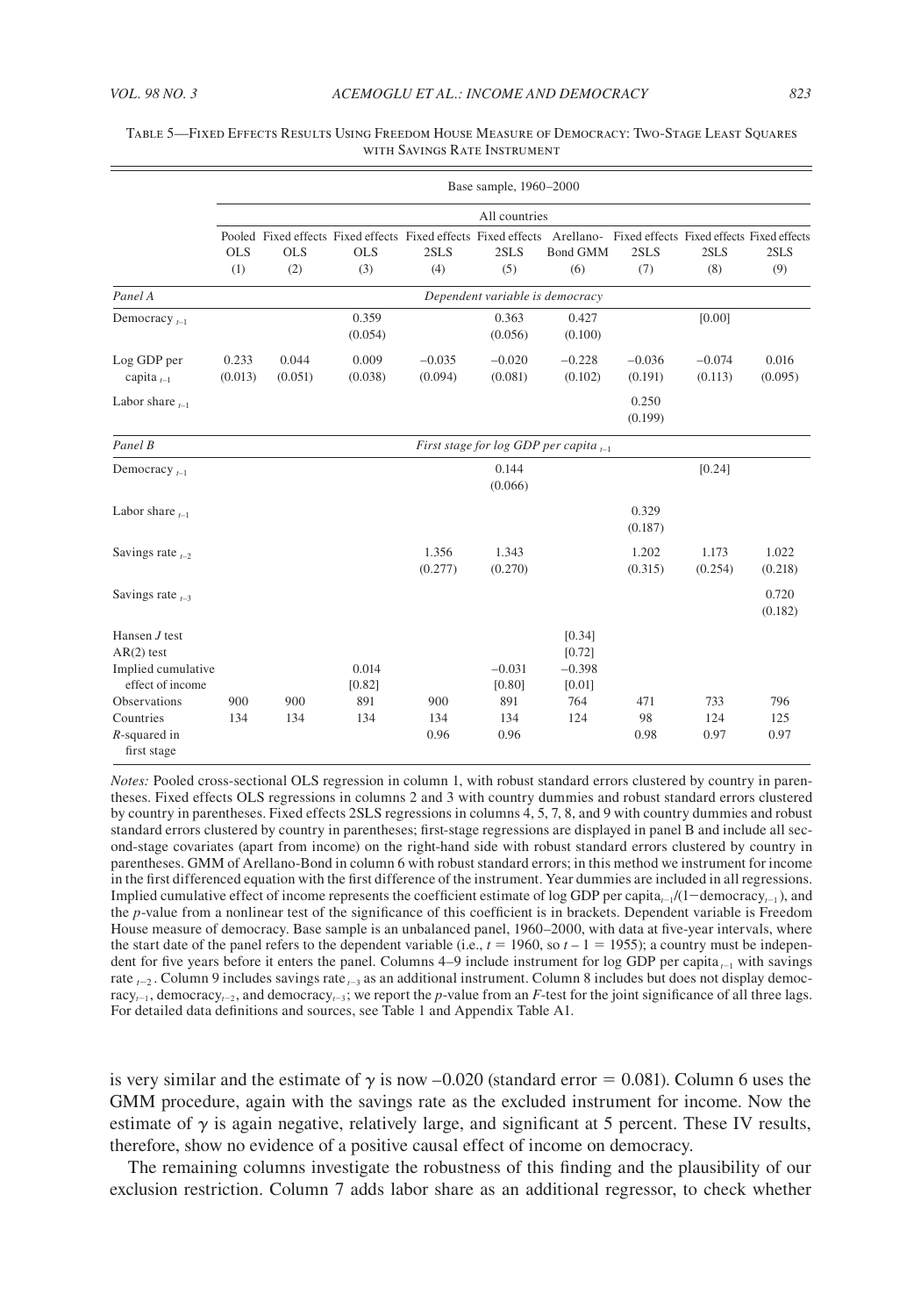Table 5—Fixed Effects Results Using Freedom House Measure of Democracy: Two-Stage Least Squares with Savings Rate Instrument

| | Base sample, 1960–2000 | | | | | | | | |
|---|---|---|---|---|---|---|---|---|---|
| | All countries | | | | | | | | |
| | Pooled OLS (1) | Fixed effects OLS (2) | Fixed effects OLS (3) | Fixed effects 2SLS (4) | Fixed effects 2SLS (5) | Arellano-Bond GMM (6) | Fixed effects 2SLS (7) | Fixed effects 2SLS (8) | Fixed effects 2SLS (9) |
| *Panel A* | *Dependent variable is democracy* | | | | | | | | |
| Democracy $_{t-1}$ | | | 0.359 (0.054) | | 0.363 (0.056) | 0.427 (0.100) | | [0.00] | |
| Log GDP per capita $_{t-1}$ | 0.233 (0.013) | 0.044 (0.051) | 0.009 (0.038) | −0.035 (0.094) | −0.020 (0.081) | −0.228 (0.102) | −0.036 (0.191) | −0.074 (0.113) | 0.016 (0.095) |
| Labor share $_{t-1}$ | | | | | | | 0.250 (0.199) | | |
| *Panel B* | *First stage for log GDP per capita* $_{t-1}$ | | | | | | | | |
| Democracy $_{t-1}$ | | | | | 0.144 (0.066) | | | [0.24] | |
| Labor share $_{t-1}$ | | | | | | | 0.329 (0.187) | | |
| Savings rate $_{t-2}$ | | | | 1.356 (0.277) | 1.343 (0.270) | | 1.202 (0.315) | 1.173 (0.254) | 1.022 (0.218) |
| Savings rate $_{t-3}$ | | | | | | | | | 0.720 (0.182) |
| Hansen $J$ test | | | | | | [0.34] | | | |
| AR(2) test | | | | | | [0.72] | | | |
| Implied cumulative effect of income | | | 0.014 [0.82] | | −0.031 [0.80] | −0.398 [0.01] | | | |
| Observations | 900 | 900 | 891 | 900 | 891 | 764 | 471 | 733 | 796 |
| Countries | 134 | 134 | 134 | 134 | 134 | 124 | 98 | 124 | 125 |
| $R$-squared in first stage | | | | 0.96 | 0.96 | | 0.98 | 0.97 | 0.97 |

*Notes:* Pooled cross-sectional OLS regression in column 1, with robust standard errors clustered by country in parentheses. Fixed effects OLS regressions in columns 2 and 3 with country dummies and robust standard errors clustered by country in parentheses. Fixed effects 2SLS regressions in columns 4, 5, 7, 8, and 9 with country dummies and robust standard errors clustered by country in parentheses; first-stage regressions are displayed in panel B and include all second-stage covariates (apart from income) on the right-hand side with robust standard errors clustered by country in parentheses. GMM of Arellano-Bond in column 6 with robust standard errors; in this method we instrument for income in the first differenced equation with the first difference of the instrument. Year dummies are included in all regressions. Implied cumulative effect of income represents the coefficient estimate of log GDP per capita$_{t-1}$/(1−democracy$_{t-1}$), and the $p$-value from a nonlinear test of the significance of this coefficient is in brackets. Dependent variable is Freedom House measure of democracy. Base sample is an unbalanced panel, 1960–2000, with data at five-year intervals, where the start date of the panel refers to the dependent variable (i.e., $t = 1960$, so $t - 1 = 1955$); a country must be independent for five years before it enters the panel. Columns 4–9 include instrument for log GDP per capita$_{t-1}$ with savings rate$_{t-2}$. Column 9 includes savings rate$_{t-3}$ as an additional instrument. Column 8 includes but does not display democracy$_{t-1}$, democracy$_{t-2}$, and democracy$_{t-3}$; we report the $p$-value from an $F$-test for the joint significance of all three lags. For detailed data definitions and sources, see Table 1 and Appendix Table A1.

is very similar and the estimate of $\gamma$ is now −0.020 (standard error = 0.081). Column 6 uses the GMM procedure, again with the savings rate as the excluded instrument for income. Now the estimate of $\gamma$ is again negative, relatively large, and significant at 5 percent. These IV results, therefore, show no evidence of a positive causal effect of income on democracy.

The remaining columns investigate the robustness of this finding and the plausibility of our exclusion restriction. Column 7 adds labor share as an additional regressor, to check whether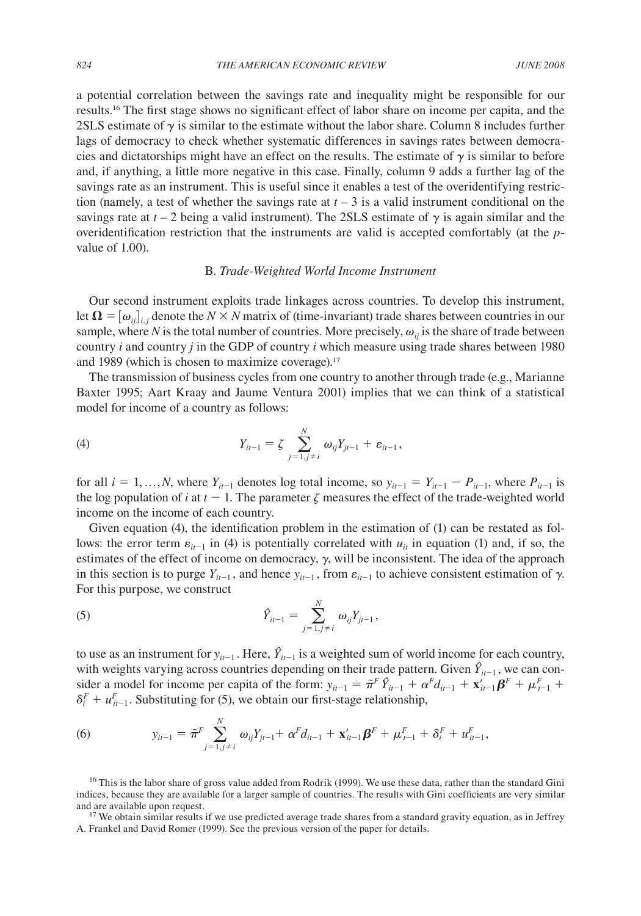a potential correlation between the savings rate and inequality might be responsible for our results.[16] The first stage shows no significant effect of labor share on income per capita, and the 2SLS estimate of $\gamma$ is similar to the estimate without the labor share. Column 8 includes further lags of democracy to check whether systematic differences in savings rates between democracies and dictatorships might have an effect on the results. The estimate of $\gamma$ is similar to before and, if anything, a little more negative in this case. Finally, column 9 adds a further lag of the savings rate as an instrument. This is useful since it enables a test of the overidentifying restriction (namely, a test of whether the savings rate at $t - 3$ is a valid instrument conditional on the savings rate at $t - 2$ being a valid instrument). The 2SLS estimate of $\gamma$ is again similar and the overidentification restriction that the instruments are valid is accepted comfortably (at the $p$-value of 1.00).

### B. *Trade-Weighted World Income Instrument*

Our second instrument exploits trade linkages across countries. To develop this instrument, let $\boldsymbol{\Omega} = [\omega_{ij}]_{i,j}$ denote the $N \times N$ matrix of (time-invariant) trade shares between countries in our sample, where $N$ is the total number of countries. More precisely, $\omega_{ij}$ is the share of trade between country $i$ and country $j$ in the GDP of country $i$ which measure using trade shares between 1980 and 1989 (which is chosen to maximize coverage).[17]

The transmission of business cycles from one country to another through trade (e.g., Marianne Baxter 1995; Aart Kraay and Jaume Ventura 2001) implies that we can think of a statistical model for income of a country as follows:

$$Y_{it-1} = \zeta \sum_{j=1, j \neq i}^{N} \omega_{ij} Y_{jt-1} + \varepsilon_{it-1}, \tag{4}$$

for all $i = 1, \ldots, N$, where $Y_{it-1}$ denotes log total income, so $y_{it-1} = Y_{it-1} - P_{it-1}$, where $P_{it-1}$ is the log population of $i$ at $t - 1$. The parameter $\zeta$ measures the effect of the trade-weighted world income on the income of each country.

Given equation (4), the identification problem in the estimation of (1) can be restated as follows: the error term $\varepsilon_{it-1}$ in (4) is potentially correlated with $u_{it}$ in equation (1) and, if so, the estimates of the effect of income on democracy, $\gamma$, will be inconsistent. The idea of the approach in this section is to purge $Y_{it-1}$, and hence $y_{it-1}$, from $\varepsilon_{it-1}$ to achieve consistent estimation of $\gamma$. For this purpose, we construct

$$\hat{Y}_{it-1} = \sum_{j=1, j \neq i}^{N} \omega_{ij} Y_{jt-1}, \tag{5}$$

to use as an instrument for $y_{it-1}$. Here, $\hat{Y}_{it-1}$ is a weighted sum of world income for each country, with weights varying across countries depending on their trade pattern. Given $\hat{Y}_{it-1}$, we can consider a model for income per capita of the form: $y_{it-1} = \tilde{\pi}^F \hat{Y}_{it-1} + \alpha^F d_{it-1} + \mathbf{x}'_{it-1} \boldsymbol{\beta}^F + \mu^F_{t-1} + \delta^F_i + u^F_{it-1}$. Substituting for (5), we obtain our first-stage relationship,

$$y_{it-1} = \tilde{\pi}^F \sum_{j=1, j \neq i}^{N} \omega_{ij} Y_{jt-1} + \alpha^F d_{it-1} + \mathbf{x}'_{it-1} \boldsymbol{\beta}^F + \mu^F_{t-1} + \delta^F_i + u^F_{it-1}, \tag{6}$$

[16] This is the labor share of gross value added from Rodrik (1999). We use these data, rather than the standard Gini indices, because they are available for a larger sample of countries. The results with Gini coefficients are very similar and are available upon request.

[17] We obtain similar results if we use predicted average trade shares from a standard gravity equation, as in Jeffrey A. Frankel and David Romer (1999). See the previous version of the paper for details.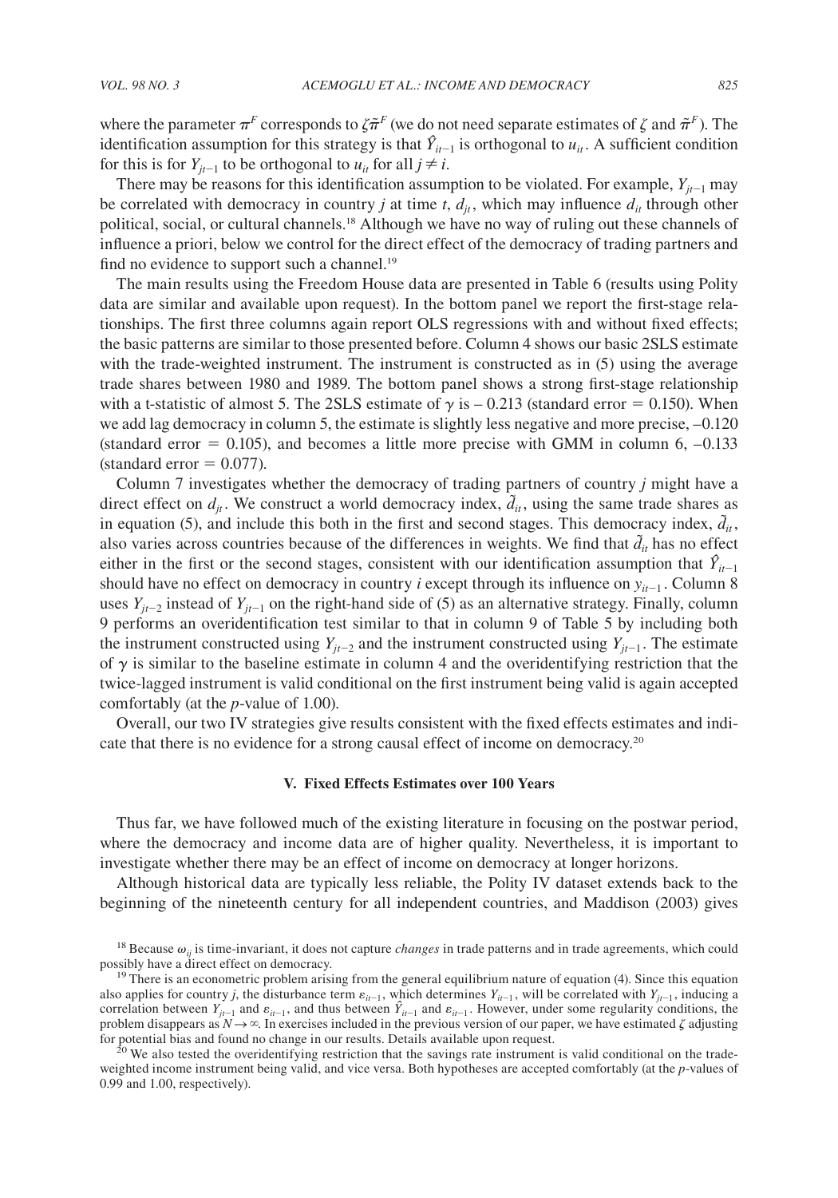where the parameter $\pi^F$ corresponds to $\zeta\tilde{\pi}^F$ (we do not need separate estimates of $\zeta$ and $\tilde{\pi}^F$). The identification assumption for this strategy is that $\hat{Y}_{it-1}$ is orthogonal to $u_{it}$. A sufficient condition for this is for $Y_{jt-1}$ to be orthogonal to $u_{it}$ for all $j \neq i$.

There may be reasons for this identification assumption to be violated. For example, $Y_{jt-1}$ may be correlated with democracy in country $j$ at time $t$, $d_{jt}$, which may influence $d_{it}$ through other political, social, or cultural channels.[18] Although we have no way of ruling out these channels of influence a priori, below we control for the direct effect of the democracy of trading partners and find no evidence to support such a channel.[19]

The main results using the Freedom House data are presented in Table 6 (results using Polity data are similar and available upon request). In the bottom panel we report the first-stage relationships. The first three columns again report OLS regressions with and without fixed effects; the basic patterns are similar to those presented before. Column 4 shows our basic 2SLS estimate with the trade-weighted instrument. The instrument is constructed as in (5) using the average trade shares between 1980 and 1989. The bottom panel shows a strong first-stage relationship with a t-statistic of almost 5. The 2SLS estimate of $\gamma$ is $-0.213$ (standard error $= 0.150$). When we add lag democracy in column 5, the estimate is slightly less negative and more precise, $-0.120$ (standard error $= 0.105$), and becomes a little more precise with GMM in column 6, $-0.133$ (standard error $= 0.077$).

Column 7 investigates whether the democracy of trading partners of country $j$ might have a direct effect on $d_{jt}$. We construct a world democracy index, $\tilde{d}_{it}$, using the same trade shares as in equation (5), and include this both in the first and second stages. This democracy index, $\tilde{d}_{it}$, also varies across countries because of the differences in weights. We find that $\tilde{d}_{it}$ has no effect either in the first or the second stages, consistent with our identification assumption that $\hat{Y}_{it-1}$ should have no effect on democracy in country $i$ except through its influence on $y_{it-1}$. Column 8 uses $Y_{jt-2}$ instead of $Y_{jt-1}$ on the right-hand side of (5) as an alternative strategy. Finally, column 9 performs an overidentification test similar to that in column 9 of Table 5 by including both the instrument constructed using $Y_{jt-2}$ and the instrument constructed using $Y_{jt-1}$. The estimate of $\gamma$ is similar to the baseline estimate in column 4 and the overidentifying restriction that the twice-lagged instrument is valid conditional on the first instrument being valid is again accepted comfortably (at the $p$-value of 1.00).

Overall, our two IV strategies give results consistent with the fixed effects estimates and indicate that there is no evidence for a strong causal effect of income on democracy.[20]

## V. Fixed Effects Estimates over 100 Years

Thus far, we have followed much of the existing literature in focusing on the postwar period, where the democracy and income data are of higher quality. Nevertheless, it is important to investigate whether there may be an effect of income on democracy at longer horizons.

Although historical data are typically less reliable, the Polity IV dataset extends back to the beginning of the nineteenth century for all independent countries, and Maddison (2003) gives

[18] Because $\omega_{ij}$ is time-invariant, it does not capture *changes* in trade patterns and in trade agreements, which could possibly have a direct effect on democracy.

[19] There is an econometric problem arising from the general equilibrium nature of equation (4). Since this equation also applies for country $j$, the disturbance term $\varepsilon_{it-1}$, which determines $Y_{it-1}$, will be correlated with $Y_{jt-1}$, inducing a correlation between $Y_{jt-1}$ and $\varepsilon_{it-1}$, and thus between $\hat{Y}_{it-1}$ and $\varepsilon_{it-1}$. However, under some regularity conditions, the problem disappears as $N \to \infty$. In exercises included in the previous version of our paper, we have estimated $\zeta$ adjusting for potential bias and found no change in our results. Details available upon request.

[20] We also tested the overidentifying restriction that the savings rate instrument is valid conditional on the trade-weighted income instrument being valid, and vice versa. Both hypotheses are accepted comfortably (at the $p$-values of 0.99 and 1.00, respectively).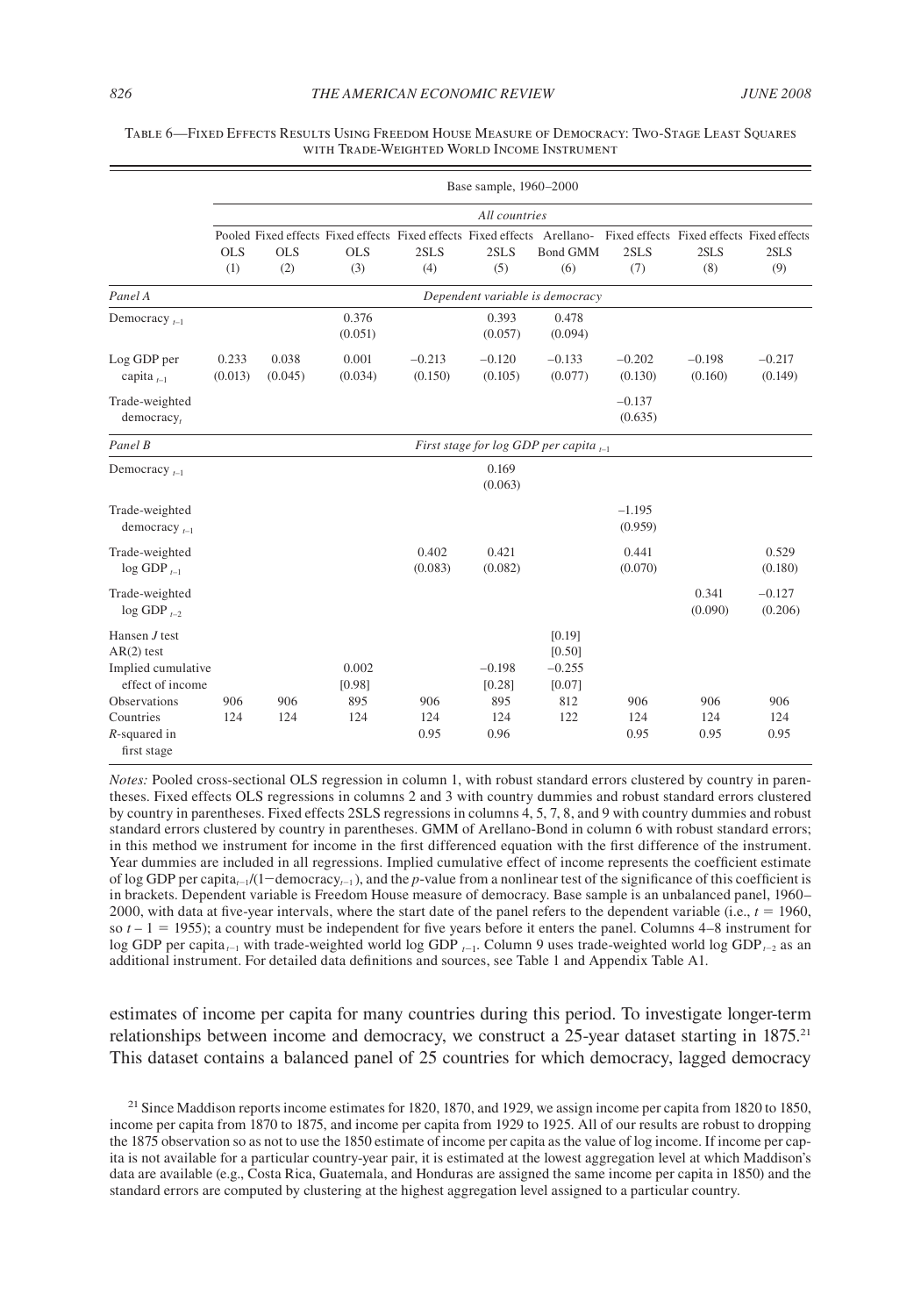Table 6—Fixed Effects Results Using Freedom House Measure of Democracy: Two-Stage Least Squares with Trade-Weighted World Income Instrument

| | Base sample, 1960–2000 | | | | | | | | |
|---|---|---|---|---|---|---|---|---|---|
| | All countries | | | | | | | | |
| | Pooled OLS | Fixed effects OLS | Fixed effects OLS | Fixed effects 2SLS | Fixed effects 2SLS | Arellano-Bond GMM | Fixed effects 2SLS | Fixed effects 2SLS | Fixed effects 2SLS |
| | (1) | (2) | (3) | (4) | (5) | (6) | (7) | (8) | (9) |
| *Panel A* | *Dependent variable is democracy* | | | | | | | | |
| Democracy $_{t-1}$ | | | 0.376 | | 0.393 | 0.478 | | | |
| | | | (0.051) | | (0.057) | (0.094) | | | |
| Log GDP per capita $_{t-1}$ | 0.233 | 0.038 | 0.001 | −0.213 | −0.120 | −0.133 | −0.202 | −0.198 | −0.217 |
| | (0.013) | (0.045) | (0.034) | (0.150) | (0.105) | (0.077) | (0.130) | (0.160) | (0.149) |
| Trade-weighted democracy$_t$ | | | | | | | −0.137 | | |
| | | | | | | | (0.635) | | |
| *Panel B* | *First stage for log GDP per capita $_{t-1}$* | | | | | | | | |
| Democracy $_{t-1}$ | | | | | 0.169 | | | | |
| | | | | | (0.063) | | | | |
| Trade-weighted democracy $_{t-1}$ | | | | | | | −1.195 | | |
| | | | | | | | (0.959) | | |
| Trade-weighted log GDP $_{t-1}$ | | | | 0.402 | 0.421 | | 0.441 | | 0.529 |
| | | | | (0.083) | (0.082) | | (0.070) | | (0.180) |
| Trade-weighted log GDP $_{t-2}$ | | | | | | | | 0.341 | −0.127 |
| | | | | | | | | (0.090) | (0.206) |
| Hansen $J$ test | | | | | | [0.19] | | | |
| AR(2) test | | | | | | [0.50] | | | |
| Implied cumulative effect of income | | | 0.002 | | −0.198 | −0.255 | | | |
| | | | [0.98] | | [0.28] | [0.07] | | | |
| Observations | 906 | 906 | 895 | 906 | 895 | 812 | 906 | 906 | 906 |
| Countries | 124 | 124 | 124 | 124 | 124 | 122 | 124 | 124 | 124 |
| $R$-squared in first stage | | | | 0.95 | 0.96 | | 0.95 | 0.95 | 0.95 |

*Notes:* Pooled cross-sectional OLS regression in column 1, with robust standard errors clustered by country in parentheses. Fixed effects OLS regressions in columns 2 and 3 with country dummies and robust standard errors clustered by country in parentheses. Fixed effects 2SLS regressions in columns 4, 5, 7, 8, and 9 with country dummies and robust standard errors clustered by country in parentheses. GMM of Arellano-Bond in column 6 with robust standard errors; in this method we instrument for income in the first differenced equation with the first difference of the instrument. Year dummies are included in all regressions. Implied cumulative effect of income represents the coefficient estimate of log GDP per capita$_{t-1}$/(1−democracy$_{t-1}$), and the $p$-value from a nonlinear test of the significance of this coefficient is in brackets. Dependent variable is Freedom House measure of democracy. Base sample is an unbalanced panel, 1960–2000, with data at five-year intervals, where the start date of the panel refers to the dependent variable (i.e., $t = 1960$, so $t - 1 = 1955$); a country must be independent for five years before it enters the panel. Columns 4–8 instrument for log GDP per capita$_{t-1}$ with trade-weighted world log GDP $_{t-1}$. Column 9 uses trade-weighted world log GDP$_{t-2}$ as an additional instrument. For detailed data definitions and sources, see Table 1 and Appendix Table A1.

estimates of income per capita for many countries during this period. To investigate longer-term relationships between income and democracy, we construct a 25-year dataset starting in 1875.[21] This dataset contains a balanced panel of 25 countries for which democracy, lagged democracy

[21] Since Maddison reports income estimates for 1820, 1870, and 1929, we assign income per capita from 1820 to 1850, income per capita from 1870 to 1875, and income per capita from 1929 to 1925. All of our results are robust to dropping the 1875 observation so as not to use the 1850 estimate of income per capita as the value of log income. If income per capita is not available for a particular country-year pair, it is estimated at the lowest aggregation level at which Maddison's data are available (e.g., Costa Rica, Guatemala, and Honduras are assigned the same income per capita in 1850) and the standard errors are computed by clustering at the highest aggregation level assigned to a particular country.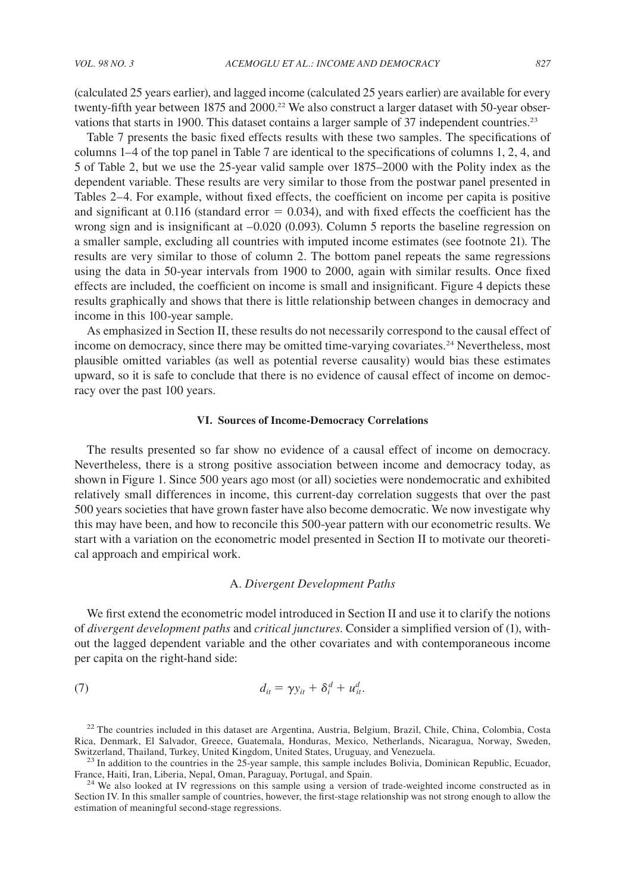(calculated 25 years earlier), and lagged income (calculated 25 years earlier) are available for every twenty-fifth year between 1875 and 2000.[22] We also construct a larger dataset with 50-year observations that starts in 1900. This dataset contains a larger sample of 37 independent countries.[23]

Table 7 presents the basic fixed effects results with these two samples. The specifications of columns 1–4 of the top panel in Table 7 are identical to the specifications of columns 1, 2, 4, and 5 of Table 2, but we use the 25-year valid sample over 1875–2000 with the Polity index as the dependent variable. These results are very similar to those from the postwar panel presented in Tables 2–4. For example, without fixed effects, the coefficient on income per capita is positive and significant at 0.116 (standard error = 0.034), and with fixed effects the coefficient has the wrong sign and is insignificant at –0.020 (0.093). Column 5 reports the baseline regression on a smaller sample, excluding all countries with imputed income estimates (see footnote 21). The results are very similar to those of column 2. The bottom panel repeats the same regressions using the data in 50-year intervals from 1900 to 2000, again with similar results. Once fixed effects are included, the coefficient on income is small and insignificant. Figure 4 depicts these results graphically and shows that there is little relationship between changes in democracy and income in this 100-year sample.

As emphasized in Section II, these results do not necessarily correspond to the causal effect of income on democracy, since there may be omitted time-varying covariates.[24] Nevertheless, most plausible omitted variables (as well as potential reverse causality) would bias these estimates upward, so it is safe to conclude that there is no evidence of causal effect of income on democracy over the past 100 years.

## VI. Sources of Income-Democracy Correlations

The results presented so far show no evidence of a causal effect of income on democracy. Nevertheless, there is a strong positive association between income and democracy today, as shown in Figure 1. Since 500 years ago most (or all) societies were nondemocratic and exhibited relatively small differences in income, this current-day correlation suggests that over the past 500 years societies that have grown faster have also become democratic. We now investigate why this may have been, and how to reconcile this 500-year pattern with our econometric results. We start with a variation on the econometric model presented in Section II to motivate our theoretical approach and empirical work.

### A. *Divergent Development Paths*

We first extend the econometric model introduced in Section II and use it to clarify the notions of *divergent development paths* and *critical junctures*. Consider a simplified version of (1), without the lagged dependent variable and the other covariates and with contemporaneous income per capita on the right-hand side:

$$d_{it} = \gamma y_{it} + \delta_i^d + u_{it}^d. \tag{7}$$

[22] The countries included in this dataset are Argentina, Austria, Belgium, Brazil, Chile, China, Colombia, Costa Rica, Denmark, El Salvador, Greece, Guatemala, Honduras, Mexico, Netherlands, Nicaragua, Norway, Sweden, Switzerland, Thailand, Turkey, United Kingdom, United States, Uruguay, and Venezuela.

[23] In addition to the countries in the 25-year sample, this sample includes Bolivia, Dominican Republic, Ecuador, France, Haiti, Iran, Liberia, Nepal, Oman, Paraguay, Portugal, and Spain.

[24] We also looked at IV regressions on this sample using a version of trade-weighted income constructed as in Section IV. In this smaller sample of countries, however, the first-stage relationship was not strong enough to allow the estimation of meaningful second-stage regressions.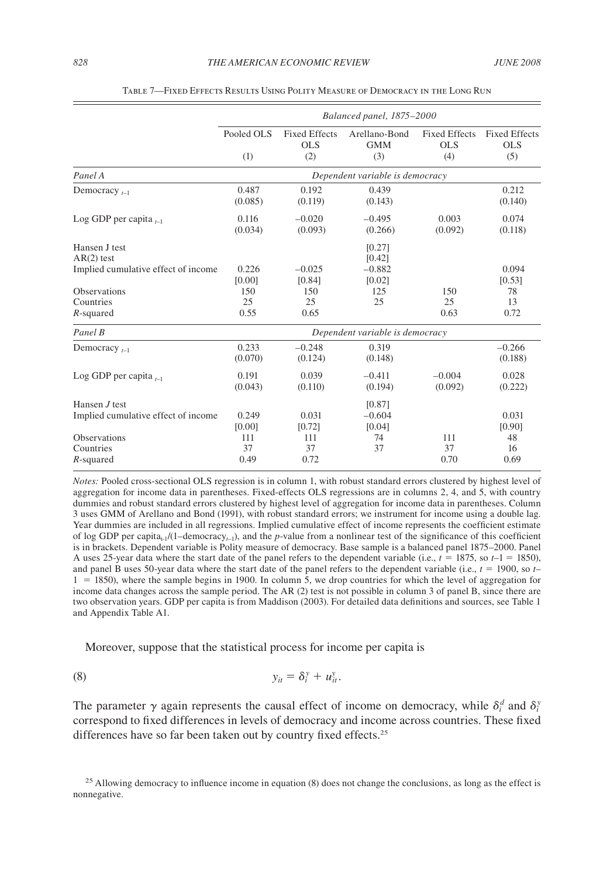Table 7—Fixed Effects Results Using Polity Measure of Democracy in the Long Run

| | Balanced panel, 1875–2000 | | | | |
|---|---|---|---|---|---|
| | Pooled OLS | Fixed Effects OLS | Arellano-Bond GMM | Fixed Effects OLS | Fixed Effects OLS |
| | (1) | (2) | (3) | (4) | (5) |
| *Panel A* | *Dependent variable is democracy* | | | | |
| Democracy $_{t-1}$ | 0.487 | 0.192 | 0.439 | | 0.212 |
| | (0.085) | (0.119) | (0.143) | | (0.140) |
| Log GDP per capita $_{t-1}$ | 0.116 | −0.020 | −0.495 | 0.003 | 0.074 |
| | (0.034) | (0.093) | (0.266) | (0.092) | (0.118) |
| Hansen J test | | | [0.27] | | |
| AR(2) test | | | [0.42] | | |
| Implied cumulative effect of income | 0.226 | −0.025 | −0.882 | | 0.094 |
| | [0.00] | [0.84] | [0.02] | | [0.53] |
| Observations | 150 | 150 | 125 | 150 | 78 |
| Countries | 25 | 25 | 25 | 25 | 13 |
| *R*-squared | 0.55 | 0.65 | | 0.63 | 0.72 |
| *Panel B* | *Dependent variable is democracy* | | | | |
| Democracy $_{t-1}$ | 0.233 | −0.248 | 0.319 | | −0.266 |
| | (0.070) | (0.124) | (0.148) | | (0.188) |
| Log GDP per capita $_{t-1}$ | 0.191 | 0.039 | −0.411 | −0.004 | 0.028 |
| | (0.043) | (0.110) | (0.194) | (0.092) | (0.222) |
| Hansen *J* test | | | [0.87] | | |
| Implied cumulative effect of income | 0.249 | 0.031 | −0.604 | | 0.031 |
| | [0.00] | [0.72] | [0.04] | | [0.90] |
| Observations | 111 | 111 | 74 | 111 | 48 |
| Countries | 37 | 37 | 37 | 37 | 16 |
| *R*-squared | 0.49 | 0.72 | | 0.70 | 0.69 |

*Notes:* Pooled cross-sectional OLS regression is in column 1, with robust standard errors clustered by highest level of aggregation for income data in parentheses. Fixed-effects OLS regressions are in columns 2, 4, and 5, with country dummies and robust standard errors clustered by highest level of aggregation for income data in parentheses. Column 3 uses GMM of Arellano and Bond (1991), with robust standard errors; we instrument for income using a double lag. Year dummies are included in all regressions. Implied cumulative effect of income represents the coefficient estimate of log GDP per capita$_{t-1}$/(1–democracy$_{t-1}$), and the *p*-value from a nonlinear test of the significance of this coefficient is in brackets. Dependent variable is Polity measure of democracy. Base sample is a balanced panel 1875–2000. Panel A uses 25-year data where the start date of the panel refers to the dependent variable (i.e., $t = 1875$, so $t–1 = 1850$), and panel B uses 50-year data where the start date of the panel refers to the dependent variable (i.e., $t = 1900$, so $t–1 = 1850$), where the sample begins in 1900. In column 5, we drop countries for which the level of aggregation for income data changes across the sample period. The AR (2) test is not possible in column 3 of panel B, since there are two observation years. GDP per capita is from Maddison (2003). For detailed data definitions and sources, see Table 1 and Appendix Table A1.

Moreover, suppose that the statistical process for income per capita is

$$y_{it} = \delta_i^y + u_{it}^y. \tag{8}$$

The parameter $\gamma$ again represents the causal effect of income on democracy, while $\delta_i^d$ and $\delta_i^y$ correspond to fixed differences in levels of democracy and income across countries. These fixed differences have so far been taken out by country fixed effects.[25]

[25] Allowing democracy to influence income in equation (8) does not change the conclusions, as long as the effect is nonnegative.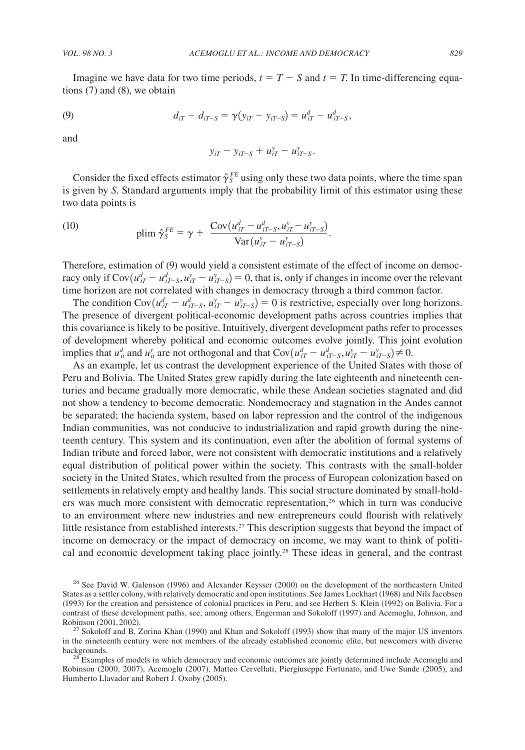Imagine we have data for two time periods, $t = T - S$ and $t = T$. In time-differencing equations (7) and (8), we obtain

$$d_{iT} - d_{iT-S} = \gamma(y_{iT} - y_{iT-S}) = u^d_{iT} - u^d_{iT-S}, \tag{9}$$

and

$$y_{iT} - y_{iT-S} + u^y_{iT} - u^y_{iT-S}.$$

Consider the fixed effects estimator $\hat{\gamma}^{FE}_S$ using only these two data points, where the time span is given by $S$. Standard arguments imply that the probability limit of this estimator using these two data points is

$$\text{plim } \hat{\gamma}^{FE}_S = \gamma + \frac{\text{Cov}(u^d_{iT} - u^d_{iT-S}, u^y_{iT} - u^y_{iT-S})}{\text{Var}(u^y_{iT} - u^y_{iT-S})}. \tag{10}$$

Therefore, estimation of (9) would yield a consistent estimate of the effect of income on democracy only if $\text{Cov}(u^d_{iT} - u^d_{iT-S}, u^y_{iT} - u^y_{iT-S}) = 0$, that is, only if changes in income over the relevant time horizon are not correlated with changes in democracy through a third common factor.

The condition $\text{Cov}(u^d_{iT} - u^d_{iT-S}, u^y_{iT} - u^y_{iT-S}) = 0$ is restrictive, especially over long horizons. The presence of divergent political-economic development paths across countries implies that this covariance is likely to be positive. Intuitively, divergent development paths refer to processes of development whereby political and economic outcomes evolve jointly. This joint evolution implies that $u^d_{it}$ and $u^y_{it}$ are not orthogonal and that $\text{Cov}(u^d_{iT} - u^d_{iT-S}, u^y_{iT} - u^y_{iT-S}) \neq 0$.

As an example, let us contrast the development experience of the United States with those of Peru and Bolivia. The United States grew rapidly during the late eighteenth and nineteenth centuries and became gradually more democratic, while these Andean societies stagnated and did not show a tendency to become democratic. Nondemocracy and stagnation in the Andes cannot be separated; the hacienda system, based on labor repression and the control of the indigenous Indian communities, was not conducive to industrialization and rapid growth during the nineteenth century. This system and its continuation, even after the abolition of formal systems of Indian tribute and forced labor, were not consistent with democratic institutions and a relatively equal distribution of political power within the society. This contrasts with the small-holder society in the United States, which resulted from the process of European colonization based on settlements in relatively empty and healthy lands. This social structure dominated by small-holders was much more consistent with democratic representation,[26] which in turn was conducive to an environment where new industries and new entrepreneurs could flourish with relatively little resistance from established interests.[27] This description suggests that beyond the impact of income on democracy or the impact of democracy on income, we may want to think of political and economic development taking place jointly.[28] These ideas in general, and the contrast

[26] See David W. Galenson (1996) and Alexander Keysser (2000) on the development of the northeastern United States as a settler colony, with relatively democratic and open institutions. See James Lockhart (1968) and Nils Jacobsen (1993) for the creation and persistence of colonial practices in Peru, and see Herbert S. Klein (1992) on Bolivia. For a contrast of these development paths, see, among others, Engerman and Sokoloff (1997) and Acemoglu, Johnson, and Robinson (2001, 2002).

[27] Sokoloff and B. Zorina Khan (1990) and Khan and Sokoloff (1993) show that many of the major US inventors in the nineteenth century were not members of the already established economic elite, but newcomers with diverse backgrounds.

[28] Examples of models in which democracy and economic outcomes are jointly determined include Acemoglu and Robinson (2000, 2007), Acemoglu (2007), Matteo Cervellati, Piergiuseppe Fortunato, and Uwe Sunde (2005), and Humberto Llavador and Robert J. Oxoby (2005).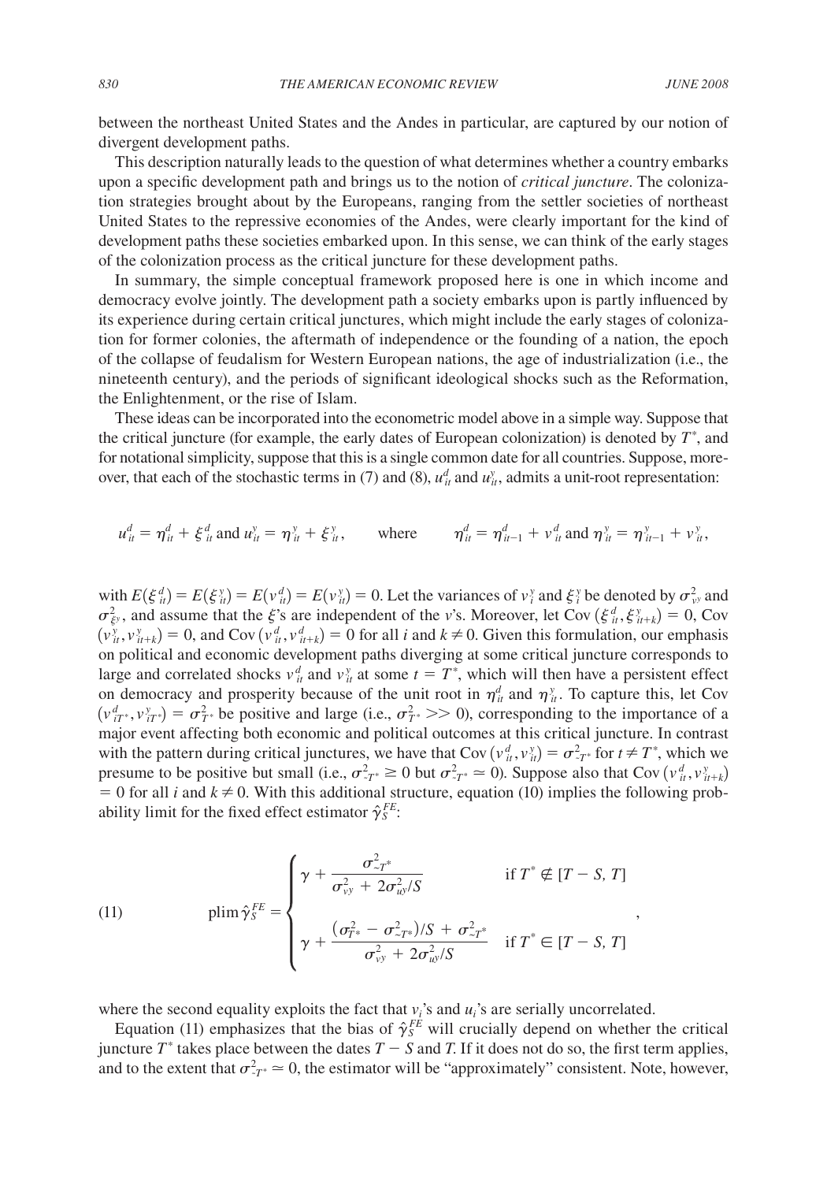between the northeast United States and the Andes in particular, are captured by our notion of divergent development paths.

This description naturally leads to the question of what determines whether a country embarks upon a specific development path and brings us to the notion of *critical juncture*. The colonization strategies brought about by the Europeans, ranging from the settler societies of northeast United States to the repressive economies of the Andes, were clearly important for the kind of development paths these societies embarked upon. In this sense, we can think of the early stages of the colonization process as the critical juncture for these development paths.

In summary, the simple conceptual framework proposed here is one in which income and democracy evolve jointly. The development path a society embarks upon is partly influenced by its experience during certain critical junctures, which might include the early stages of colonization for former colonies, the aftermath of independence or the founding of a nation, the epoch of the collapse of feudalism for Western European nations, the age of industrialization (i.e., the nineteenth century), and the periods of significant ideological shocks such as the Reformation, the Enlightenment, or the rise of Islam.

These ideas can be incorporated into the econometric model above in a simple way. Suppose that the critical juncture (for example, the early dates of European colonization) is denoted by $T^*$, and for notational simplicity, suppose that this is a single common date for all countries. Suppose, moreover, that each of the stochastic terms in (7) and (8), $u_{it}^d$ and $u_{it}^y$, admits a unit-root representation:

$$u_{it}^d = \eta_{it}^d + \xi_{it}^d \text{ and } u_{it}^y = \eta_{it}^y + \xi_{it}^y, \qquad \text{where} \qquad \eta_{it}^d = \eta_{it-1}^d + v_{it}^d \text{ and } \eta_{it}^y = \eta_{it-1}^y + v_{it}^y,$$

with $E(\xi_{it}^d) = E(\xi_{it}^y) = E(v_{it}^d) = E(v_{it}^y) = 0$. Let the variances of $v_i^y$ and $\xi_i^y$ be denoted by $\sigma_{v^y}^2$ and $\sigma_{\xi^y}^2$, and assume that the $\xi$'s are independent of the $v$'s. Moreover, let $\text{Cov}(\xi_{it}^d, \xi_{it+k}^y) = 0$, $\text{Cov}(v_{it}^y, v_{it+k}^y) = 0$, and $\text{Cov}(v_{it}^d, v_{it+k}^d) = 0$ for all $i$ and $k \neq 0$. Given this formulation, our emphasis on political and economic development paths diverging at some critical juncture corresponds to large and correlated shocks $v_{it}^d$ and $v_{it}^y$ at some $t = T^*$, which will then have a persistent effect on democracy and prosperity because of the unit root in $\eta_{it}^d$ and $\eta_{it}^y$. To capture this, let $\text{Cov}(v_{iT^*}^d, v_{iT^*}^y) = \sigma_{T^*}^2$ be positive and large (i.e., $\sigma_{T^*}^2 >> 0$), corresponding to the importance of a major event affecting both economic and political outcomes at this critical juncture. In contrast with the pattern during critical junctures, we have that $\text{Cov}(v_{it}^d, v_{it}^y) = \sigma_{\sim T^*}^2$ for $t \neq T^*$, which we presume to be positive but small (i.e., $\sigma_{\sim T^*}^2 \geq 0$ but $\sigma_{\sim T^*}^2 \simeq 0$). Suppose also that $\text{Cov}(v_{it}^d, v_{it+k}^y) = 0$ for all $i$ and $k \neq 0$. With this additional structure, equation (10) implies the following probability limit for the fixed effect estimator $\hat{\gamma}_S^{FE}$:

$$\text{plim}\, \hat{\gamma}_S^{FE} = \begin{cases} \gamma + \dfrac{\sigma_{\sim T^*}^2}{\sigma_{vy}^2 + 2\sigma_{uy}^2/S} & \text{if } T^* \notin [T - S, T] \\[2ex] \gamma + \dfrac{(\sigma_{T^*}^2 - \sigma_{\sim T^*}^2)/S + \sigma_{\sim T^*}^2}{\sigma_{vy}^2 + 2\sigma_{uy}^2/S} & \text{if } T^* \in [T - S, T] \end{cases}, \tag{11}$$

where the second equality exploits the fact that $v_i$'s and $u_i$'s are serially uncorrelated.

Equation (11) emphasizes that the bias of $\hat{\gamma}_S^{FE}$ will crucially depend on whether the critical juncture $T^*$ takes place between the dates $T - S$ and $T$. If it does not do so, the first term applies, and to the extent that $\sigma_{\sim T^*}^2 \simeq 0$, the estimator will be "approximately" consistent. Note, however,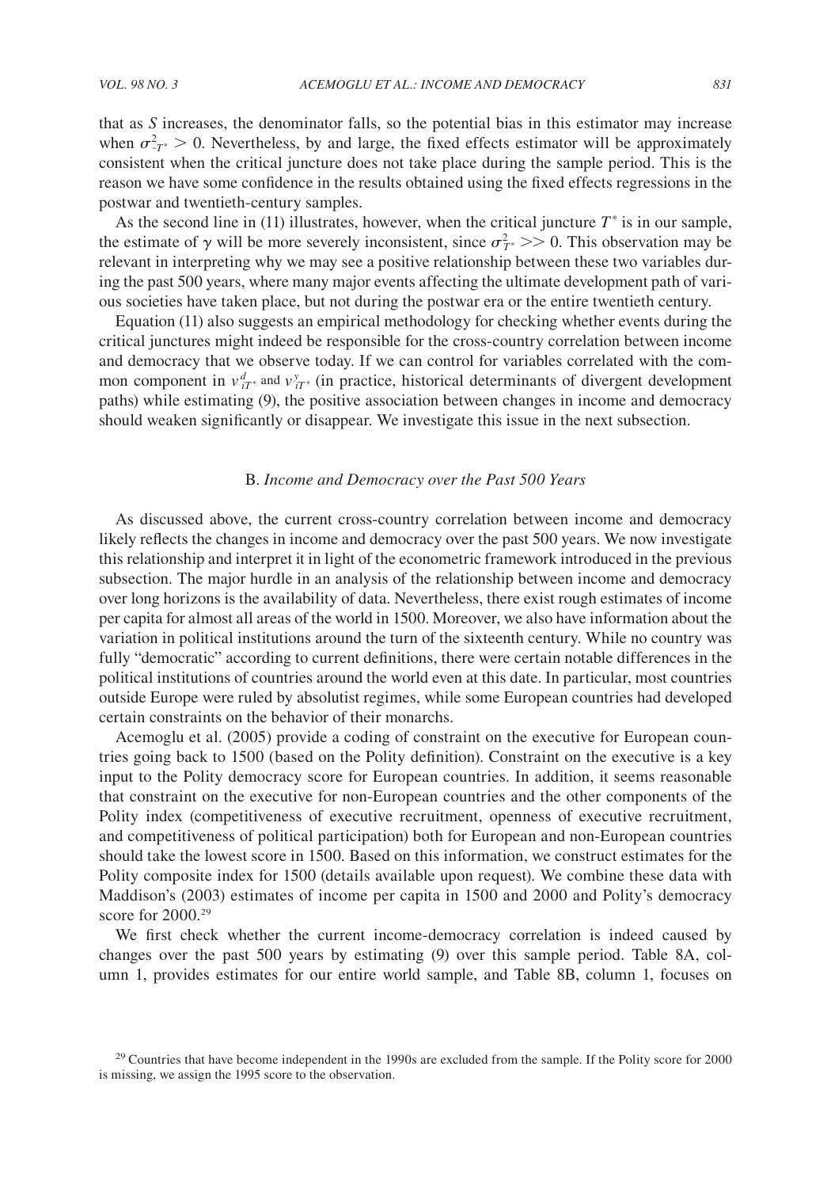that as $S$ increases, the denominator falls, so the potential bias in this estimator may increase when $\sigma^2_{\neg T^*} > 0$. Nevertheless, by and large, the fixed effects estimator will be approximately consistent when the critical juncture does not take place during the sample period. This is the reason we have some confidence in the results obtained using the fixed effects regressions in the postwar and twentieth-century samples.

As the second line in (11) illustrates, however, when the critical juncture $T^*$ is in our sample, the estimate of $\gamma$ will be more severely inconsistent, since $\sigma^2_{T^*} >> 0$. This observation may be relevant in interpreting why we may see a positive relationship between these two variables during the past 500 years, where many major events affecting the ultimate development path of various societies have taken place, but not during the postwar era or the entire twentieth century.

Equation (11) also suggests an empirical methodology for checking whether events during the critical junctures might indeed be responsible for the cross-country correlation between income and democracy that we observe today. If we can control for variables correlated with the common component in $\nu^d_{iT^*}$ and $\nu^y_{iT^*}$ (in practice, historical determinants of divergent development paths) while estimating (9), the positive association between changes in income and democracy should weaken significantly or disappear. We investigate this issue in the next subsection.

### B. *Income and Democracy over the Past 500 Years*

As discussed above, the current cross-country correlation between income and democracy likely reflects the changes in income and democracy over the past 500 years. We now investigate this relationship and interpret it in light of the econometric framework introduced in the previous subsection. The major hurdle in an analysis of the relationship between income and democracy over long horizons is the availability of data. Nevertheless, there exist rough estimates of income per capita for almost all areas of the world in 1500. Moreover, we also have information about the variation in political institutions around the turn of the sixteenth century. While no country was fully "democratic" according to current definitions, there were certain notable differences in the political institutions of countries around the world even at this date. In particular, most countries outside Europe were ruled by absolutist regimes, while some European countries had developed certain constraints on the behavior of their monarchs.

Acemoglu et al. (2005) provide a coding of constraint on the executive for European countries going back to 1500 (based on the Polity definition). Constraint on the executive is a key input to the Polity democracy score for European countries. In addition, it seems reasonable that constraint on the executive for non-European countries and the other components of the Polity index (competitiveness of executive recruitment, openness of executive recruitment, and competitiveness of political participation) both for European and non-European countries should take the lowest score in 1500. Based on this information, we construct estimates for the Polity composite index for 1500 (details available upon request). We combine these data with Maddison's (2003) estimates of income per capita in 1500 and 2000 and Polity's democracy score for 2000.[29]

We first check whether the current income-democracy correlation is indeed caused by changes over the past 500 years by estimating (9) over this sample period. Table 8A, column 1, provides estimates for our entire world sample, and Table 8B, column 1, focuses on

[29] Countries that have become independent in the 1990s are excluded from the sample. If the Polity score for 2000 is missing, we assign the 1995 score to the observation.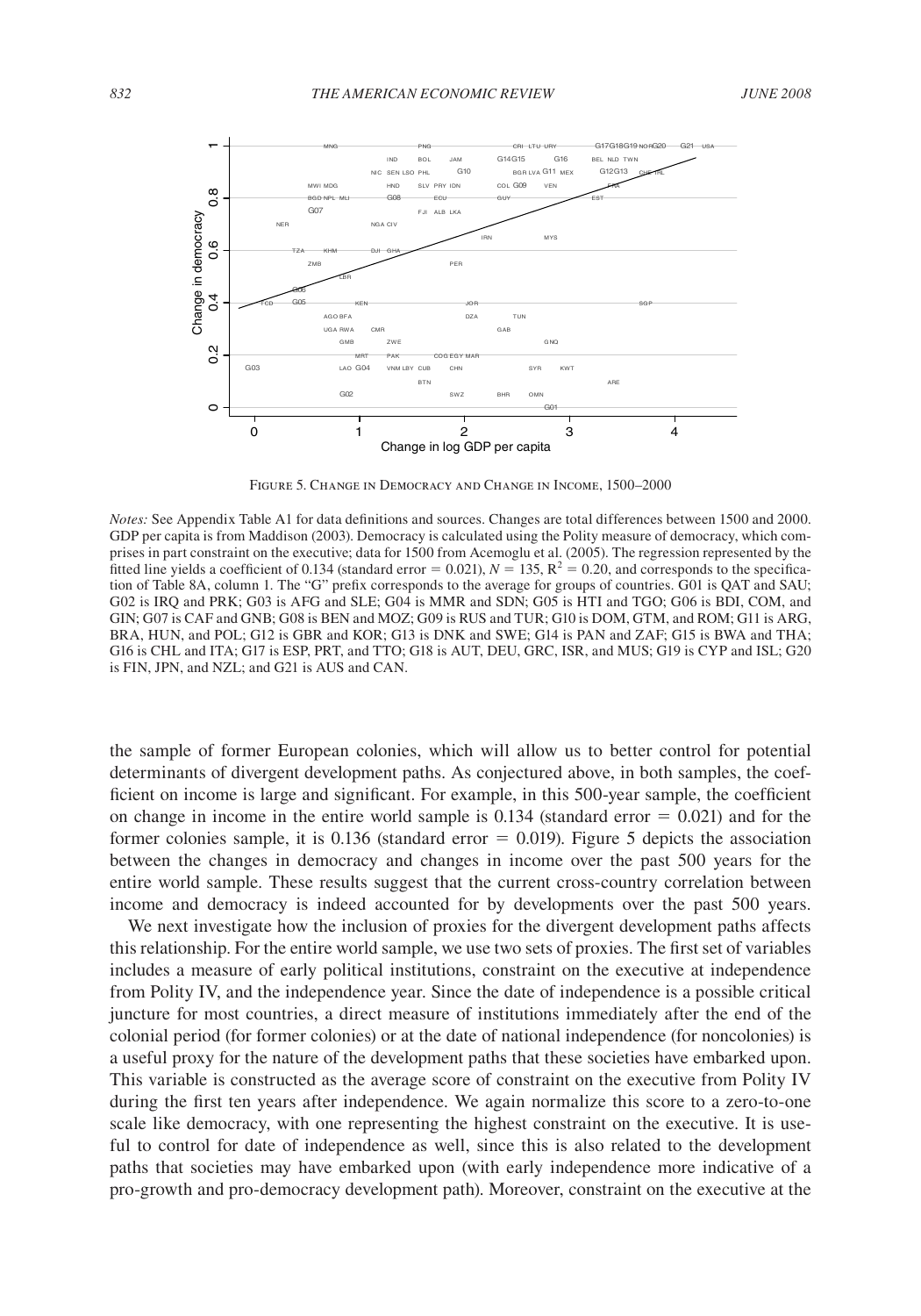FIGURE 5. CHANGE IN DEMOCRACY AND CHANGE IN INCOME, 1500–2000

*Notes:* See Appendix Table A1 for data definitions and sources. Changes are total differences between 1500 and 2000. GDP per capita is from Maddison (2003). Democracy is calculated using the Polity measure of democracy, which comprises in part constraint on the executive; data for 1500 from Acemoglu et al. (2005). The regression represented by the fitted line yields a coefficient of 0.134 (standard error = 0.021), $N = 135$, $R^2 = 0.20$, and corresponds to the specification of Table 8A, column 1. The "G" prefix corresponds to the average for groups of countries. G01 is QAT and SAU; G02 is IRQ and PRK; G03 is AFG and SLE; G04 is MMR and SDN; G05 is HTI and TGO; G06 is BDI, COM, and GIN; G07 is CAF and GNB; G08 is BEN and MOZ; G09 is RUS and TUR; G10 is DOM, GTM, and ROM; G11 is ARG, BRA, HUN, and POL; G12 is GBR and KOR; G13 is DNK and SWE; G14 is PAN and ZAF; G15 is BWA and THA; G16 is CHL and ITA; G17 is ESP, PRT, and TTO; G18 is AUT, DEU, GRC, ISR, and MUS; G19 is CYP and ISL; G20 is FIN, JPN, and NZL; and G21 is AUS and CAN.

the sample of former European colonies, which will allow us to better control for potential determinants of divergent development paths. As conjectured above, in both samples, the coefficient on income is large and significant. For example, in this 500-year sample, the coefficient on change in income in the entire world sample is 0.134 (standard error = 0.021) and for the former colonies sample, it is 0.136 (standard error = 0.019). Figure 5 depicts the association between the changes in democracy and changes in income over the past 500 years for the entire world sample. These results suggest that the current cross-country correlation between income and democracy is indeed accounted for by developments over the past 500 years.

We next investigate how the inclusion of proxies for the divergent development paths affects this relationship. For the entire world sample, we use two sets of proxies. The first set of variables includes a measure of early political institutions, constraint on the executive at independence from Polity IV, and the independence year. Since the date of independence is a possible critical juncture for most countries, a direct measure of institutions immediately after the end of the colonial period (for former colonies) or at the date of national independence (for noncolonies) is a useful proxy for the nature of the development paths that these societies have embarked upon. This variable is constructed as the average score of constraint on the executive from Polity IV during the first ten years after independence. We again normalize this score to a zero-to-one scale like democracy, with one representing the highest constraint on the executive. It is useful to control for date of independence as well, since this is also related to the development paths that societies may have embarked upon (with early independence more indicative of a pro-growth and pro-democracy development path). Moreover, constraint on the executive at the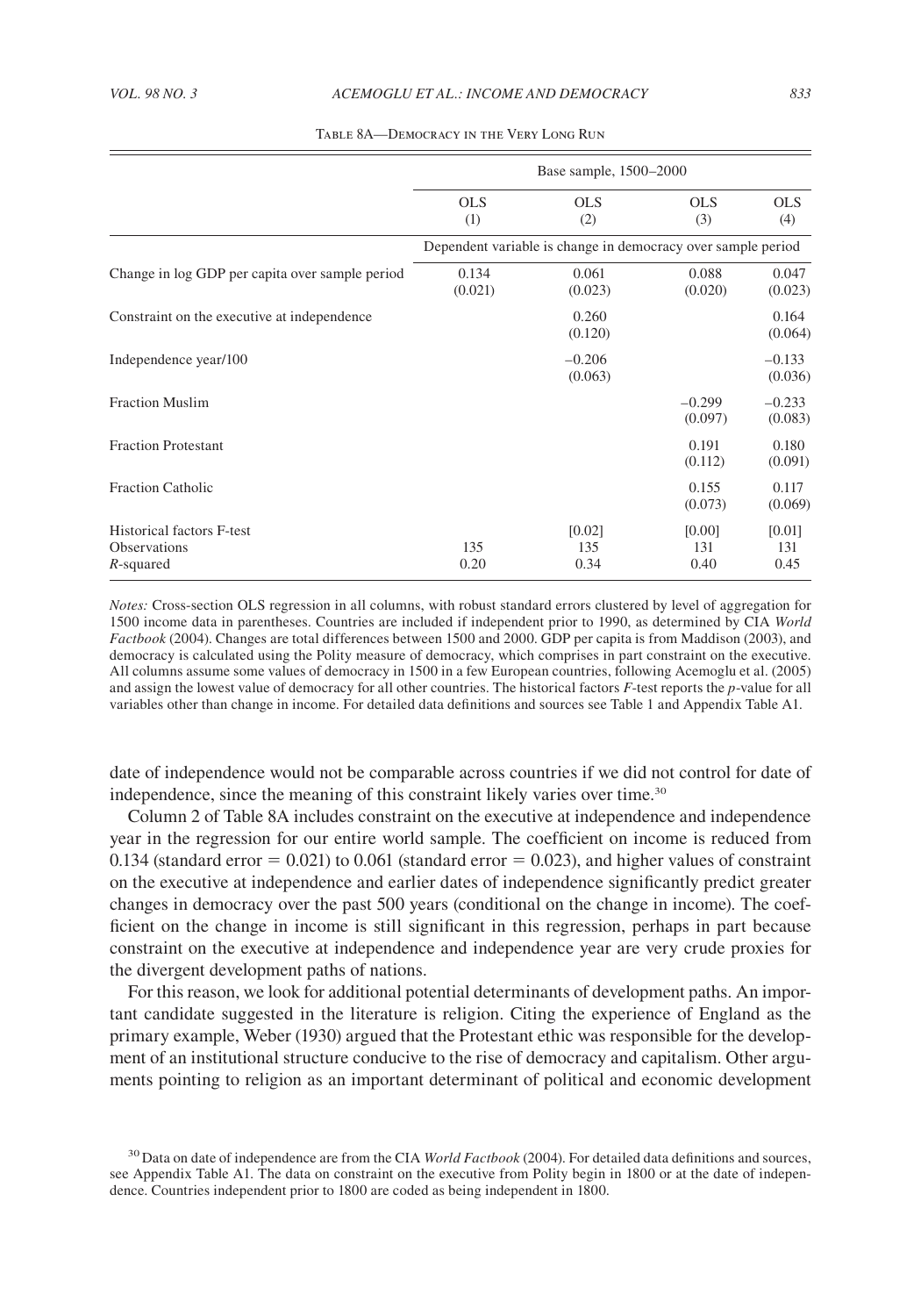Table 8A—Democracy in the Very Long Run

| | Base sample, 1500–2000 | | | |
|---|---|---|---|---|
| | OLS (1) | OLS (2) | OLS (3) | OLS (4) |
| | Dependent variable is change in democracy over sample period | | | |
| Change in log GDP per capita over sample period | 0.134 (0.021) | 0.061 (0.023) | 0.088 (0.020) | 0.047 (0.023) |
| Constraint on the executive at independence | | 0.260 (0.120) | | 0.164 (0.064) |
| Independence year/100 | | −0.206 (0.063) | | −0.133 (0.036) |
| Fraction Muslim | | | −0.299 (0.097) | −0.233 (0.083) |
| Fraction Protestant | | | 0.191 (0.112) | 0.180 (0.091) |
| Fraction Catholic | | | 0.155 (0.073) | 0.117 (0.069) |
| Historical factors F-test | | [0.02] | [0.00] | [0.01] |
| Observations | 135 | 135 | 131 | 131 |
| $R$-squared | 0.20 | 0.34 | 0.40 | 0.45 |

*Notes:* Cross-section OLS regression in all columns, with robust standard errors clustered by level of aggregation for 1500 income data in parentheses. Countries are included if independent prior to 1990, as determined by CIA *World Factbook* (2004). Changes are total differences between 1500 and 2000. GDP per capita is from Maddison (2003), and democracy is calculated using the Polity measure of democracy, which comprises in part constraint on the executive. All columns assume some values of democracy in 1500 in a few European countries, following Acemoglu et al. (2005) and assign the lowest value of democracy for all other countries. The historical factors $F$-test reports the $p$-value for all variables other than change in income. For detailed data definitions and sources see Table 1 and Appendix Table A1.

date of independence would not be comparable across countries if we did not control for date of independence, since the meaning of this constraint likely varies over time.[30]

Column 2 of Table 8A includes constraint on the executive at independence and independence year in the regression for our entire world sample. The coefficient on income is reduced from 0.134 (standard error = 0.021) to 0.061 (standard error = 0.023), and higher values of constraint on the executive at independence and earlier dates of independence significantly predict greater changes in democracy over the past 500 years (conditional on the change in income). The coefficient on the change in income is still significant in this regression, perhaps in part because constraint on the executive at independence and independence year are very crude proxies for the divergent development paths of nations.

For this reason, we look for additional potential determinants of development paths. An important candidate suggested in the literature is religion. Citing the experience of England as the primary example, Weber (1930) argued that the Protestant ethic was responsible for the development of an institutional structure conducive to the rise of democracy and capitalism. Other arguments pointing to religion as an important determinant of political and economic development

[30] Data on date of independence are from the CIA *World Factbook* (2004). For detailed data definitions and sources, see Appendix Table A1. The data on constraint on the executive from Polity begin in 1800 or at the date of independence. Countries independent prior to 1800 are coded as being independent in 1800.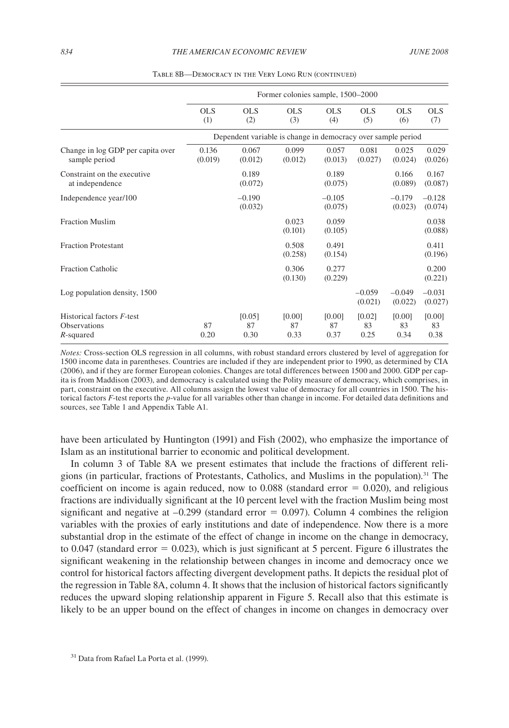Table 8B—Democracy in the Very Long Run (continued)

| | Former colonies sample, 1500–2000 | | | | | | |
|---|---|---|---|---|---|---|---|
| | OLS (1) | OLS (2) | OLS (3) | OLS (4) | OLS (5) | OLS (6) | OLS (7) |
| | Dependent variable is change in democracy over sample period | | | | | | |
| Change in log GDP per capita over sample period | 0.136 (0.019) | 0.067 (0.012) | 0.099 (0.012) | 0.057 (0.013) | 0.081 (0.027) | 0.025 (0.024) | 0.029 (0.026) |
| Constraint on the executive at independence | | 0.189 (0.072) | | 0.189 (0.075) | | 0.166 (0.089) | 0.167 (0.087) |
| Independence year/100 | | −0.190 (0.032) | | −0.105 (0.075) | | −0.179 (0.023) | −0.128 (0.074) |
| Fraction Muslim | | | 0.023 (0.101) | 0.059 (0.105) | | | 0.038 (0.088) |
| Fraction Protestant | | | 0.508 (0.258) | 0.491 (0.154) | | | 0.411 (0.196) |
| Fraction Catholic | | | 0.306 (0.130) | 0.277 (0.229) | | | 0.200 (0.221) |
| Log population density, 1500 | | | | | −0.059 (0.021) | −0.049 (0.022) | −0.031 (0.027) |
| Historical factors $F$-test | | [0.05] | [0.00] | [0.00] | [0.02] | [0.00] | [0.00] |
| Observations | 87 | 87 | 87 | 87 | 83 | 83 | 83 |
| $R$-squared | 0.20 | 0.30 | 0.33 | 0.37 | 0.25 | 0.34 | 0.38 |

*Notes:* Cross-section OLS regression in all columns, with robust standard errors clustered by level of aggregation for 1500 income data in parentheses. Countries are included if they are independent prior to 1990, as determined by CIA (2006), and if they are former European colonies. Changes are total differences between 1500 and 2000. GDP per capita is from Maddison (2003), and democracy is calculated using the Polity measure of democracy, which comprises, in part, constraint on the executive. All columns assign the lowest value of democracy for all countries in 1500. The historical factors $F$-test reports the $p$-value for all variables other than change in income. For detailed data definitions and sources, see Table 1 and Appendix Table A1.

have been articulated by Huntington (1991) and Fish (2002), who emphasize the importance of Islam as an institutional barrier to economic and political development.

In column 3 of Table 8A we present estimates that include the fractions of different religions (in particular, fractions of Protestants, Catholics, and Muslims in the population).[31] The coefficient on income is again reduced, now to 0.088 (standard error = 0.020), and religious fractions are individually significant at the 10 percent level with the fraction Muslim being most significant and negative at −0.299 (standard error = 0.097). Column 4 combines the religion variables with the proxies of early institutions and date of independence. Now there is a more substantial drop in the estimate of the effect of change in income on the change in democracy, to 0.047 (standard error = 0.023), which is just significant at 5 percent. Figure 6 illustrates the significant weakening in the relationship between changes in income and democracy once we control for historical factors affecting divergent development paths. It depicts the residual plot of the regression in Table 8A, column 4. It shows that the inclusion of historical factors significantly reduces the upward sloping relationship apparent in Figure 5. Recall also that this estimate is likely to be an upper bound on the effect of changes in income on changes in democracy over

[31] Data from Rafael La Porta et al. (1999).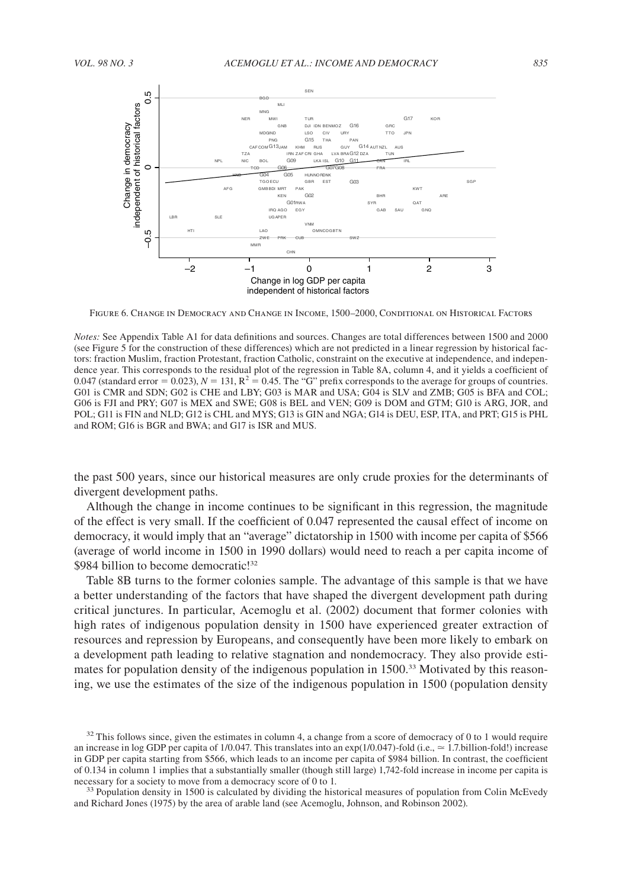Figure 6. Change in Democracy and Change in Income, 1500–2000, Conditional on Historical Factors

*Notes:* See Appendix Table A1 for data definitions and sources. Changes are total differences between 1500 and 2000 (see Figure 5 for the construction of these differences) which are not predicted in a linear regression by historical factors: fraction Muslim, fraction Protestant, fraction Catholic, constraint on the executive at independence, and independence year. This corresponds to the residual plot of the regression in Table 8A, column 4, and it yields a coefficient of 0.047 (standard error = 0.023), $N = 131$, $R^2 = 0.45$. The "G" prefix corresponds to the average for groups of countries. G01 is CMR and SDN; G02 is CHE and LBY; G03 is MAR and USA; G04 is SLV and ZMB; G05 is BFA and COL; G06 is FJI and PRY; G07 is MEX and SWE; G08 is BEL and VEN; G09 is DOM and GTM; G10 is ARG, JOR, and POL; G11 is FIN and NLD; G12 is CHL and MYS; G13 is GIN and NGA; G14 is DEU, ESP, ITA, and PRT; G15 is PHL and ROM; G16 is BGR and BWA; and G17 is ISR and MUS.

the past 500 years, since our historical measures are only crude proxies for the determinants of divergent development paths.

Although the change in income continues to be significant in this regression, the magnitude of the effect is very small. If the coefficient of 0.047 represented the causal effect of income on democracy, it would imply that an "average" dictatorship in 1500 with income per capita of $566 (average of world income in 1500 in 1990 dollars) would need to reach a per capita income of $984 billion to become democratic![32]

Table 8B turns to the former colonies sample. The advantage of this sample is that we have a better understanding of the factors that have shaped the divergent development path during critical junctures. In particular, Acemoglu et al. (2002) document that former colonies with high rates of indigenous population density in 1500 have experienced greater extraction of resources and repression by Europeans, and consequently have been more likely to embark on a development path leading to relative stagnation and nondemocracy. They also provide estimates for population density of the indigenous population in 1500.[33] Motivated by this reasoning, we use the estimates of the size of the indigenous population in 1500 (population density

[32] This follows since, given the estimates in column 4, a change from a score of democracy of 0 to 1 would require an increase in log GDP per capita of 1/0.047. This translates into an exp(1/0.047)-fold (i.e., $\simeq$ 1.7.billion-fold!) increase in GDP per capita starting from $566, which leads to an income per capita of $984 billion. In contrast, the coefficient of 0.134 in column 1 implies that a substantially smaller (though still large) 1,742-fold increase in income per capita is necessary for a society to move from a democracy score of 0 to 1.

[33] Population density in 1500 is calculated by dividing the historical measures of population from Colin McEvedy and Richard Jones (1975) by the area of arable land (see Acemoglu, Johnson, and Robinson 2002).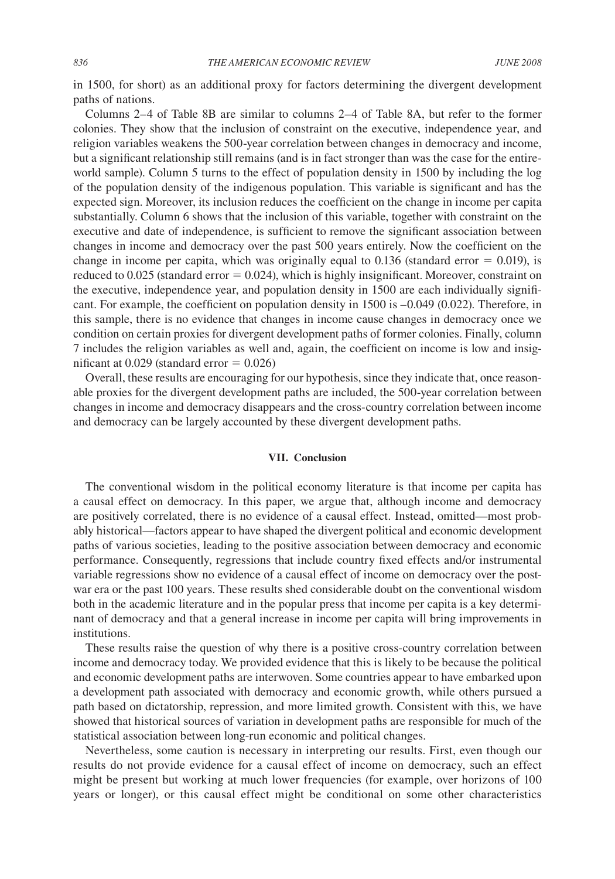in 1500, for short) as an additional proxy for factors determining the divergent development paths of nations.

Columns 2–4 of Table 8B are similar to columns 2–4 of Table 8A, but refer to the former colonies. They show that the inclusion of constraint on the executive, independence year, and religion variables weakens the 500-year correlation between changes in democracy and income, but a significant relationship still remains (and is in fact stronger than was the case for the entire-world sample). Column 5 turns to the effect of population density in 1500 by including the log of the population density of the indigenous population. This variable is significant and has the expected sign. Moreover, its inclusion reduces the coefficient on the change in income per capita substantially. Column 6 shows that the inclusion of this variable, together with constraint on the executive and date of independence, is sufficient to remove the significant association between changes in income and democracy over the past 500 years entirely. Now the coefficient on the change in income per capita, which was originally equal to 0.136 (standard error = 0.019), is reduced to 0.025 (standard error = 0.024), which is highly insignificant. Moreover, constraint on the executive, independence year, and population density in 1500 are each individually significant. For example, the coefficient on population density in 1500 is –0.049 (0.022). Therefore, in this sample, there is no evidence that changes in income cause changes in democracy once we condition on certain proxies for divergent development paths of former colonies. Finally, column 7 includes the religion variables as well and, again, the coefficient on income is low and insignificant at 0.029 (standard error = 0.026)

Overall, these results are encouraging for our hypothesis, since they indicate that, once reasonable proxies for the divergent development paths are included, the 500-year correlation between changes in income and democracy disappears and the cross-country correlation between income and democracy can be largely accounted by these divergent development paths.

## VII. Conclusion

The conventional wisdom in the political economy literature is that income per capita has a causal effect on democracy. In this paper, we argue that, although income and democracy are positively correlated, there is no evidence of a causal effect. Instead, omitted—most probably historical—factors appear to have shaped the divergent political and economic development paths of various societies, leading to the positive association between democracy and economic performance. Consequently, regressions that include country fixed effects and/or instrumental variable regressions show no evidence of a causal effect of income on democracy over the postwar era or the past 100 years. These results shed considerable doubt on the conventional wisdom both in the academic literature and in the popular press that income per capita is a key determinant of democracy and that a general increase in income per capita will bring improvements in institutions.

These results raise the question of why there is a positive cross-country correlation between income and democracy today. We provided evidence that this is likely to be because the political and economic development paths are interwoven. Some countries appear to have embarked upon a development path associated with democracy and economic growth, while others pursued a path based on dictatorship, repression, and more limited growth. Consistent with this, we have showed that historical sources of variation in development paths are responsible for much of the statistical association between long-run economic and political changes.

Nevertheless, some caution is necessary in interpreting our results. First, even though our results do not provide evidence for a causal effect of income on democracy, such an effect might be present but working at much lower frequencies (for example, over horizons of 100 years or longer), or this causal effect might be conditional on some other characteristics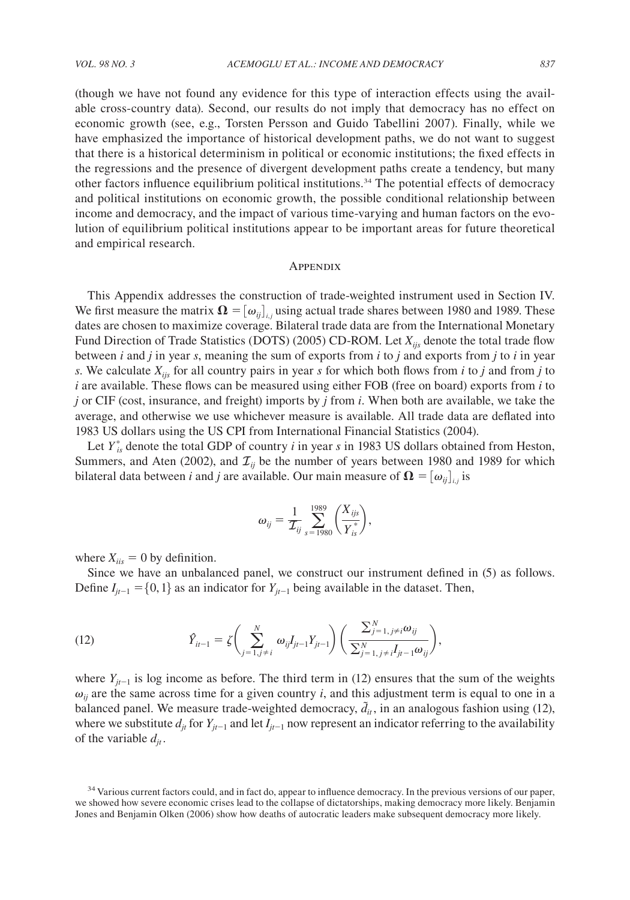(though we have not found any evidence for this type of interaction effects using the available cross-country data). Second, our results do not imply that democracy has no effect on economic growth (see, e.g., Torsten Persson and Guido Tabellini 2007). Finally, while we have emphasized the importance of historical development paths, we do not want to suggest that there is a historical determinism in political or economic institutions; the fixed effects in the regressions and the presence of divergent development paths create a tendency, but many other factors influence equilibrium political institutions.[34] The potential effects of democracy and political institutions on economic growth, the possible conditional relationship between income and democracy, and the impact of various time-varying and human factors on the evolution of equilibrium political institutions appear to be important areas for future theoretical and empirical research.

## Appendix

This Appendix addresses the construction of trade-weighted instrument used in Section IV. We first measure the matrix $\boldsymbol{\Omega} = [\omega_{ij}]_{i,j}$ using actual trade shares between 1980 and 1989. These dates are chosen to maximize coverage. Bilateral trade data are from the International Monetary Fund Direction of Trade Statistics (DOTS) (2005) CD-ROM. Let $X_{ijs}$ denote the total trade flow between $i$ and $j$ in year $s$, meaning the sum of exports from $i$ to $j$ and exports from $j$ to $i$ in year $s$. We calculate $X_{ijs}$ for all country pairs in year $s$ for which both flows from $i$ to $j$ and from $j$ to $i$ are available. These flows can be measured using either FOB (free on board) exports from $i$ to $j$ or CIF (cost, insurance, and freight) imports by $j$ from $i$. When both are available, we take the average, and otherwise we use whichever measure is available. All trade data are deflated into 1983 US dollars using the US CPI from International Financial Statistics (2004).

Let $Y^*_{is}$ denote the total GDP of country $i$ in year $s$ in 1983 US dollars obtained from Heston, Summers, and Aten (2002), and $\mathcal{I}_{ij}$ be the number of years between 1980 and 1989 for which bilateral data between $i$ and $j$ are available. Our main measure of $\boldsymbol{\Omega} = [\omega_{ij}]_{i,j}$ is

$$\omega_{ij} = \frac{1}{\mathcal{I}_{ij}} \sum_{s=1980}^{1989} \left( \frac{X_{ijs}}{Y^*_{is}} \right),$$

where $X_{iis} = 0$ by definition.

Since we have an unbalanced panel, we construct our instrument defined in (5) as follows. Define $I_{jt-1} = \{0, 1\}$ as an indicator for $Y_{jt-1}$ being available in the dataset. Then,

$$\hat{Y}_{it-1} = \zeta \left( \sum_{j=1, j \neq i}^{N} \omega_{ij} I_{jt-1} Y_{jt-1} \right) \left( \frac{\sum_{j=1, j \neq i}^{N} \omega_{ij}}{\sum_{j=1, j \neq i}^{N} I_{jt-1} \omega_{ij}} \right), \tag{12}$$

where $Y_{jt-1}$ is log income as before. The third term in (12) ensures that the sum of the weights $\omega_{ij}$ are the same across time for a given country $i$, and this adjustment term is equal to one in a balanced panel. We measure trade-weighted democracy, $\tilde{d}_{it}$, in an analogous fashion using (12), where we substitute $d_{jt}$ for $Y_{jt-1}$ and let $I_{jt-1}$ now represent an indicator referring to the availability of the variable $d_{jt}$.

[34] Various current factors could, and in fact do, appear to influence democracy. In the previous versions of our paper, we showed how severe economic crises lead to the collapse of dictatorships, making democracy more likely. Benjamin Jones and Benjamin Olken (2006) show how deaths of autocratic leaders make subsequent democracy more likely.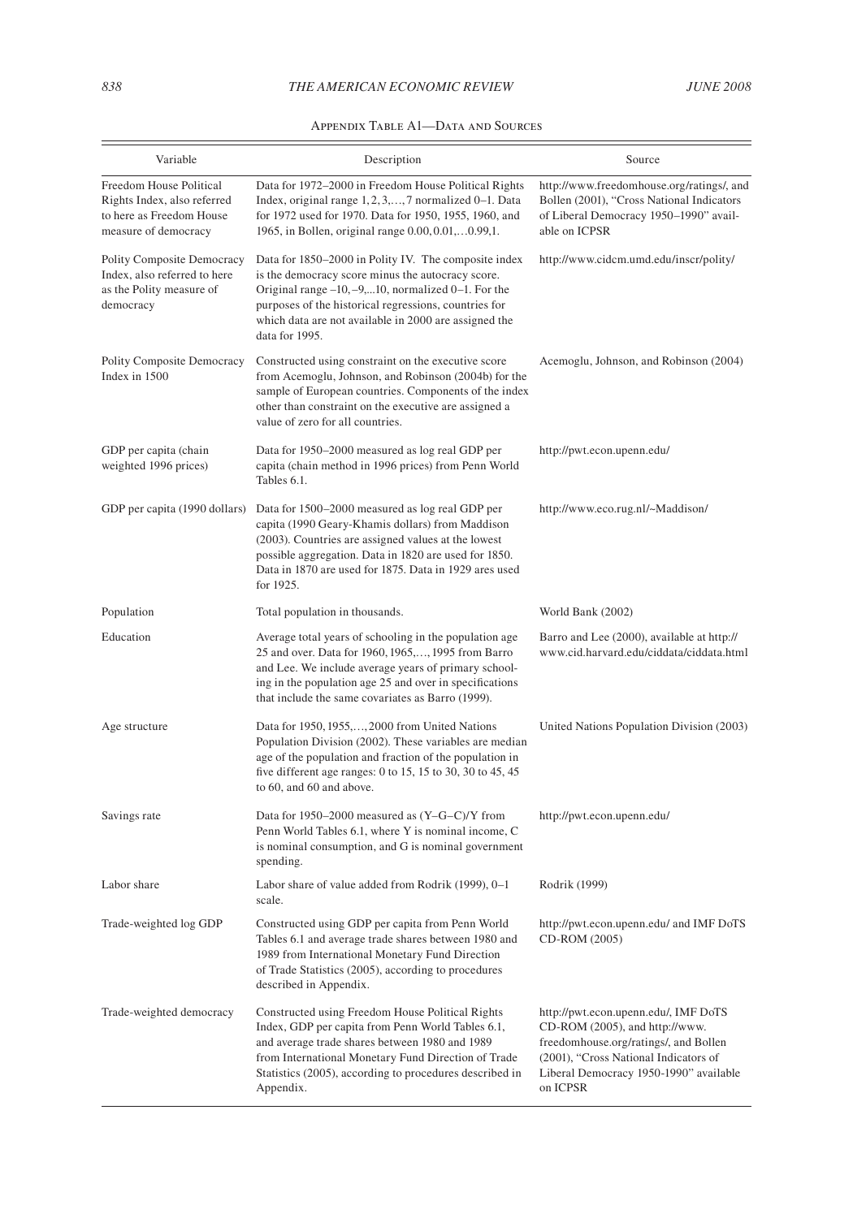Appendix Table A1—Data and Sources

| Variable | Description | Source |
|---|---|---|
| Freedom House Political Rights Index, also referred to here as Freedom House measure of democracy | Data for 1972–2000 in Freedom House Political Rights Index, original range 1, 2, 3,…, 7 normalized 0–1. Data for 1972 used for 1970. Data for 1950, 1955, 1960, and 1965, in Bollen, original range 0.00, 0.01,…0.99,1. | http://www.freedomhouse.org/ratings/, and Bollen (2001), "Cross National Indicators of Liberal Democracy 1950–1990" available on ICPSR |
| Polity Composite Democracy Index, also referred to here as the Polity measure of democracy | Data for 1850–2000 in Polity IV. The composite index is the democracy score minus the autocracy score. Original range –10, –9,...10, normalized 0–1. For the purposes of the historical regressions, countries for which data are not available in 2000 are assigned the data for 1995. | http://www.cidcm.umd.edu/inscr/polity/ |
| Polity Composite Democracy Index in 1500 | Constructed using constraint on the executive score from Acemoglu, Johnson, and Robinson (2004b) for the sample of European countries. Components of the index other than constraint on the executive are assigned a value of zero for all countries. | Acemoglu, Johnson, and Robinson (2004) |
| GDP per capita (chain weighted 1996 prices) | Data for 1950–2000 measured as log real GDP per capita (chain method in 1996 prices) from Penn World Tables 6.1. | http://pwt.econ.upenn.edu/ |
| GDP per capita (1990 dollars) | Data for 1500–2000 measured as log real GDP per capita (1990 Geary-Khamis dollars) from Maddison (2003). Countries are assigned values at the lowest possible aggregation. Data in 1820 are used for 1850. Data in 1870 are used for 1875. Data in 1929 ares used for 1925. | http://www.eco.rug.nl/~Maddison/ |
| Population | Total population in thousands. | World Bank (2002) |
| Education | Average total years of schooling in the population age 25 and over. Data for 1960, 1965,…, 1995 from Barro and Lee. We include average years of primary schooling in the population age 25 and over in specifications that include the same covariates as Barro (1999). | Barro and Lee (2000), available at http://www.cid.harvard.edu/ciddata/ciddata.html |
| Age structure | Data for 1950, 1955,…, 2000 from United Nations Population Division (2002). These variables are median age of the population and fraction of the population in five different age ranges: 0 to 15, 15 to 30, 30 to 45, 45 to 60, and 60 and above. | United Nations Population Division (2003) |
| Savings rate | Data for 1950–2000 measured as (Y–G–C)/Y from Penn World Tables 6.1, where Y is nominal income, C is nominal consumption, and G is nominal government spending. | http://pwt.econ.upenn.edu/ |
| Labor share | Labor share of value added from Rodrik (1999), 0–1 scale. | Rodrik (1999) |
| Trade-weighted log GDP | Constructed using GDP per capita from Penn World Tables 6.1 and average trade shares between 1980 and 1989 from International Monetary Fund Direction of Trade Statistics (2005), according to procedures described in Appendix. | http://pwt.econ.upenn.edu/ and IMF DoTS CD-ROM (2005) |
| Trade-weighted democracy | Constructed using Freedom House Political Rights Index, GDP per capita from Penn World Tables 6.1, and average trade shares between 1980 and 1989 from International Monetary Fund Direction of Trade Statistics (2005), according to procedures described in Appendix. | http://pwt.econ.upenn.edu/, IMF DoTS CD-ROM (2005), and http://www.freedomhouse.org/ratings/, and Bollen (2001), "Cross National Indicators of Liberal Democracy 1950-1990" available on ICPSR |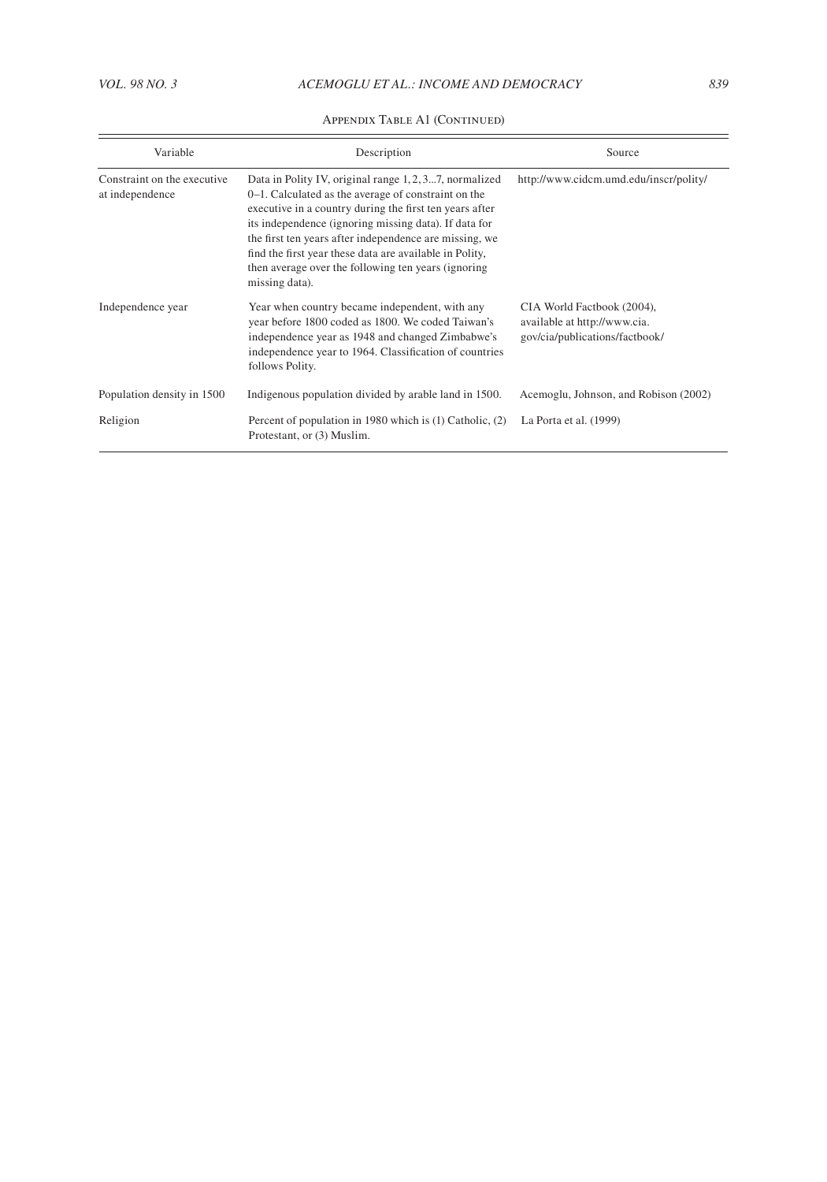Appendix Table A1 (Continued)

| Variable | Description | Source |
|---|---|---|
| Constraint on the executive at independence | Data in Polity IV, original range 1, 2, 3...7, normalized 0–1. Calculated as the average of constraint on the executive in a country during the first ten years after its independence (ignoring missing data). If data for the first ten years after independence are missing, we find the first year these data are available in Polity, then average over the following ten years (ignoring missing data). | http://www.cidcm.umd.edu/inscr/polity/ |
| Independence year | Year when country became independent, with any year before 1800 coded as 1800. We coded Taiwan's independence year as 1948 and changed Zimbabwe's independence year to 1964. Classification of countries follows Polity. | CIA World Factbook (2004), available at http://www.cia.gov/cia/publications/factbook/ |
| Population density in 1500 | Indigenous population divided by arable land in 1500. | Acemoglu, Johnson, and Robison (2002) |
| Religion | Percent of population in 1980 which is (1) Catholic, (2) Protestant, or (3) Muslim. | La Porta et al. (1999) |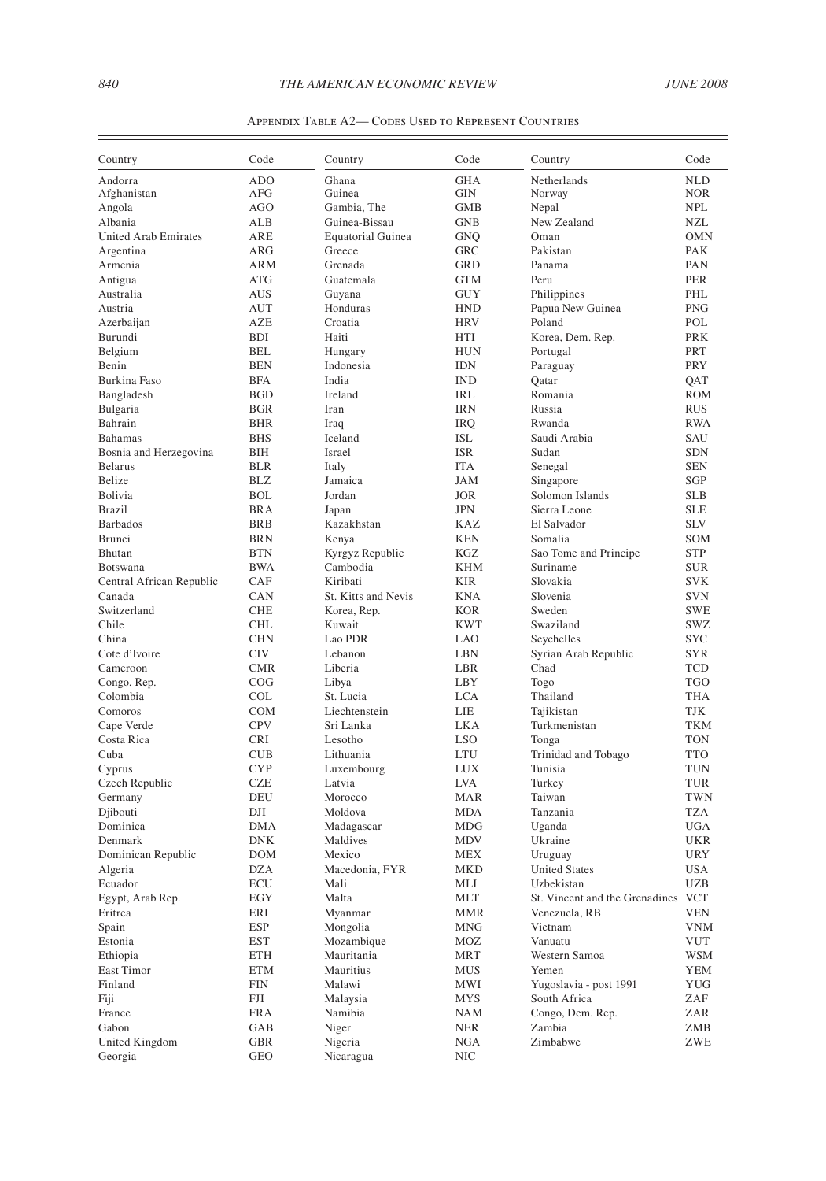Appendix Table A2— Codes Used to Represent Countries

| Country | Code | Country | Code | Country | Code |
|---|---|---|---|---|---|
| Andorra | ADO | Ghana | GHA | Netherlands | NLD |
| Afghanistan | AFG | Guinea | GIN | Norway | NOR |
| Angola | AGO | Gambia, The | GMB | Nepal | NPL |
| Albania | ALB | Guinea-Bissau | GNB | New Zealand | NZL |
| United Arab Emirates | ARE | Equatorial Guinea | GNQ | Oman | OMN |
| Argentina | ARG | Greece | GRC | Pakistan | PAK |
| Armenia | ARM | Grenada | GRD | Panama | PAN |
| Antigua | ATG | Guatemala | GTM | Peru | PER |
| Australia | AUS | Guyana | GUY | Philippines | PHL |
| Austria | AUT | Honduras | HND | Papua New Guinea | PNG |
| Azerbaijan | AZE | Croatia | HRV | Poland | POL |
| Burundi | BDI | Haiti | HTI | Korea, Dem. Rep. | PRK |
| Belgium | BEL | Hungary | HUN | Portugal | PRT |
| Benin | BEN | Indonesia | IDN | Paraguay | PRY |
| Burkina Faso | BFA | India | IND | Qatar | QAT |
| Bangladesh | BGD | Ireland | IRL | Romania | ROM |
| Bulgaria | BGR | Iran | IRN | Russia | RUS |
| Bahrain | BHR | Iraq | IRQ | Rwanda | RWA |
| Bahamas | BHS | Iceland | ISL | Saudi Arabia | SAU |
| Bosnia and Herzegovina | BIH | Israel | ISR | Sudan | SDN |
| Belarus | BLR | Italy | ITA | Senegal | SEN |
| Belize | BLZ | Jamaica | JAM | Singapore | SGP |
| Bolivia | BOL | Jordan | JOR | Solomon Islands | SLB |
| Brazil | BRA | Japan | JPN | Sierra Leone | SLE |
| Barbados | BRB | Kazakhstan | KAZ | El Salvador | SLV |
| Brunei | BRN | Kenya | KEN | Somalia | SOM |
| Bhutan | BTN | Kyrgyz Republic | KGZ | Sao Tome and Principe | STP |
| Botswana | BWA | Cambodia | KHM | Suriname | SUR |
| Central African Republic | CAF | Kiribati | KIR | Slovakia | SVK |
| Canada | CAN | St. Kitts and Nevis | KNA | Slovenia | SVN |
| Switzerland | CHE | Korea, Rep. | KOR | Sweden | SWE |
| Chile | CHL | Kuwait | KWT | Swaziland | SWZ |
| China | CHN | Lao PDR | LAO | Seychelles | SYC |
| Cote d'Ivoire | CIV | Lebanon | LBN | Syrian Arab Republic | SYR |
| Cameroon | CMR | Liberia | LBR | Chad | TCD |
| Congo, Rep. | COG | Libya | LBY | Togo | TGO |
| Colombia | COL | St. Lucia | LCA | Thailand | THA |
| Comoros | COM | Liechtenstein | LIE | Tajikistan | TJK |
| Cape Verde | CPV | Sri Lanka | LKA | Turkmenistan | TKM |
| Costa Rica | CRI | Lesotho | LSO | Tonga | TON |
| Cuba | CUB | Lithuania | LTU | Trinidad and Tobago | TTO |
| Cyprus | CYP | Luxembourg | LUX | Tunisia | TUN |
| Czech Republic | CZE | Latvia | LVA | Turkey | TUR |
| Germany | DEU | Morocco | MAR | Taiwan | TWN |
| Djibouti | DJI | Moldova | MDA | Tanzania | TZA |
| Dominica | DMA | Madagascar | MDG | Uganda | UGA |
| Denmark | DNK | Maldives | MDV | Ukraine | UKR |
| Dominican Republic | DOM | Mexico | MEX | Uruguay | URY |
| Algeria | DZA | Macedonia, FYR | MKD | United States | USA |
| Ecuador | ECU | Mali | MLI | Uzbekistan | UZB |
| Egypt, Arab Rep. | EGY | Malta | MLT | St. Vincent and the Grenadines | VCT |
| Eritrea | ERI | Myanmar | MMR | Venezuela, RB | VEN |
| Spain | ESP | Mongolia | MNG | Vietnam | VNM |
| Estonia | EST | Mozambique | MOZ | Vanuatu | VUT |
| Ethiopia | ETH | Mauritania | MRT | Western Samoa | WSM |
| East Timor | ETM | Mauritius | MUS | Yemen | YEM |
| Finland | FIN | Malawi | MWI | Yugoslavia - post 1991 | YUG |
| Fiji | FJI | Malaysia | MYS | South Africa | ZAF |
| France | FRA | Namibia | NAM | Congo, Dem. Rep. | ZAR |
| Gabon | GAB | Niger | NER | Zambia | ZMB |
| United Kingdom | GBR | Nigeria | NGA | Zimbabwe | ZWE |
| Georgia | GEO | Nicaragua | NIC | | |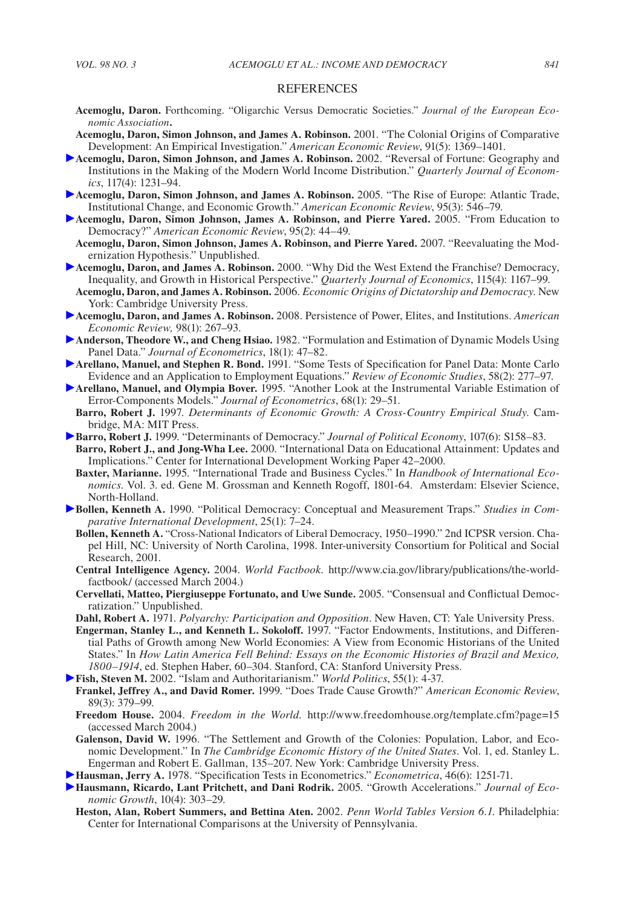## REFERENCES

**Acemoglu, Daron.** Forthcoming. "Oligarchic Versus Democratic Societies." *Journal of the European Economic Association*.

**Acemoglu, Daron, Simon Johnson, and James A. Robinson.** 2001. "The Colonial Origins of Comparative Development: An Empirical Investigation." *American Economic Review*, 91(5): 1369–1401.

**Acemoglu, Daron, Simon Johnson, and James A. Robinson.** 2002. "Reversal of Fortune: Geography and Institutions in the Making of the Modern World Income Distribution." *Quarterly Journal of Economics*, 117(4): 1231–94.

**Acemoglu, Daron, Simon Johnson, and James A. Robinson.** 2005. "The Rise of Europe: Atlantic Trade, Institutional Change, and Economic Growth." *American Economic Review*, 95(3): 546–79.

**Acemoglu, Daron, Simon Johnson, James A. Robinson, and Pierre Yared.** 2005. "From Education to Democracy?" *American Economic Review*, 95(2): 44–49.

**Acemoglu, Daron, Simon Johnson, James A. Robinson, and Pierre Yared.** 2007. "Reevaluating the Modernization Hypothesis." Unpublished.

**Acemoglu, Daron, and James A. Robinson.** 2000. "Why Did the West Extend the Franchise? Democracy, Inequality, and Growth in Historical Perspective." *Quarterly Journal of Economics*, 115(4): 1167–99.

**Acemoglu, Daron, and James A. Robinson.** 2006. *Economic Origins of Dictatorship and Democracy*. New York: Cambridge University Press.

**Acemoglu, Daron, and James A. Robinson.** 2008. Persistence of Power, Elites, and Institutions. *American Economic Review,* 98(1): 267–93.

**Anderson, Theodore W., and Cheng Hsiao.** 1982. "Formulation and Estimation of Dynamic Models Using Panel Data." *Journal of Econometrics*, 18(1): 47–82.

**Arellano, Manuel, and Stephen R. Bond.** 1991. "Some Tests of Specification for Panel Data: Monte Carlo Evidence and an Application to Employment Equations." *Review of Economic Studies*, 58(2): 277–97.

**Arellano, Manuel, and Olympia Bover.** 1995. "Another Look at the Instrumental Variable Estimation of Error-Components Models." *Journal of Econometrics*, 68(1): 29–51.

**Barro, Robert J.** 1997. *Determinants of Economic Growth: A Cross-Country Empirical Study*. Cambridge, MA: MIT Press.

**Barro, Robert J.** 1999. "Determinants of Democracy." *Journal of Political Economy*, 107(6): S158–83.

**Barro, Robert J., and Jong-Wha Lee.** 2000. "International Data on Educational Attainment: Updates and Implications." Center for International Development Working Paper 42–2000.

**Baxter, Marianne.** 1995. "International Trade and Business Cycles." In *Handbook of International Economics.* Vol. 3. ed. Gene M. Grossman and Kenneth Rogoff, 1801-64. Amsterdam: Elsevier Science, North-Holland.

**Bollen, Kenneth A.** 1990. "Political Democracy: Conceptual and Measurement Traps." *Studies in Comparative International Development*, 25(1): 7–24.

**Bollen, Kenneth A.** "Cross-National Indicators of Liberal Democracy, 1950–1990." 2nd ICPSR version. Chapel Hill, NC: University of North Carolina, 1998. Inter-university Consortium for Political and Social Research, 2001.

**Central Intelligence Agency.** 2004. *World Factbook*. http://www.cia.gov/library/publications/the-world-factbook/ (accessed March 2004.)

**Cervellati, Matteo, Piergiuseppe Fortunato, and Uwe Sunde.** 2005. "Consensual and Conflictual Democratization." Unpublished.

**Dahl, Robert A.** 1971. *Polyarchy: Participation and Opposition*. New Haven, CT: Yale University Press.

**Engerman, Stanley L., and Kenneth L. Sokoloff.** 1997. "Factor Endowments, Institutions, and Differential Paths of Growth among New World Economies: A View from Economic Historians of the United States." In *How Latin America Fell Behind: Essays on the Economic Histories of Brazil and Mexico, 1800–1914*, ed. Stephen Haber, 60–304. Stanford, CA: Stanford University Press.

**Fish, Steven M.** 2002. "Islam and Authoritarianism." *World Politics*, 55(1): 4-37.

**Frankel, Jeffrey A., and David Romer.** 1999. "Does Trade Cause Growth?" *American Economic Review*, 89(3): 379–99.

**Freedom House.** 2004. *Freedom in the World.* http://www.freedomhouse.org/template.cfm?page=15 (accessed March 2004.)

**Galenson, David W.** 1996. "The Settlement and Growth of the Colonies: Population, Labor, and Economic Development." In *The Cambridge Economic History of the United States*. Vol. 1, ed. Stanley L. Engerman and Robert E. Gallman, 135–207. New York: Cambridge University Press.

**Hausman, Jerry A.** 1978. "Specification Tests in Econometrics." *Econometrica*, 46(6): 1251-71.

**Hausmann, Ricardo, Lant Pritchett, and Dani Rodrik.** 2005. "Growth Accelerations." *Journal of Economic Growth*, 10(4): 303–29.

**Heston, Alan, Robert Summers, and Bettina Aten.** 2002. *Penn World Tables Version 6.1.* Philadelphia: Center for International Comparisons at the University of Pennsylvania.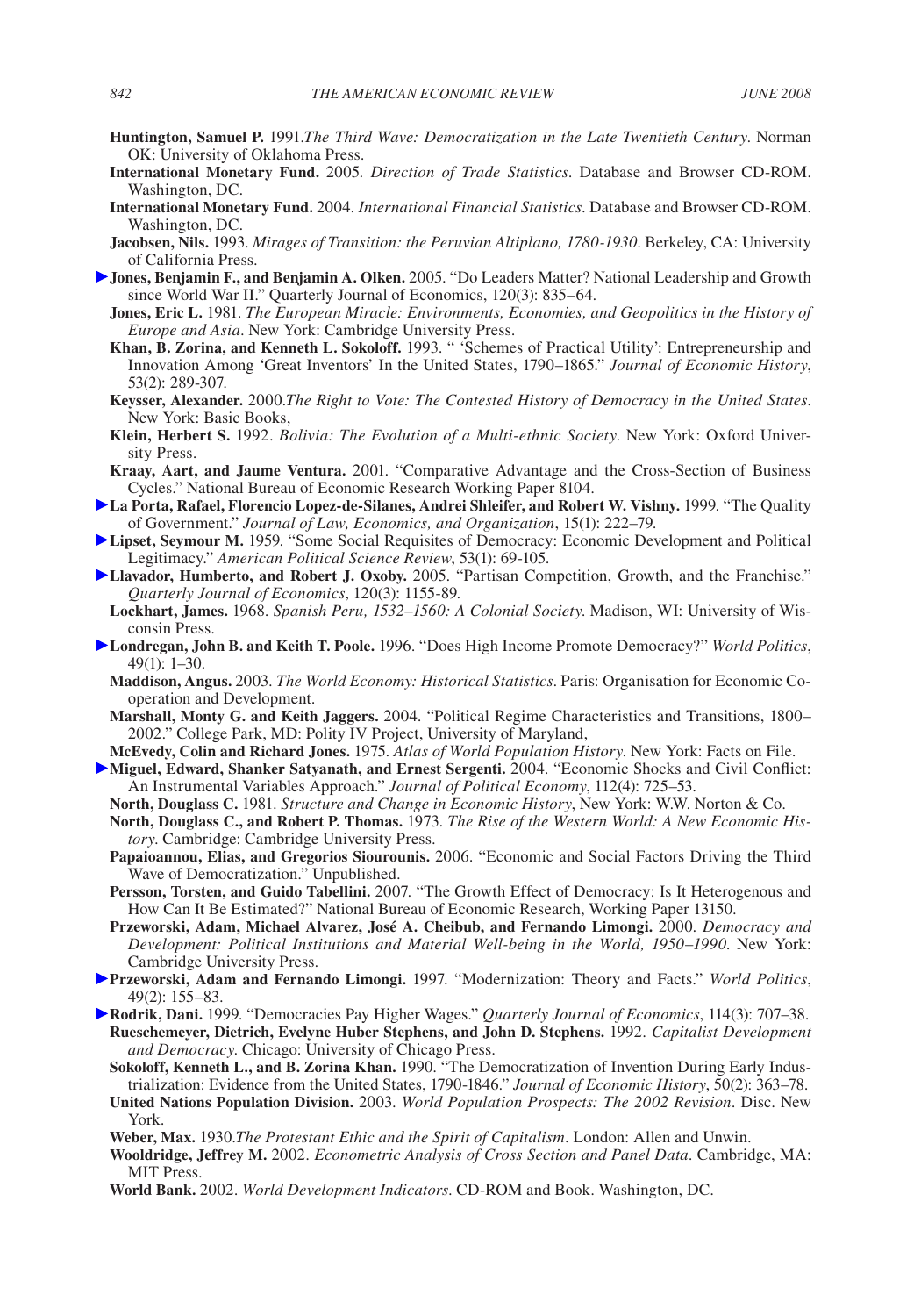**Huntington, Samuel P.** 1991.*The Third Wave: Democratization in the Late Twentieth Century*. Norman OK: University of Oklahoma Press.

**International Monetary Fund.** 2005. *Direction of Trade Statistics*. Database and Browser CD-ROM. Washington, DC.

**International Monetary Fund.** 2004. *International Financial Statistics*. Database and Browser CD-ROM. Washington, DC.

**Jacobsen, Nils.** 1993. *Mirages of Transition: the Peruvian Altiplano, 1780-1930*. Berkeley, CA: University of California Press.

**Jones, Benjamin F., and Benjamin A. Olken.** 2005. "Do Leaders Matter? National Leadership and Growth since World War II." Quarterly Journal of Economics, 120(3): 835–64.

**Jones, Eric L.** 1981. *The European Miracle: Environments, Economies, and Geopolitics in the History of Europe and Asia*. New York: Cambridge University Press.

**Khan, B. Zorina, and Kenneth L. Sokoloff.** 1993. " 'Schemes of Practical Utility': Entrepreneurship and Innovation Among 'Great Inventors' In the United States, 1790–1865." *Journal of Economic History*, 53(2): 289-307.

**Keysser, Alexander.** 2000.*The Right to Vote: The Contested History of Democracy in the United States*. New York: Basic Books,

**Klein, Herbert S.** 1992. *Bolivia: The Evolution of a Multi-ethnic Society*. New York: Oxford University Press.

**Kraay, Aart, and Jaume Ventura.** 2001. "Comparative Advantage and the Cross-Section of Business Cycles." National Bureau of Economic Research Working Paper 8104.

**La Porta, Rafael, Florencio Lopez-de-Silanes, Andrei Shleifer, and Robert W. Vishny.** 1999. "The Quality of Government." *Journal of Law, Economics, and Organization*, 15(1): 222–79.

**Lipset, Seymour M.** 1959. "Some Social Requisites of Democracy: Economic Development and Political Legitimacy." *American Political Science Review*, 53(1): 69-105.

**Llavador, Humberto, and Robert J. Oxoby.** 2005. "Partisan Competition, Growth, and the Franchise." *Quarterly Journal of Economics*, 120(3): 1155-89.

**Lockhart, James.** 1968. *Spanish Peru, 1532–1560: A Colonial Society*. Madison, WI: University of Wisconsin Press.

**Londregan, John B. and Keith T. Poole.** 1996. "Does High Income Promote Democracy?" *World Politics*, 49(1): 1–30.

**Maddison, Angus.** 2003. *The World Economy: Historical Statistics*. Paris: Organisation for Economic Cooperation and Development.

**Marshall, Monty G. and Keith Jaggers.** 2004. "Political Regime Characteristics and Transitions, 1800–2002." College Park, MD: Polity IV Project, University of Maryland,

**McEvedy, Colin and Richard Jones.** 1975. *Atlas of World Population History*. New York: Facts on File.

**Miguel, Edward, Shanker Satyanath, and Ernest Sergenti.** 2004. "Economic Shocks and Civil Conflict: An Instrumental Variables Approach." *Journal of Political Economy*, 112(4): 725–53.

**North, Douglass C.** 1981. *Structure and Change in Economic History*, New York: W.W. Norton & Co.

**North, Douglass C., and Robert P. Thomas.** 1973. *The Rise of the Western World: A New Economic History*. Cambridge: Cambridge University Press.

**Papaioannou, Elias, and Gregorios Siourounis.** 2006. "Economic and Social Factors Driving the Third Wave of Democratization." Unpublished.

**Persson, Torsten, and Guido Tabellini.** 2007. "The Growth Effect of Democracy: Is It Heterogenous and How Can It Be Estimated?" National Bureau of Economic Research, Working Paper 13150.

**Przeworski, Adam, Michael Alvarez, José A. Cheibub, and Fernando Limongi.** 2000. *Democracy and Development: Political Institutions and Material Well-being in the World, 1950–1990*. New York: Cambridge University Press.

**Przeworski, Adam and Fernando Limongi.** 1997. "Modernization: Theory and Facts." *World Politics*, 49(2): 155–83.

**Rodrik, Dani.** 1999. "Democracies Pay Higher Wages." *Quarterly Journal of Economics*, 114(3): 707–38.

**Rueschemeyer, Dietrich, Evelyne Huber Stephens, and John D. Stephens.** 1992. *Capitalist Development and Democracy*. Chicago: University of Chicago Press.

**Sokoloff, Kenneth L., and B. Zorina Khan.** 1990. "The Democratization of Invention During Early Industrialization: Evidence from the United States, 1790-1846." *Journal of Economic History*, 50(2): 363–78.

**United Nations Population Division.** 2003. *World Population Prospects: The 2002 Revision*. Disc. New York.

**Weber, Max.** 1930.*The Protestant Ethic and the Spirit of Capitalism*. London: Allen and Unwin.

**Wooldridge, Jeffrey M.** 2002. *Econometric Analysis of Cross Section and Panel Data*. Cambridge, MA: MIT Press.

**World Bank.** 2002. *World Development Indicators*. CD-ROM and Book. Washington, DC.